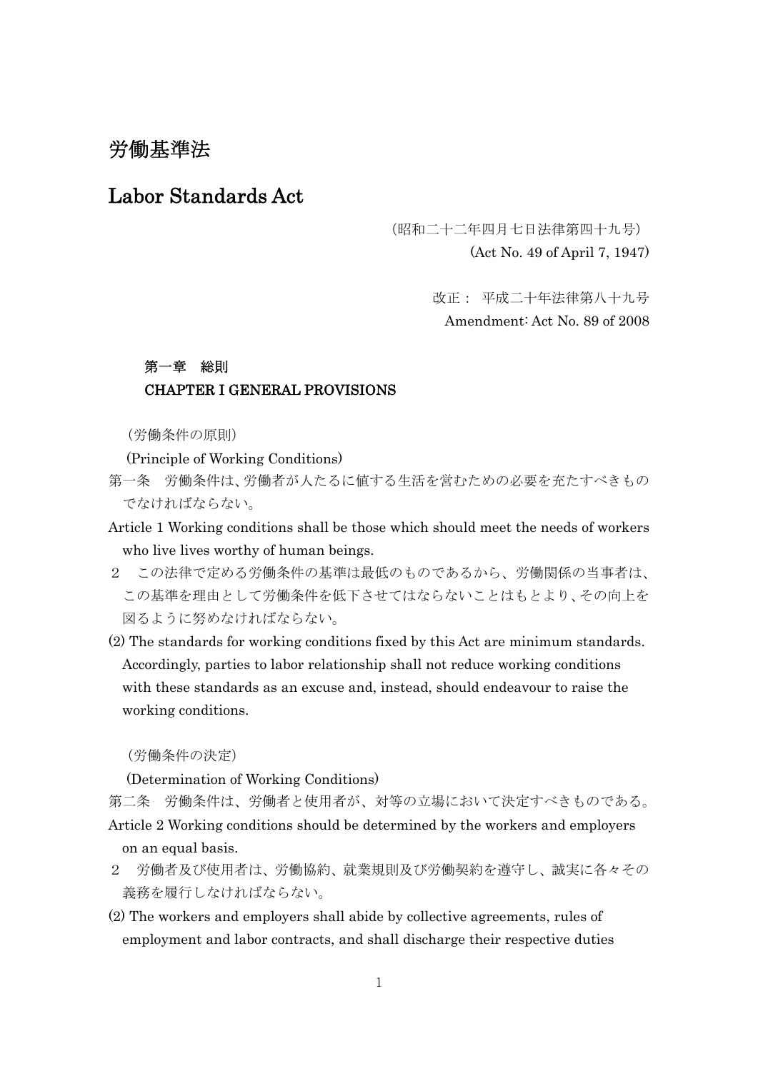# 労働基準法

# Labor Standards Act

（昭和二十二年四月七日法律第四十九号）

(Act No. 49 of April 7, 1947)

改正： 平成二十年法律第八十九号

Amendment: Act No. 89 of 2008

## 第一章　総則
## CHAPTER I GENERAL PROVISIONS

（労働条件の原則）

(Principle of Working Conditions)

第一条　労働条件は、労働者が人たるに値する生活を営むための必要を充たすべきものでなければならない。

Article 1 Working conditions shall be those which should meet the needs of workers who live lives worthy of human beings.

２　この法律で定める労働条件の基準は最低のものであるから、労働関係の当事者は、この基準を理由として労働条件を低下させてはならないことはもとより、その向上を図るように努めなければならない。

(2) The standards for working conditions fixed by this Act are minimum standards. Accordingly, parties to labor relationship shall not reduce working conditions with these standards as an excuse and, instead, should endeavour to raise the working conditions.

（労働条件の決定）

(Determination of Working Conditions)

第二条　労働条件は、労働者と使用者が、対等の立場において決定すべきものである。

Article 2 Working conditions should be determined by the workers and employers on an equal basis.

２　労働者及び使用者は、労働協約、就業規則及び労働契約を遵守し、誠実に各々その義務を履行しなければならない。

(2) The workers and employers shall abide by collective agreements, rules of employment and labor contracts, and shall discharge their respective duties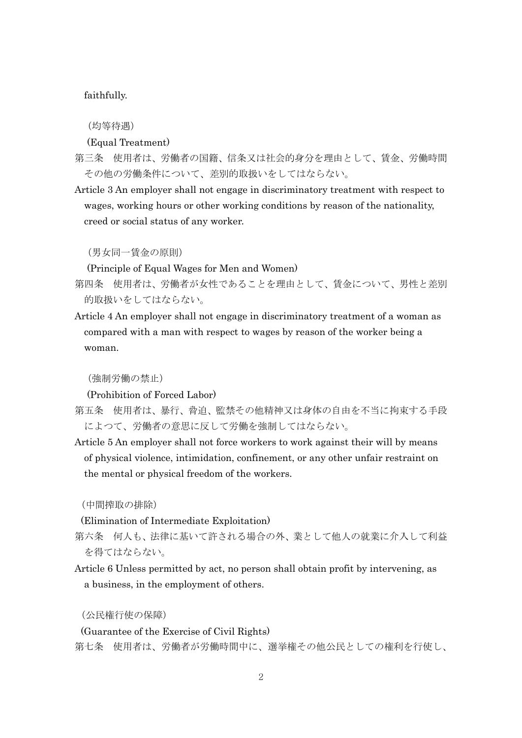faithfully.

（均等待遇）

(Equal Treatment)

第三条　使用者は、労働者の国籍、信条又は社会的身分を理由として、賃金、労働時間その他の労働条件について、差別的取扱いをしてはならない。

Article 3 An employer shall not engage in discriminatory treatment with respect to wages, working hours or other working conditions by reason of the nationality, creed or social status of any worker.

（男女同一賃金の原則）

(Principle of Equal Wages for Men and Women)

第四条　使用者は、労働者が女性であることを理由として、賃金について、男性と差別的取扱いをしてはならない。

Article 4 An employer shall not engage in discriminatory treatment of a woman as compared with a man with respect to wages by reason of the worker being a woman.

（強制労働の禁止）

(Prohibition of Forced Labor)

第五条　使用者は、暴行、脅迫、監禁その他精神又は身体の自由を不当に拘束する手段によつて、労働者の意思に反して労働を強制してはならない。

Article 5 An employer shall not force workers to work against their will by means of physical violence, intimidation, confinement, or any other unfair restraint on the mental or physical freedom of the workers.

（中間搾取の排除）

(Elimination of Intermediate Exploitation)

第六条　何人も、法律に基いて許される場合の外、業として他人の就業に介入して利益を得てはならない。

Article 6 Unless permitted by act, no person shall obtain profit by intervening, as a business, in the employment of others.

（公民権行使の保障）

(Guarantee of the Exercise of Civil Rights)

第七条　使用者は、労働者が労働時間中に、選挙権その他公民としての権利を行使し、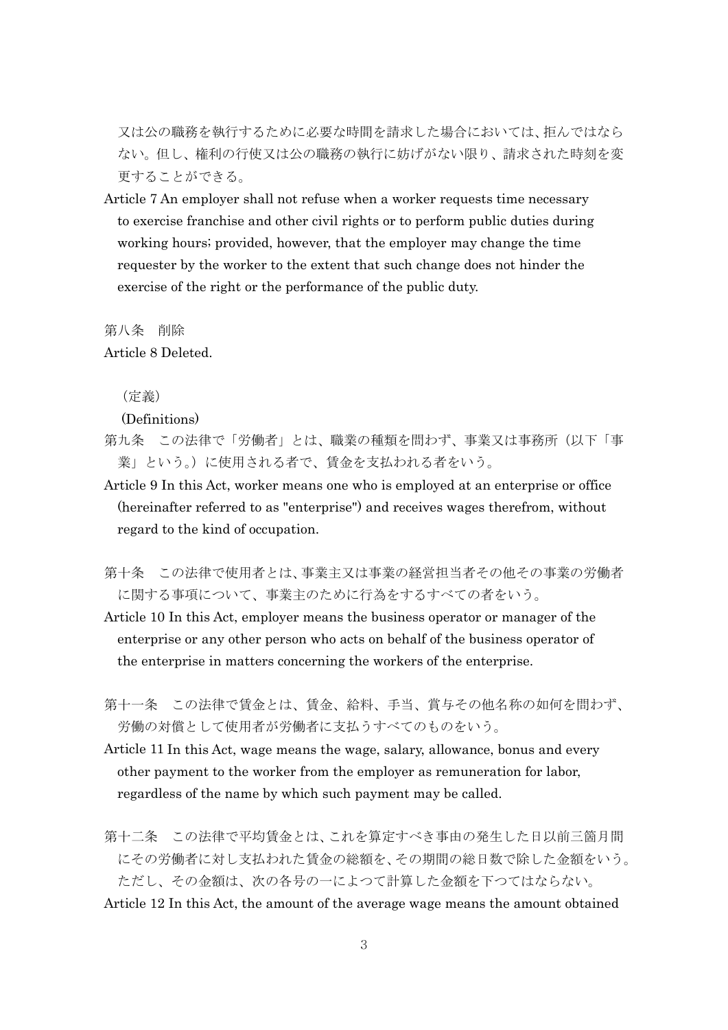又は公の職務を執行するために必要な時間を請求した場合においては、拒んではならない。但し、権利の行使又は公の職務の執行に妨げがない限り、請求された時刻を変更することができる。

Article 7 An employer shall not refuse when a worker requests time necessary to exercise franchise and other civil rights or to perform public duties during working hours; provided, however, that the employer may change the time requester by the worker to the extent that such change does not hinder the exercise of the right or the performance of the public duty.

第八条　削除

Article 8 Deleted.

（定義）

(Definitions)

第九条　この法律で「労働者」とは、職業の種類を問わず、事業又は事務所（以下「事業」という。）に使用される者で、賃金を支払われる者をいう。

Article 9 In this Act, worker means one who is employed at an enterprise or office (hereinafter referred to as "enterprise") and receives wages therefrom, without regard to the kind of occupation.

第十条　この法律で使用者とは、事業主又は事業の経営担当者その他その事業の労働者に関する事項について、事業主のために行為をするすべての者をいう。

Article 10 In this Act, employer means the business operator or manager of the enterprise or any other person who acts on behalf of the business operator of the enterprise in matters concerning the workers of the enterprise.

第十一条　この法律で賃金とは、賃金、給料、手当、賞与その他名称の如何を問わず、労働の対償として使用者が労働者に支払うすべてのものをいう。

Article 11 In this Act, wage means the wage, salary, allowance, bonus and every other payment to the worker from the employer as remuneration for labor, regardless of the name by which such payment may be called.

第十二条　この法律で平均賃金とは、これを算定すべき事由の発生した日以前三箇月間にその労働者に対し支払われた賃金の総額を、その期間の総日数で除した金額をいう。ただし、その金額は、次の各号の一によつて計算した金額を下つてはならない。

Article 12 In this Act, the amount of the average wage means the amount obtained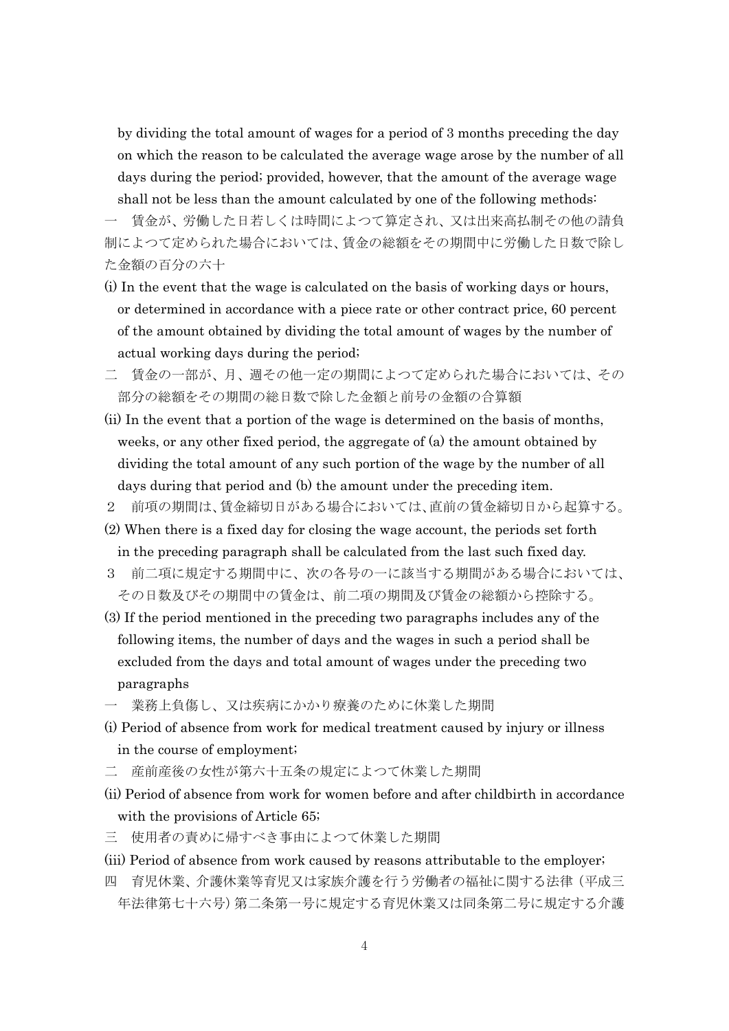by dividing the total amount of wages for a period of 3 months preceding the day on which the reason to be calculated the average wage arose by the number of all days during the period; provided, however, that the amount of the average wage shall not be less than the amount calculated by one of the following methods:

一　賃金が、労働した日若しくは時間によつて算定され、又は出来高払制その他の請負制によつて定められた場合においては、賃金の総額をその期間中に労働した日数で除した金額の百分の六十

(i) In the event that the wage is calculated on the basis of working days or hours, or determined in accordance with a piece rate or other contract price, 60 percent of the amount obtained by dividing the total amount of wages by the number of actual working days during the period;

二　賃金の一部が、月、週その他一定の期間によつて定められた場合においては、その部分の総額をその期間の総日数で除した金額と前号の金額の合算額

(ii) In the event that a portion of the wage is determined on the basis of months, weeks, or any other fixed period, the aggregate of (a) the amount obtained by dividing the total amount of any such portion of the wage by the number of all days during that period and (b) the amount under the preceding item.

２　前項の期間は、賃金締切日がある場合においては、直前の賃金締切日から起算する。

(2) When there is a fixed day for closing the wage account, the periods set forth in the preceding paragraph shall be calculated from the last such fixed day.

３　前二項に規定する期間中に、次の各号の一に該当する期間がある場合においては、その日数及びその期間中の賃金は、前二項の期間及び賃金の総額から控除する。

(3) If the period mentioned in the preceding two paragraphs includes any of the following items, the number of days and the wages in such a period shall be excluded from the days and total amount of wages under the preceding two paragraphs

一　業務上負傷し、又は疾病にかかり療養のために休業した期間

(i) Period of absence from work for medical treatment caused by injury or illness in the course of employment;

二　産前産後の女性が第六十五条の規定によつて休業した期間

(ii) Period of absence from work for women before and after childbirth in accordance with the provisions of Article 65;

三　使用者の責めに帰すべき事由によつて休業した期間

(iii) Period of absence from work caused by reasons attributable to the employer;

四　育児休業、介護休業等育児又は家族介護を行う労働者の福祉に関する法律（平成三年法律第七十六号）第二条第一号に規定する育児休業又は同条第二号に規定する介護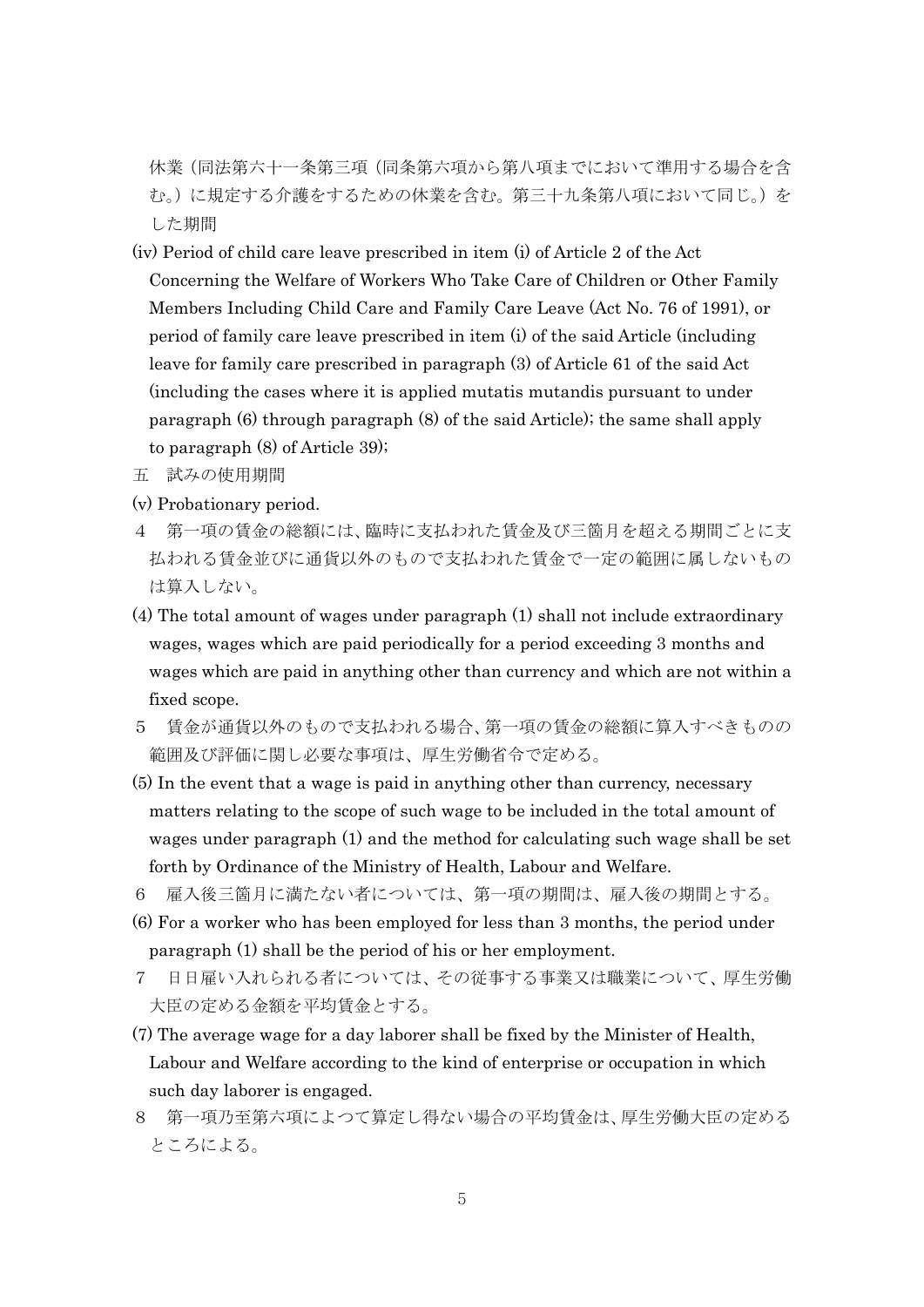休業（同法第六十一条第三項（同条第六項から第八項までにおいて準用する場合を含む。）に規定する介護をするための休業を含む。第三十九条第八項において同じ。）をした期間

(iv) Period of child care leave prescribed in item (i) of Article 2 of the Act Concerning the Welfare of Workers Who Take Care of Children or Other Family Members Including Child Care and Family Care Leave (Act No. 76 of 1991), or period of family care leave prescribed in item (i) of the said Article (including leave for family care prescribed in paragraph (3) of Article 61 of the said Act (including the cases where it is applied mutatis mutandis pursuant to under paragraph (6) through paragraph (8) of the said Article); the same shall apply to paragraph (8) of Article 39);

五　試みの使用期間

(v) Probationary period.

４　第一項の賃金の総額には、臨時に支払われた賃金及び三箇月を超える期間ごとに支払われる賃金並びに通貨以外のもので支払われた賃金で一定の範囲に属しないものは算入しない。

(4) The total amount of wages under paragraph (1) shall not include extraordinary wages, wages which are paid periodically for a period exceeding 3 months and wages which are paid in anything other than currency and which are not within a fixed scope.

５　賃金が通貨以外のもので支払われる場合、第一項の賃金の総額に算入すべきものの範囲及び評価に関し必要な事項は、厚生労働省令で定める。

(5) In the event that a wage is paid in anything other than currency, necessary matters relating to the scope of such wage to be included in the total amount of wages under paragraph (1) and the method for calculating such wage shall be set forth by Ordinance of the Ministry of Health, Labour and Welfare.

６　雇入後三箇月に満たない者については、第一項の期間は、雇入後の期間とする。

(6) For a worker who has been employed for less than 3 months, the period under paragraph (1) shall be the period of his or her employment.

７　日日雇い入れられる者については、その従事する事業又は職業について、厚生労働大臣の定める金額を平均賃金とする。

(7) The average wage for a day laborer shall be fixed by the Minister of Health, Labour and Welfare according to the kind of enterprise or occupation in which such day laborer is engaged.

８　第一項乃至第六項によつて算定し得ない場合の平均賃金は、厚生労働大臣の定めるところによる。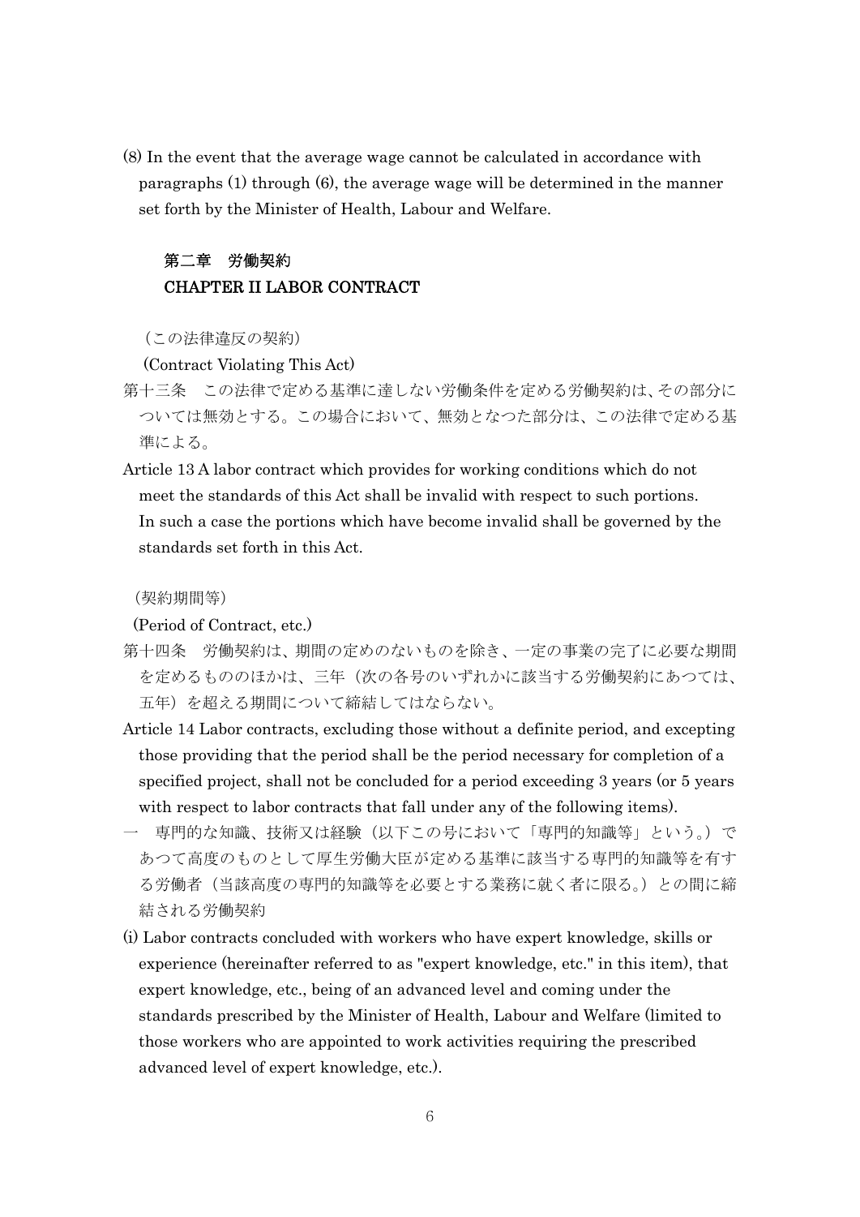(8) In the event that the average wage cannot be calculated in accordance with paragraphs (1) through (6), the average wage will be determined in the manner set forth by the Minister of Health, Labour and Welfare.

## 第二章　労働契約
## CHAPTER II LABOR CONTRACT

（この法律違反の契約）

(Contract Violating This Act)

第十三条　この法律で定める基準に達しない労働条件を定める労働契約は、その部分については無効とする。この場合において、無効となつた部分は、この法律で定める基準による。

Article 13 A labor contract which provides for working conditions which do not meet the standards of this Act shall be invalid with respect to such portions. In such a case the portions which have become invalid shall be governed by the standards set forth in this Act.

（契約期間等）

(Period of Contract, etc.)

第十四条　労働契約は、期間の定めのないものを除き、一定の事業の完了に必要な期間を定めるもののほかは、三年（次の各号のいずれかに該当する労働契約にあつては、五年）を超える期間について締結してはならない。

Article 14 Labor contracts, excluding those without a definite period, and excepting those providing that the period shall be the period necessary for completion of a specified project, shall not be concluded for a period exceeding 3 years (or 5 years with respect to labor contracts that fall under any of the following items).

一　専門的な知識、技術又は経験（以下この号において「専門的知識等」という。）であつて高度のものとして厚生労働大臣が定める基準に該当する専門的知識等を有する労働者（当該高度の専門的知識等を必要とする業務に就く者に限る。）との間に締結される労働契約

(i) Labor contracts concluded with workers who have expert knowledge, skills or experience (hereinafter referred to as "expert knowledge, etc." in this item), that expert knowledge, etc., being of an advanced level and coming under the standards prescribed by the Minister of Health, Labour and Welfare (limited to those workers who are appointed to work activities requiring the prescribed advanced level of expert knowledge, etc.).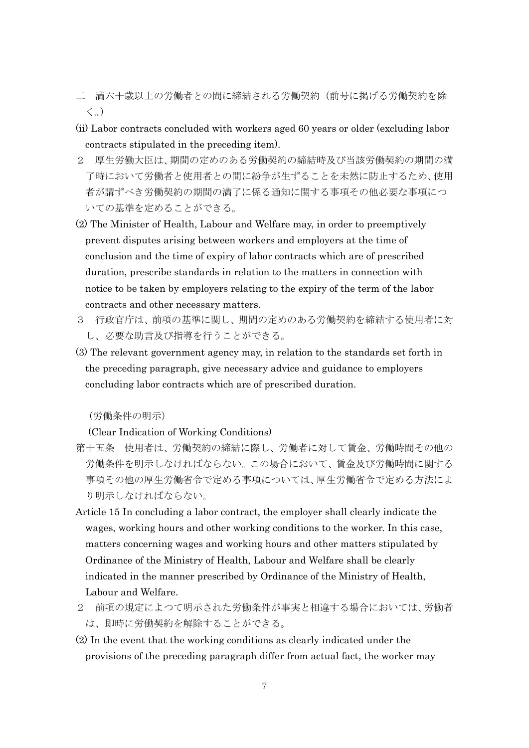二　満六十歳以上の労働者との間に締結される労働契約（前号に掲げる労働契約を除く。）

(ii) Labor contracts concluded with workers aged 60 years or older (excluding labor contracts stipulated in the preceding item).

２　厚生労働大臣は、期間の定めのある労働契約の締結時及び当該労働契約の期間の満了時において労働者と使用者との間に紛争が生ずることを未然に防止するため、使用者が講ずべき労働契約の期間の満了に係る通知に関する事項その他必要な事項についての基準を定めることができる。

(2) The Minister of Health, Labour and Welfare may, in order to preemptively prevent disputes arising between workers and employers at the time of conclusion and the time of expiry of labor contracts which are of prescribed duration, prescribe standards in relation to the matters in connection with notice to be taken by employers relating to the expiry of the term of the labor contracts and other necessary matters.

３　行政官庁は、前項の基準に関し、期間の定めのある労働契約を締結する使用者に対し、必要な助言及び指導を行うことができる。

(3) The relevant government agency may, in relation to the standards set forth in the preceding paragraph, give necessary advice and guidance to employers concluding labor contracts which are of prescribed duration.

（労働条件の明示）

(Clear Indication of Working Conditions)

第十五条　使用者は、労働契約の締結に際し、労働者に対して賃金、労働時間その他の労働条件を明示しなければならない。この場合において、賃金及び労働時間に関する事項その他の厚生労働省令で定める事項については、厚生労働省令で定める方法により明示しなければならない。

Article 15 In concluding a labor contract, the employer shall clearly indicate the wages, working hours and other working conditions to the worker. In this case, matters concerning wages and working hours and other matters stipulated by Ordinance of the Ministry of Health, Labour and Welfare shall be clearly indicated in the manner prescribed by Ordinance of the Ministry of Health, Labour and Welfare.

２　前項の規定によつて明示された労働条件が事実と相違する場合においては、労働者は、即時に労働契約を解除することができる。

(2) In the event that the working conditions as clearly indicated under the provisions of the preceding paragraph differ from actual fact, the worker may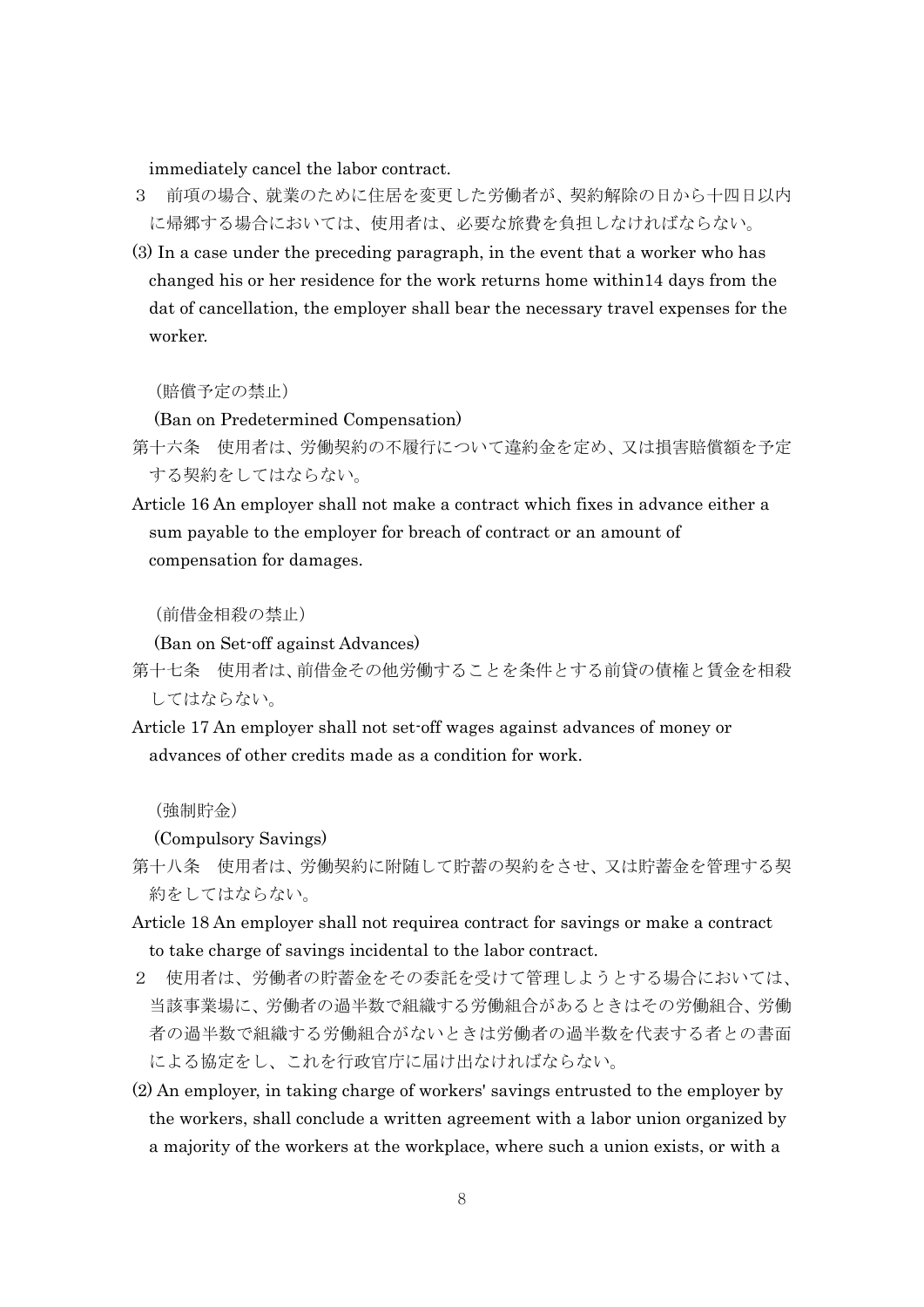immediately cancel the labor contract.

３　前項の場合、就業のために住居を変更した労働者が、契約解除の日から十四日以内に帰郷する場合においては、使用者は、必要な旅費を負担しなければならない。

(3) In a case under the preceding paragraph, in the event that a worker who has changed his or her residence for the work returns home within14 days from the dat of cancellation, the employer shall bear the necessary travel expenses for the worker.

（賠償予定の禁止）

(Ban on Predetermined Compensation)

第十六条　使用者は、労働契約の不履行について違約金を定め、又は損害賠償額を予定する契約をしてはならない。

Article 16 An employer shall not make a contract which fixes in advance either a sum payable to the employer for breach of contract or an amount of compensation for damages.

（前借金相殺の禁止）

(Ban on Set-off against Advances)

第十七条　使用者は、前借金その他労働することを条件とする前貸の債権と賃金を相殺してはならない。

Article 17 An employer shall not set-off wages against advances of money or advances of other credits made as a condition for work.

（強制貯金）

(Compulsory Savings)

第十八条　使用者は、労働契約に附随して貯蓄の契約をさせ、又は貯蓄金を管理する契約をしてはならない。

Article 18 An employer shall not requirea contract for savings or make a contract to take charge of savings incidental to the labor contract.

２　使用者は、労働者の貯蓄金をその委託を受けて管理しようとする場合においては、当該事業場に、労働者の過半数で組織する労働組合があるときはその労働組合、労働者の過半数で組織する労働組合がないときは労働者の過半数を代表する者との書面による協定をし、これを行政官庁に届け出なければならない。

(2) An employer, in taking charge of workers' savings entrusted to the employer by the workers, shall conclude a written agreement with a labor union organized by a majority of the workers at the workplace, where such a union exists, or with a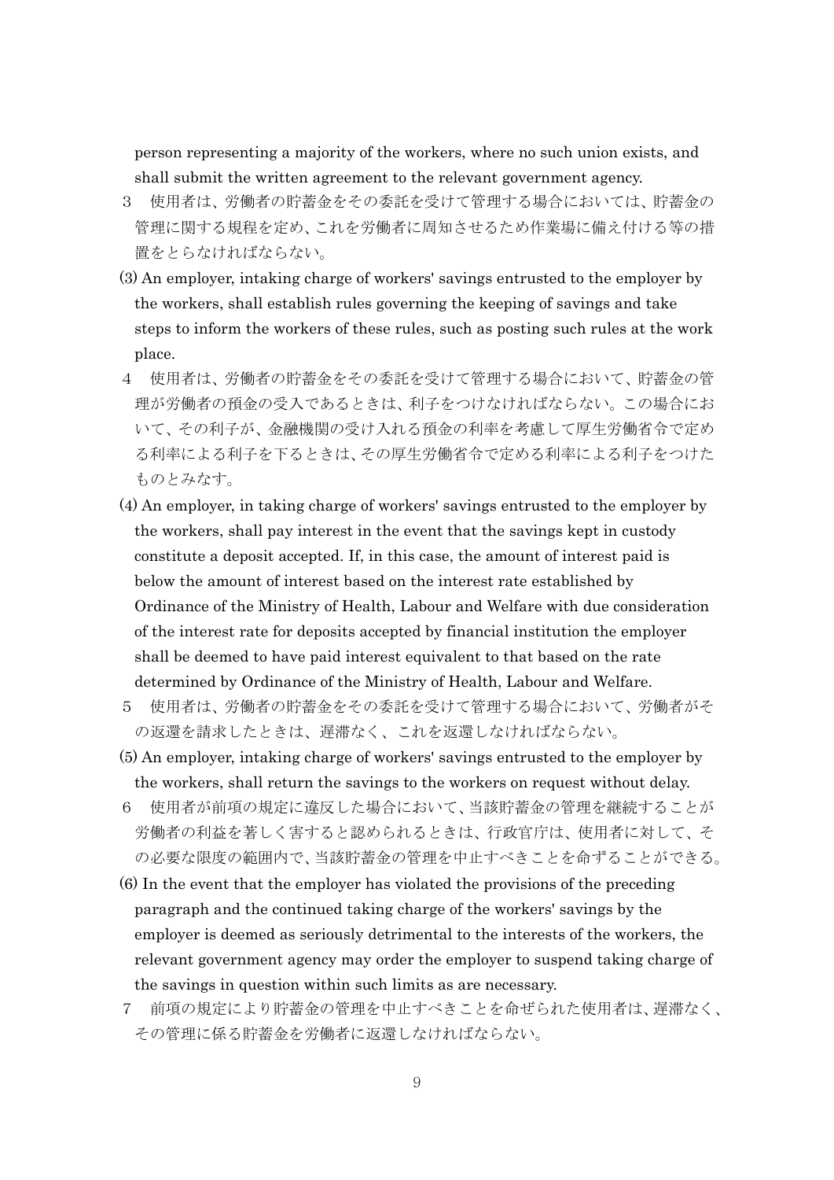person representing a majority of the workers, where no such union exists, and shall submit the written agreement to the relevant government agency.

3　使用者は、労働者の貯蓄金をその委託を受けて管理する場合においては、貯蓄金の管理に関する規程を定め、これを労働者に周知させるため作業場に備え付ける等の措置をとらなければならない。

(3) An employer, intaking charge of workers' savings entrusted to the employer by the workers, shall establish rules governing the keeping of savings and take steps to inform the workers of these rules, such as posting such rules at the work place.

4　使用者は、労働者の貯蓄金をその委託を受けて管理する場合において、貯蓄金の管理が労働者の預金の受入であるときは、利子をつけなければならない。この場合において、その利子が、金融機関の受け入れる預金の利率を考慮して厚生労働省令で定める利率による利子を下るときは、その厚生労働省令で定める利率による利子をつけたものとみなす。

(4) An employer, in taking charge of workers' savings entrusted to the employer by the workers, shall pay interest in the event that the savings kept in custody constitute a deposit accepted. If, in this case, the amount of interest paid is below the amount of interest based on the interest rate established by Ordinance of the Ministry of Health, Labour and Welfare with due consideration of the interest rate for deposits accepted by financial institution the employer shall be deemed to have paid interest equivalent to that based on the rate determined by Ordinance of the Ministry of Health, Labour and Welfare.

5　使用者は、労働者の貯蓄金をその委託を受けて管理する場合において、労働者がその返還を請求したときは、遅滞なく、これを返還しなければならない。

(5) An employer, intaking charge of workers' savings entrusted to the employer by the workers, shall return the savings to the workers on request without delay.

6　使用者が前項の規定に違反した場合において、当該貯蓄金の管理を継続することが労働者の利益を著しく害すると認められるときは、行政官庁は、使用者に対して、その必要な限度の範囲内で、当該貯蓄金の管理を中止すべきことを命ずることができる。

(6) In the event that the employer has violated the provisions of the preceding paragraph and the continued taking charge of the workers' savings by the employer is deemed as seriously detrimental to the interests of the workers, the relevant government agency may order the employer to suspend taking charge of the savings in question within such limits as are necessary.

7　前項の規定により貯蓄金の管理を中止すべきことを命ぜられた使用者は、遅滞なく、その管理に係る貯蓄金を労働者に返還しなければならない。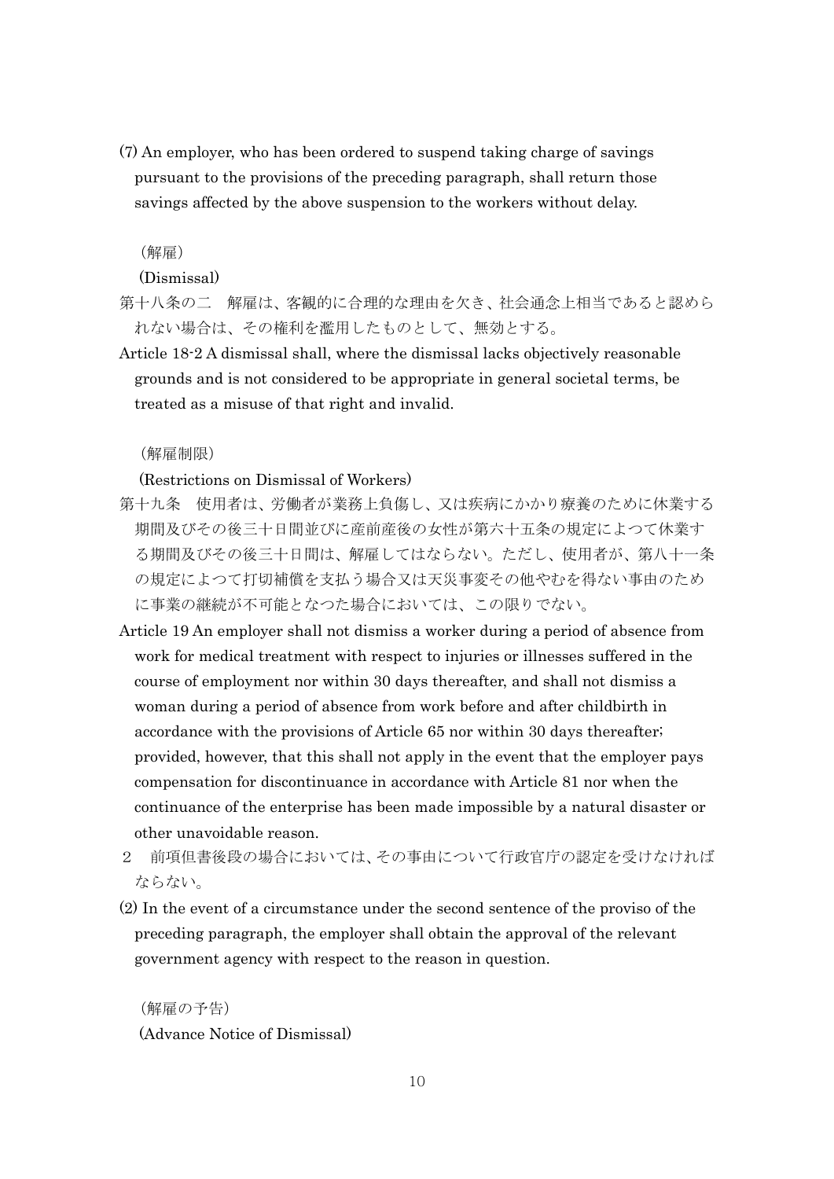(7) An employer, who has been ordered to suspend taking charge of savings pursuant to the provisions of the preceding paragraph, shall return those savings affected by the above suspension to the workers without delay.

（解雇）

(Dismissal)

第十八条の二　解雇は、客観的に合理的な理由を欠き、社会通念上相当であると認められない場合は、その権利を濫用したものとして、無効とする。

Article 18-2 A dismissal shall, where the dismissal lacks objectively reasonable grounds and is not considered to be appropriate in general societal terms, be treated as a misuse of that right and invalid.

（解雇制限）

(Restrictions on Dismissal of Workers)

第十九条　使用者は、労働者が業務上負傷し、又は疾病にかかり療養のために休業する期間及びその後三十日間並びに産前産後の女性が第六十五条の規定によつて休業する期間及びその後三十日間は、解雇してはならない。ただし、使用者が、第八十一条の規定によつて打切補償を支払う場合又は天災事変その他やむを得ない事由のために事業の継続が不可能となつた場合においては、この限りでない。

Article 19 An employer shall not dismiss a worker during a period of absence from work for medical treatment with respect to injuries or illnesses suffered in the course of employment nor within 30 days thereafter, and shall not dismiss a woman during a period of absence from work before and after childbirth in accordance with the provisions of Article 65 nor within 30 days thereafter; provided, however, that this shall not apply in the event that the employer pays compensation for discontinuance in accordance with Article 81 nor when the continuance of the enterprise has been made impossible by a natural disaster or other unavoidable reason.

２　前項但書後段の場合においては、その事由について行政官庁の認定を受けなければならない。

(2) In the event of a circumstance under the second sentence of the proviso of the preceding paragraph, the employer shall obtain the approval of the relevant government agency with respect to the reason in question.

（解雇の予告）

(Advance Notice of Dismissal)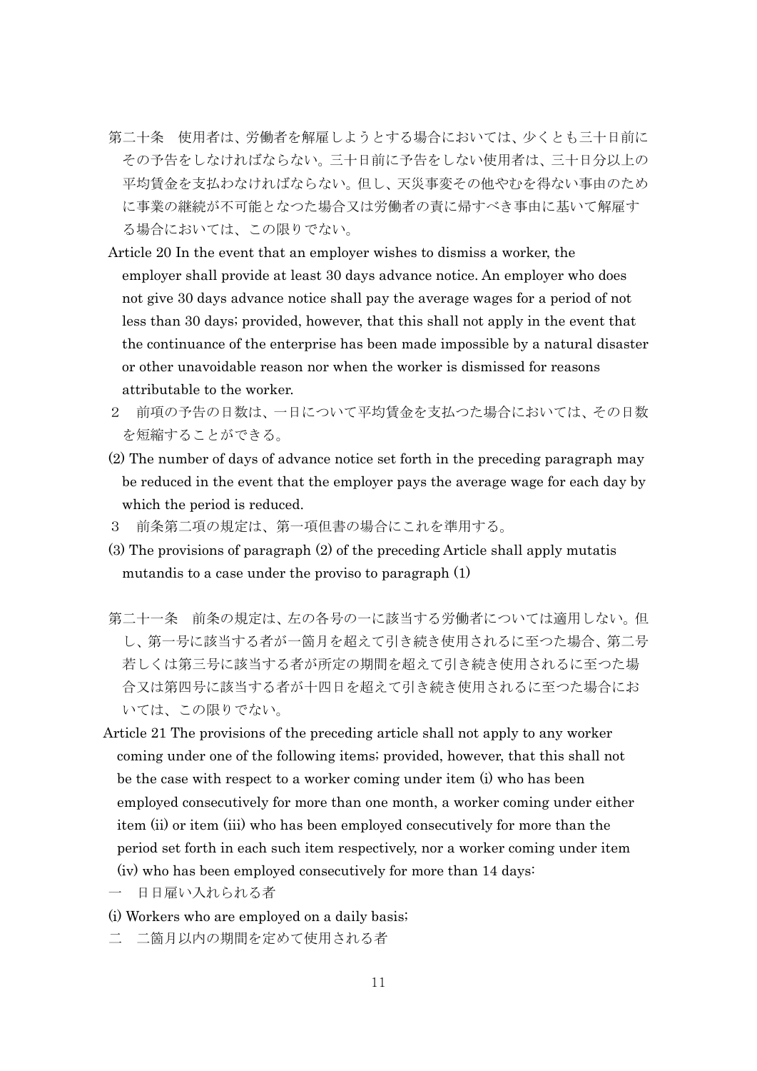第二十条　使用者は、労働者を解雇しようとする場合においては、少くとも三十日前にその予告をしなければならない。三十日前に予告をしない使用者は、三十日分以上の平均賃金を支払わなければならない。但し、天災事変その他やむを得ない事由のために事業の継続が不可能となつた場合又は労働者の責に帰すべき事由に基いて解雇する場合においては、この限りでない。

Article 20 In the event that an employer wishes to dismiss a worker, the employer shall provide at least 30 days advance notice. An employer who does not give 30 days advance notice shall pay the average wages for a period of not less than 30 days; provided, however, that this shall not apply in the event that the continuance of the enterprise has been made impossible by a natural disaster or other unavoidable reason nor when the worker is dismissed for reasons attributable to the worker.

２　前項の予告の日数は、一日について平均賃金を支払つた場合においては、その日数を短縮することができる。

(2) The number of days of advance notice set forth in the preceding paragraph may be reduced in the event that the employer pays the average wage for each day by which the period is reduced.

３　前条第二項の規定は、第一項但書の場合にこれを準用する。

(3) The provisions of paragraph (2) of the preceding Article shall apply mutatis mutandis to a case under the proviso to paragraph (1)

第二十一条　前条の規定は、左の各号の一に該当する労働者については適用しない。但し、第一号に該当する者が一箇月を超えて引き続き使用されるに至つた場合、第二号若しくは第三号に該当する者が所定の期間を超えて引き続き使用されるに至つた場合又は第四号に該当する者が十四日を超えて引き続き使用されるに至つた場合においては、この限りでない。

Article 21 The provisions of the preceding article shall not apply to any worker coming under one of the following items; provided, however, that this shall not be the case with respect to a worker coming under item (i) who has been employed consecutively for more than one month, a worker coming under either item (ii) or item (iii) who has been employed consecutively for more than the period set forth in each such item respectively, nor a worker coming under item (iv) who has been employed consecutively for more than 14 days:

一　日日雇い入れられる者

(i) Workers who are employed on a daily basis;

二　二箇月以内の期間を定めて使用される者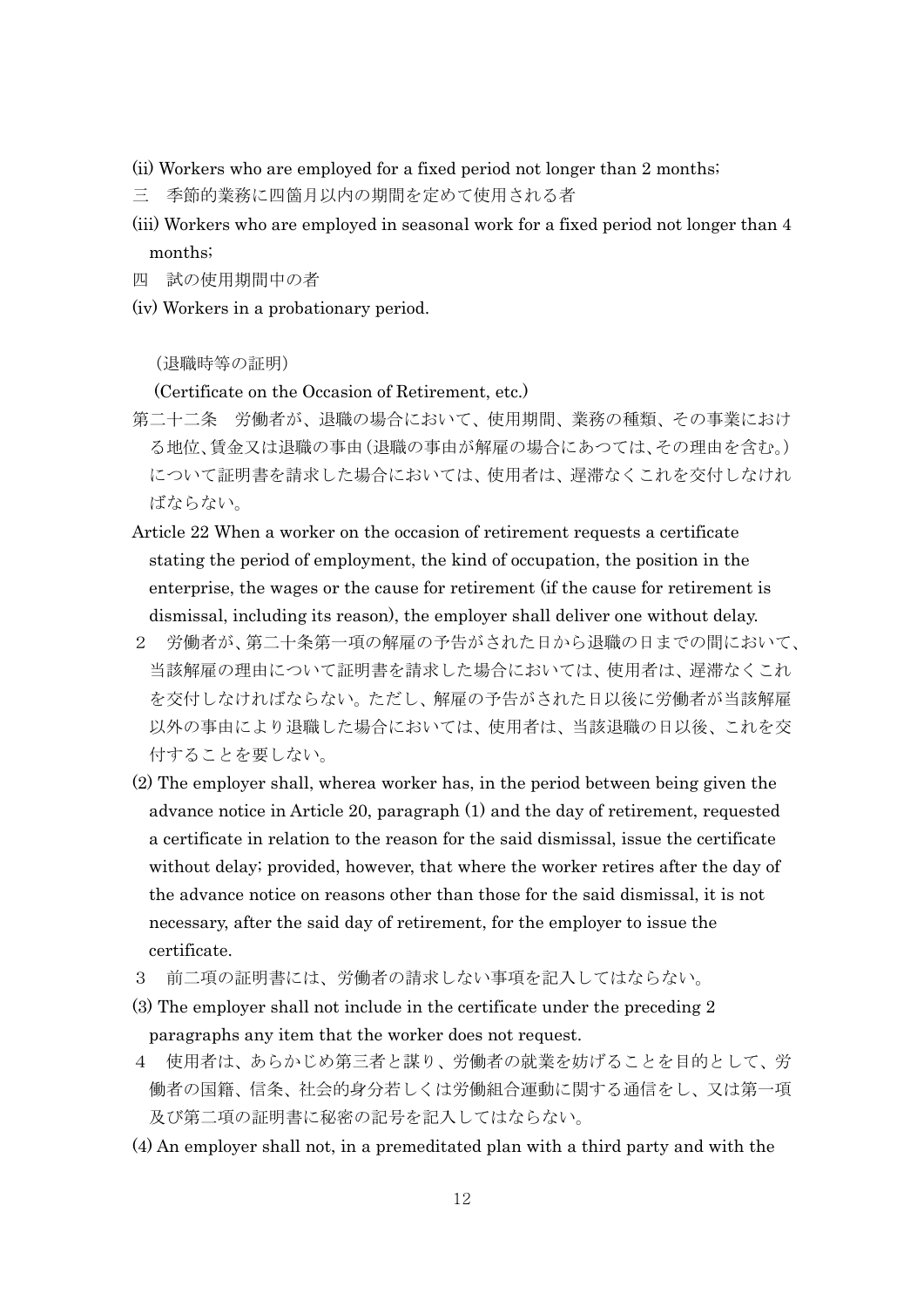(ii) Workers who are employed for a fixed period not longer than 2 months;

三　季節的業務に四箇月以内の期間を定めて使用される者

(iii) Workers who are employed in seasonal work for a fixed period not longer than 4 months;

四　試の使用期間中の者

(iv) Workers in a probationary period.

（退職時等の証明）

(Certificate on the Occasion of Retirement, etc.)

第二十二条　労働者が、退職の場合において、使用期間、業務の種類、その事業における地位、賃金又は退職の事由（退職の事由が解雇の場合にあつては、その理由を含む。）について証明書を請求した場合においては、使用者は、遅滞なくこれを交付しなければならない。

Article 22 When a worker on the occasion of retirement requests a certificate stating the period of employment, the kind of occupation, the position in the enterprise, the wages or the cause for retirement (if the cause for retirement is dismissal, including its reason), the employer shall deliver one without delay.

２　労働者が、第二十条第一項の解雇の予告がされた日から退職の日までの間において、当該解雇の理由について証明書を請求した場合においては、使用者は、遅滞なくこれを交付しなければならない。ただし、解雇の予告がされた日以後に労働者が当該解雇以外の事由により退職した場合においては、使用者は、当該退職の日以後、これを交付することを要しない。

(2) The employer shall, wherea worker has, in the period between being given the advance notice in Article 20, paragraph (1) and the day of retirement, requested a certificate in relation to the reason for the said dismissal, issue the certificate without delay; provided, however, that where the worker retires after the day of the advance notice on reasons other than those for the said dismissal, it is not necessary, after the said day of retirement, for the employer to issue the certificate.

３　前二項の証明書には、労働者の請求しない事項を記入してはならない。

(3) The employer shall not include in the certificate under the preceding 2 paragraphs any item that the worker does not request.

４　使用者は、あらかじめ第三者と謀り、労働者の就業を妨げることを目的として、労働者の国籍、信条、社会的身分若しくは労働組合運動に関する通信をし、又は第一項及び第二項の証明書に秘密の記号を記入してはならない。

(4) An employer shall not, in a premeditated plan with a third party and with the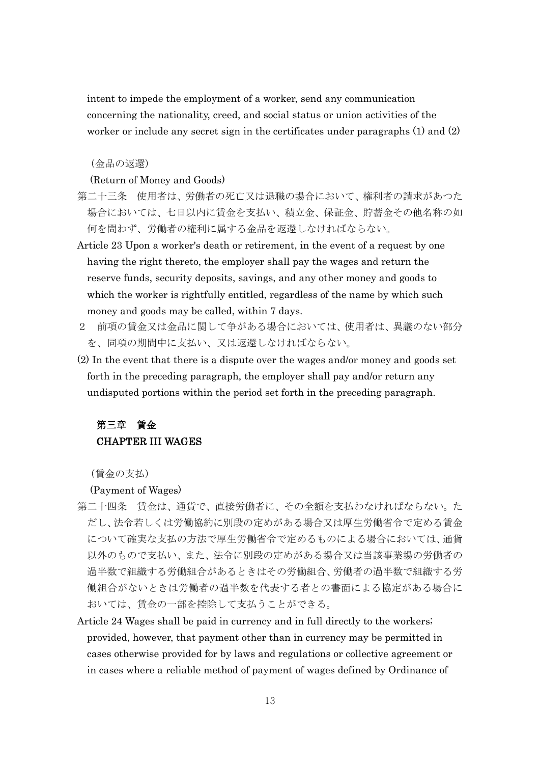intent to impede the employment of a worker, send any communication concerning the nationality, creed, and social status or union activities of the worker or include any secret sign in the certificates under paragraphs (1) and (2)

（金品の返還）

(Return of Money and Goods)

第二十三条　使用者は、労働者の死亡又は退職の場合において、権利者の請求があつた場合においては、七日以内に賃金を支払い、積立金、保証金、貯蓄金その他名称の如何を問わず、労働者の権利に属する金品を返還しなければならない。

Article 23 Upon a worker's death or retirement, in the event of a request by one having the right thereto, the employer shall pay the wages and return the reserve funds, security deposits, savings, and any other money and goods to which the worker is rightfully entitled, regardless of the name by which such money and goods may be called, within 7 days.

２　前項の賃金又は金品に関して争がある場合においては、使用者は、異議のない部分を、同項の期間中に支払い、又は返還しなければならない。

(2) In the event that there is a dispute over the wages and/or money and goods set forth in the preceding paragraph, the employer shall pay and/or return any undisputed portions within the period set forth in the preceding paragraph.

## 第三章　賃金
## CHAPTER III WAGES

（賃金の支払）

(Payment of Wages)

第二十四条　賃金は、通貨で、直接労働者に、その全額を支払わなければならない。ただし、法令若しくは労働協約に別段の定めがある場合又は厚生労働省令で定める賃金について確実な支払の方法で厚生労働省令で定めるものによる場合においては、通貨以外のもので支払い、また、法令に別段の定めがある場合又は当該事業場の労働者の過半数で組織する労働組合があるときはその労働組合、労働者の過半数で組織する労働組合がないときは労働者の過半数を代表する者との書面による協定がある場合においては、賃金の一部を控除して支払うことができる。

Article 24 Wages shall be paid in currency and in full directly to the workers; provided, however, that payment other than in currency may be permitted in cases otherwise provided for by laws and regulations or collective agreement or in cases where a reliable method of payment of wages defined by Ordinance of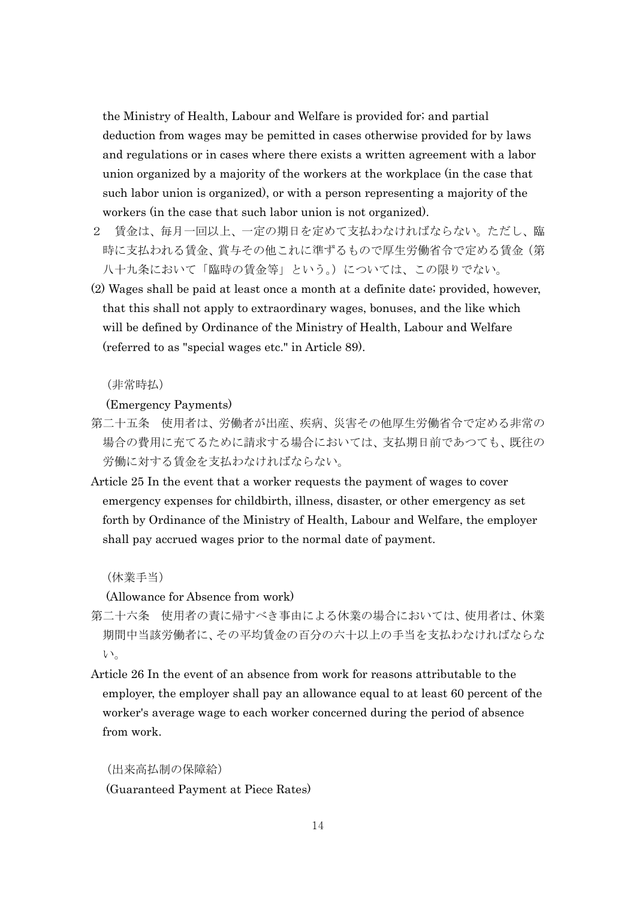the Ministry of Health, Labour and Welfare is provided for; and partial deduction from wages may be pemitted in cases otherwise provided for by laws and regulations or in cases where there exists a written agreement with a labor union organized by a majority of the workers at the workplace (in the case that such labor union is organized), or with a person representing a majority of the workers (in the case that such labor union is not organized).

２　賃金は、毎月一回以上、一定の期日を定めて支払わなければならない。ただし、臨時に支払われる賃金、賞与その他これに準ずるもので厚生労働省令で定める賃金（第八十九条において「臨時の賃金等」という。）については、この限りでない。

(2) Wages shall be paid at least once a month at a definite date; provided, however, that this shall not apply to extraordinary wages, bonuses, and the like which will be defined by Ordinance of the Ministry of Health, Labour and Welfare (referred to as "special wages etc." in Article 89).

（非常時払）

(Emergency Payments)

第二十五条　使用者は、労働者が出産、疾病、災害その他厚生労働省令で定める非常の場合の費用に充てるために請求する場合においては、支払期日前であつても、既往の労働に対する賃金を支払わなければならない。

Article 25 In the event that a worker requests the payment of wages to cover emergency expenses for childbirth, illness, disaster, or other emergency as set forth by Ordinance of the Ministry of Health, Labour and Welfare, the employer shall pay accrued wages prior to the normal date of payment.

（休業手当）

(Allowance for Absence from work)

第二十六条　使用者の責に帰すべき事由による休業の場合においては、使用者は、休業期間中当該労働者に、その平均賃金の百分の六十以上の手当を支払わなければならない。

Article 26 In the event of an absence from work for reasons attributable to the employer, the employer shall pay an allowance equal to at least 60 percent of the worker's average wage to each worker concerned during the period of absence from work.

（出来高払制の保障給）

(Guaranteed Payment at Piece Rates)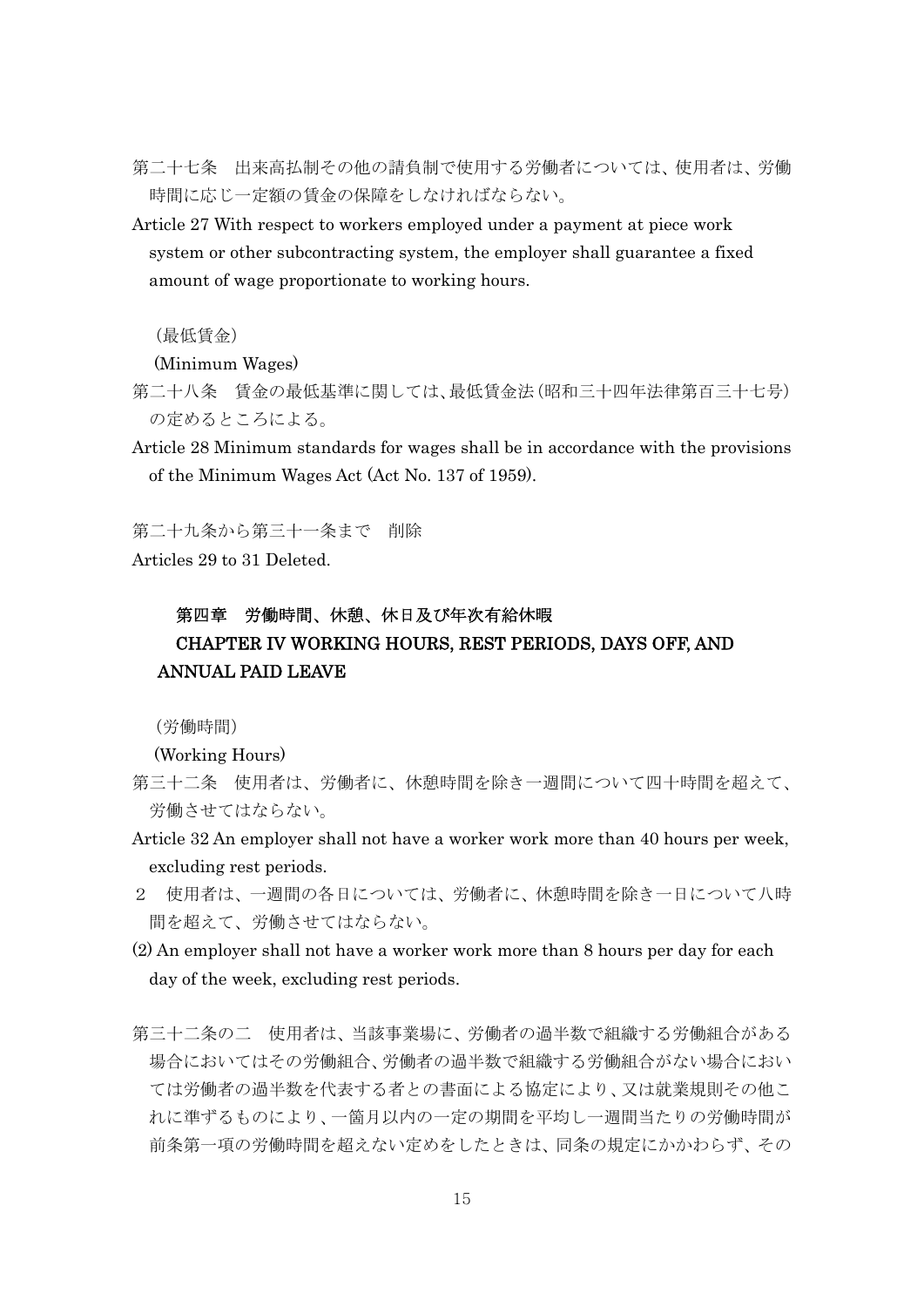第二十七条　出来高払制その他の請負制で使用する労働者については、使用者は、労働時間に応じ一定額の賃金の保障をしなければならない。

Article 27 With respect to workers employed under a payment at piece work system or other subcontracting system, the employer shall guarantee a fixed amount of wage proportionate to working hours.

（最低賃金）

(Minimum Wages)

第二十八条　賃金の最低基準に関しては、最低賃金法（昭和三十四年法律第百三十七号）の定めるところによる。

Article 28 Minimum standards for wages shall be in accordance with the provisions of the Minimum Wages Act (Act No. 137 of 1959).

第二十九条から第三十一条まで　削除

Articles 29 to 31 Deleted.

## 第四章　労働時間、休憩、休日及び年次有給休暇

## CHAPTER IV WORKING HOURS, REST PERIODS, DAYS OFF, AND ANNUAL PAID LEAVE

（労働時間）

(Working Hours)

第三十二条　使用者は、労働者に、休憩時間を除き一週間について四十時間を超えて、労働させてはならない。

Article 32 An employer shall not have a worker work more than 40 hours per week, excluding rest periods.

２　使用者は、一週間の各日については、労働者に、休憩時間を除き一日について八時間を超えて、労働させてはならない。

(2) An employer shall not have a worker work more than 8 hours per day for each day of the week, excluding rest periods.

第三十二条の二　使用者は、当該事業場に、労働者の過半数で組織する労働組合がある場合においてはその労働組合、労働者の過半数で組織する労働組合がない場合においては労働者の過半数を代表する者との書面による協定により、又は就業規則その他これに準ずるものにより、一箇月以内の一定の期間を平均し一週間当たりの労働時間が前条第一項の労働時間を超えない定めをしたときは、同条の規定にかかわらず、その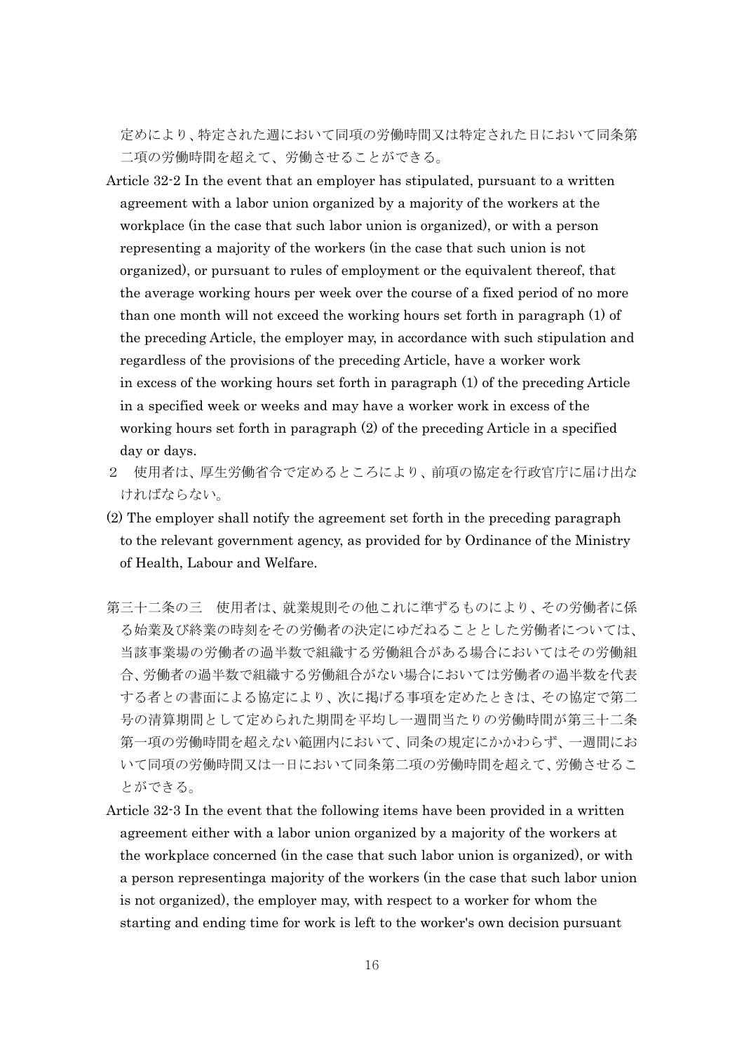定めにより、特定された週において同項の労働時間又は特定された日において同条第二項の労働時間を超えて、労働させることができる。

Article 32-2 In the event that an employer has stipulated, pursuant to a written agreement with a labor union organized by a majority of the workers at the workplace (in the case that such labor union is organized), or with a person representing a majority of the workers (in the case that such union is not organized), or pursuant to rules of employment or the equivalent thereof, that the average working hours per week over the course of a fixed period of no more than one month will not exceed the working hours set forth in paragraph (1) of the preceding Article, the employer may, in accordance with such stipulation and regardless of the provisions of the preceding Article, have a worker work in excess of the working hours set forth in paragraph (1) of the preceding Article in a specified week or weeks and may have a worker work in excess of the working hours set forth in paragraph (2) of the preceding Article in a specified day or days.

２　使用者は、厚生労働省令で定めるところにより、前項の協定を行政官庁に届け出なければならない。

(2) The employer shall notify the agreement set forth in the preceding paragraph to the relevant government agency, as provided for by Ordinance of the Ministry of Health, Labour and Welfare.

第三十二条の三　使用者は、就業規則その他これに準ずるものにより、その労働者に係る始業及び終業の時刻をその労働者の決定にゆだねることとした労働者については、当該事業場の労働者の過半数で組織する労働組合がある場合においてはその労働組合、労働者の過半数で組織する労働組合がない場合においては労働者の過半数を代表する者との書面による協定により、次に掲げる事項を定めたときは、その協定で第二号の清算期間として定められた期間を平均し一週間当たりの労働時間が第三十二条第一項の労働時間を超えない範囲内において、同条の規定にかかわらず、一週間において同項の労働時間又は一日において同条第二項の労働時間を超えて、労働させることができる。

Article 32-3 In the event that the following items have been provided in a written agreement either with a labor union organized by a majority of the workers at the workplace concerned (in the case that such labor union is organized), or with a person representinga majority of the workers (in the case that such labor union is not organized), the employer may, with respect to a worker for whom the starting and ending time for work is left to the worker's own decision pursuant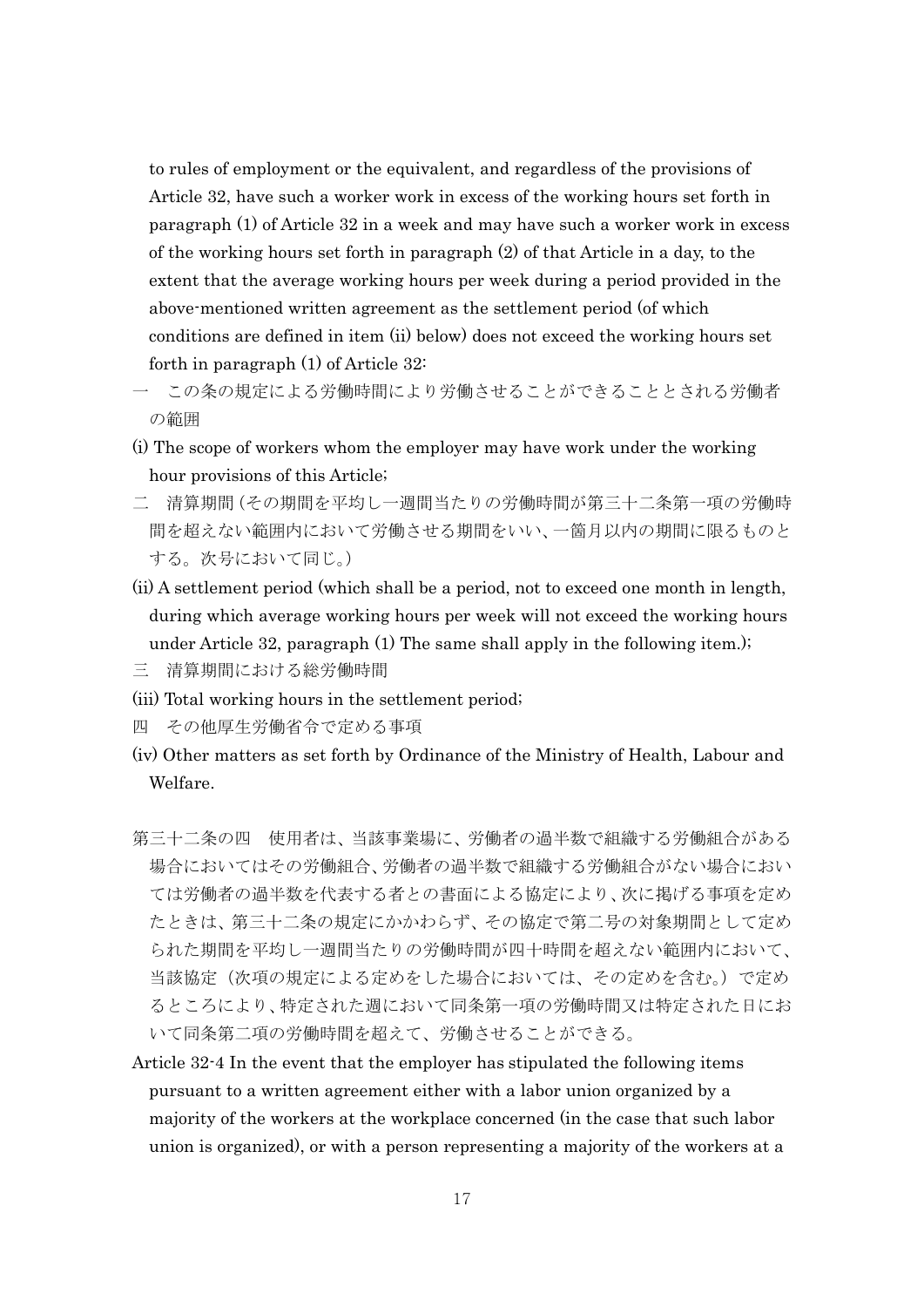to rules of employment or the equivalent, and regardless of the provisions of Article 32, have such a worker work in excess of the working hours set forth in paragraph (1) of Article 32 in a week and may have such a worker work in excess of the working hours set forth in paragraph (2) of that Article in a day, to the extent that the average working hours per week during a period provided in the above-mentioned written agreement as the settlement period (of which conditions are defined in item (ii) below) does not exceed the working hours set forth in paragraph (1) of Article 32:

一　この条の規定による労働時間により労働させることができることとされる労働者の範囲

(i) The scope of workers whom the employer may have work under the working hour provisions of this Article;

二　清算期間（その期間を平均し一週間当たりの労働時間が第三十二条第一項の労働時間を超えない範囲内において労働させる期間をいい、一箇月以内の期間に限るものとする。次号において同じ。）

(ii) A settlement period (which shall be a period, not to exceed one month in length, during which average working hours per week will not exceed the working hours under Article 32, paragraph (1) The same shall apply in the following item.);

三　清算期間における総労働時間

(iii) Total working hours in the settlement period;

四　その他厚生労働省令で定める事項

(iv) Other matters as set forth by Ordinance of the Ministry of Health, Labour and Welfare.

第三十二条の四　使用者は、当該事業場に、労働者の過半数で組織する労働組合がある場合においてはその労働組合、労働者の過半数で組織する労働組合がない場合においては労働者の過半数を代表する者との書面による協定により、次に掲げる事項を定めたときは、第三十二条の規定にかかわらず、その協定で第二号の対象期間として定められた期間を平均し一週間当たりの労働時間が四十時間を超えない範囲内において、当該協定（次項の規定による定めをした場合においては、その定めを含む。）で定めるところにより、特定された週において同条第一項の労働時間又は特定された日において同条第二項の労働時間を超えて、労働させることができる。

Article 32-4 In the event that the employer has stipulated the following items pursuant to a written agreement either with a labor union organized by a majority of the workers at the workplace concerned (in the case that such labor union is organized), or with a person representing a majority of the workers at a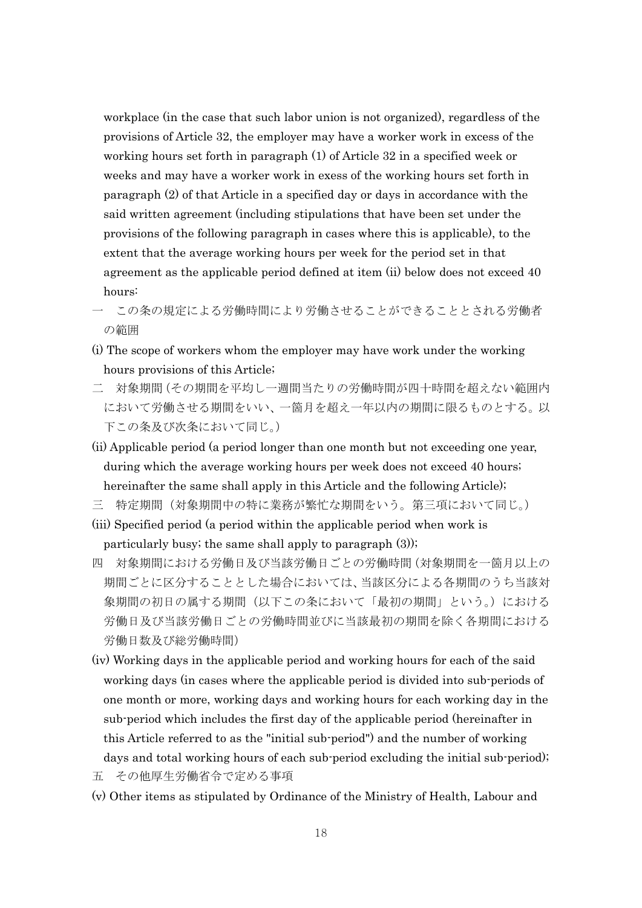workplace (in the case that such labor union is not organized), regardless of the provisions of Article 32, the employer may have a worker work in excess of the working hours set forth in paragraph (1) of Article 32 in a specified week or weeks and may have a worker work in exess of the working hours set forth in paragraph (2) of that Article in a specified day or days in accordance with the said written agreement (including stipulations that have been set under the provisions of the following paragraph in cases where this is applicable), to the extent that the average working hours per week for the period set in that agreement as the applicable period defined at item (ii) below does not exceed 40 hours:

一　この条の規定による労働時間により労働させることができることとされる労働者の範囲

(i) The scope of workers whom the employer may have work under the working hours provisions of this Article;

二　対象期間（その期間を平均し一週間当たりの労働時間が四十時間を超えない範囲内において労働させる期間をいい、一箇月を超え一年以内の期間に限るものとする。以下この条及び次条において同じ。）

(ii) Applicable period (a period longer than one month but not exceeding one year, during which the average working hours per week does not exceed 40 hours; hereinafter the same shall apply in this Article and the following Article);

三　特定期間（対象期間中の特に業務が繁忙な期間をいう。第三項において同じ。）

(iii) Specified period (a period within the applicable period when work is particularly busy; the same shall apply to paragraph (3));

四　対象期間における労働日及び当該労働日ごとの労働時間（対象期間を一箇月以上の期間ごとに区分することとした場合においては、当該区分による各期間のうち当該対象期間の初日の属する期間（以下この条において「最初の期間」という。）における労働日及び当該労働日ごとの労働時間並びに当該最初の期間を除く各期間における労働日数及び総労働時間）

(iv) Working days in the applicable period and working hours for each of the said working days (in cases where the applicable period is divided into sub-periods of one month or more, working days and working hours for each working day in the sub-period which includes the first day of the applicable period (hereinafter in this Article referred to as the "initial sub-period") and the number of working days and total working hours of each sub-period excluding the initial sub-period);

五　その他厚生労働省令で定める事項

(v) Other items as stipulated by Ordinance of the Ministry of Health, Labour and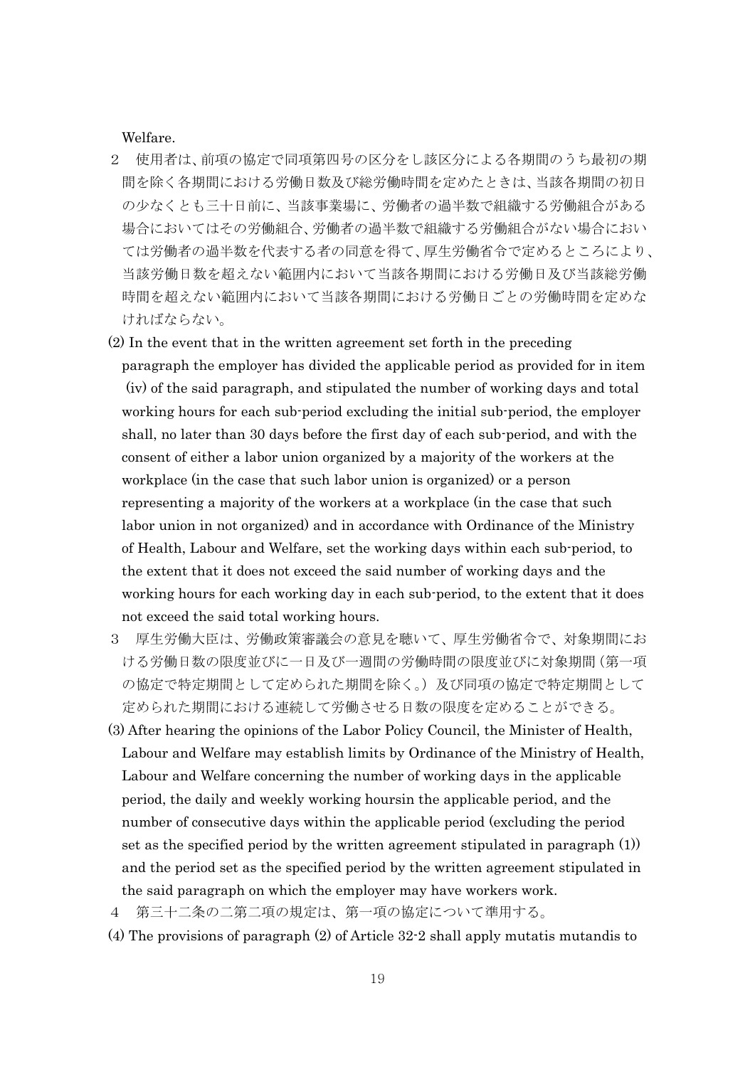Welfare.

２　使用者は、前項の協定で同項第四号の区分をし該区分による各期間のうち最初の期間を除く各期間における労働日数及び総労働時間を定めたときは、当該各期間の初日の少なくとも三十日前に、当該事業場に、労働者の過半数で組織する労働組合がある場合においてはその労働組合、労働者の過半数で組織する労働組合がない場合においては労働者の過半数を代表する者の同意を得て、厚生労働省令で定めるところにより、当該労働日数を超えない範囲内において当該各期間における労働日及び当該総労働時間を超えない範囲内において当該各期間における労働日ごとの労働時間を定めなければならない。

(2) In the event that in the written agreement set forth in the preceding paragraph the employer has divided the applicable period as provided for in item (iv) of the said paragraph, and stipulated the number of working days and total working hours for each sub-period excluding the initial sub-period, the employer shall, no later than 30 days before the first day of each sub-period, and with the consent of either a labor union organized by a majority of the workers at the workplace (in the case that such labor union is organized) or a person representing a majority of the workers at a workplace (in the case that such labor union in not organized) and in accordance with Ordinance of the Ministry of Health, Labour and Welfare, set the working days within each sub-period, to the extent that it does not exceed the said number of working days and the working hours for each working day in each sub-period, to the extent that it does not exceed the said total working hours.

３　厚生労働大臣は、労働政策審議会の意見を聴いて、厚生労働省令で、対象期間における労働日数の限度並びに一日及び一週間の労働時間の限度並びに対象期間（第一項の協定で特定期間として定められた期間を除く。）及び同項の協定で特定期間として定められた期間における連続して労働させる日数の限度を定めることができる。

(3) After hearing the opinions of the Labor Policy Council, the Minister of Health, Labour and Welfare may establish limits by Ordinance of the Ministry of Health, Labour and Welfare concerning the number of working days in the applicable period, the daily and weekly working hoursin the applicable period, and the number of consecutive days within the applicable period (excluding the period set as the specified period by the written agreement stipulated in paragraph (1)) and the period set as the specified period by the written agreement stipulated in the said paragraph on which the employer may have workers work.

４　第三十二条の二第二項の規定は、第一項の協定について準用する。

(4) The provisions of paragraph (2) of Article 32-2 shall apply mutatis mutandis to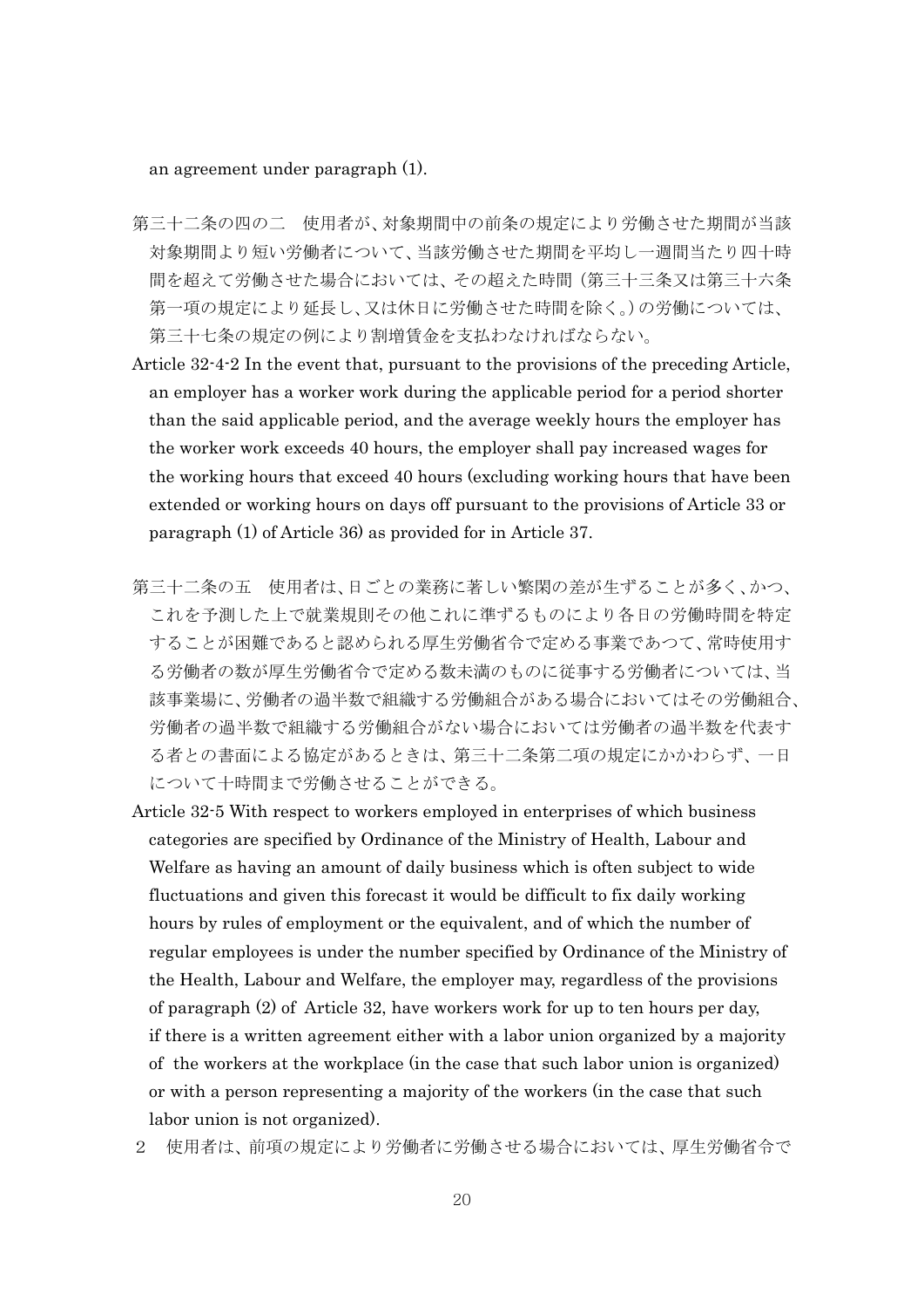an agreement under paragraph (1).

第三十二条の四の二　使用者が、対象期間中の前条の規定により労働させた期間が当該対象期間より短い労働者について、当該労働させた期間を平均し一週間当たり四十時間を超えて労働させた場合においては、その超えた時間（第三十三条又は第三十六条第一項の規定により延長し、又は休日に労働させた時間を除く。）の労働については、第三十七条の規定の例により割増賃金を支払わなければならない。

Article 32-4-2 In the event that, pursuant to the provisions of the preceding Article, an employer has a worker work during the applicable period for a period shorter than the said applicable period, and the average weekly hours the employer has the worker work exceeds 40 hours, the employer shall pay increased wages for the working hours that exceed 40 hours (excluding working hours that have been extended or working hours on days off pursuant to the provisions of Article 33 or paragraph (1) of Article 36) as provided for in Article 37.

第三十二条の五　使用者は、日ごとの業務に著しい繁閑の差が生ずることが多く、かつ、これを予測した上で就業規則その他これに準ずるものにより各日の労働時間を特定することが困難であると認められる厚生労働省令で定める事業であつて、常時使用する労働者の数が厚生労働省令で定める数未満のものに従事する労働者については、当該事業場に、労働者の過半数で組織する労働組合がある場合においてはその労働組合、労働者の過半数で組織する労働組合がない場合においては労働者の過半数を代表する者との書面による協定があるときは、第三十二条第二項の規定にかかわらず、一日について十時間まで労働させることができる。

Article 32-5 With respect to workers employed in enterprises of which business categories are specified by Ordinance of the Ministry of Health, Labour and Welfare as having an amount of daily business which is often subject to wide fluctuations and given this forecast it would be difficult to fix daily working hours by rules of employment or the equivalent, and of which the number of regular employees is under the number specified by Ordinance of the Ministry of the Health, Labour and Welfare, the employer may, regardless of the provisions of paragraph (2) of Article 32, have workers work for up to ten hours per day, if there is a written agreement either with a labor union organized by a majority of the workers at the workplace (in the case that such labor union is organized) or with a person representing a majority of the workers (in the case that such labor union is not organized).

２　使用者は、前項の規定により労働者に労働させる場合においては、厚生労働省令で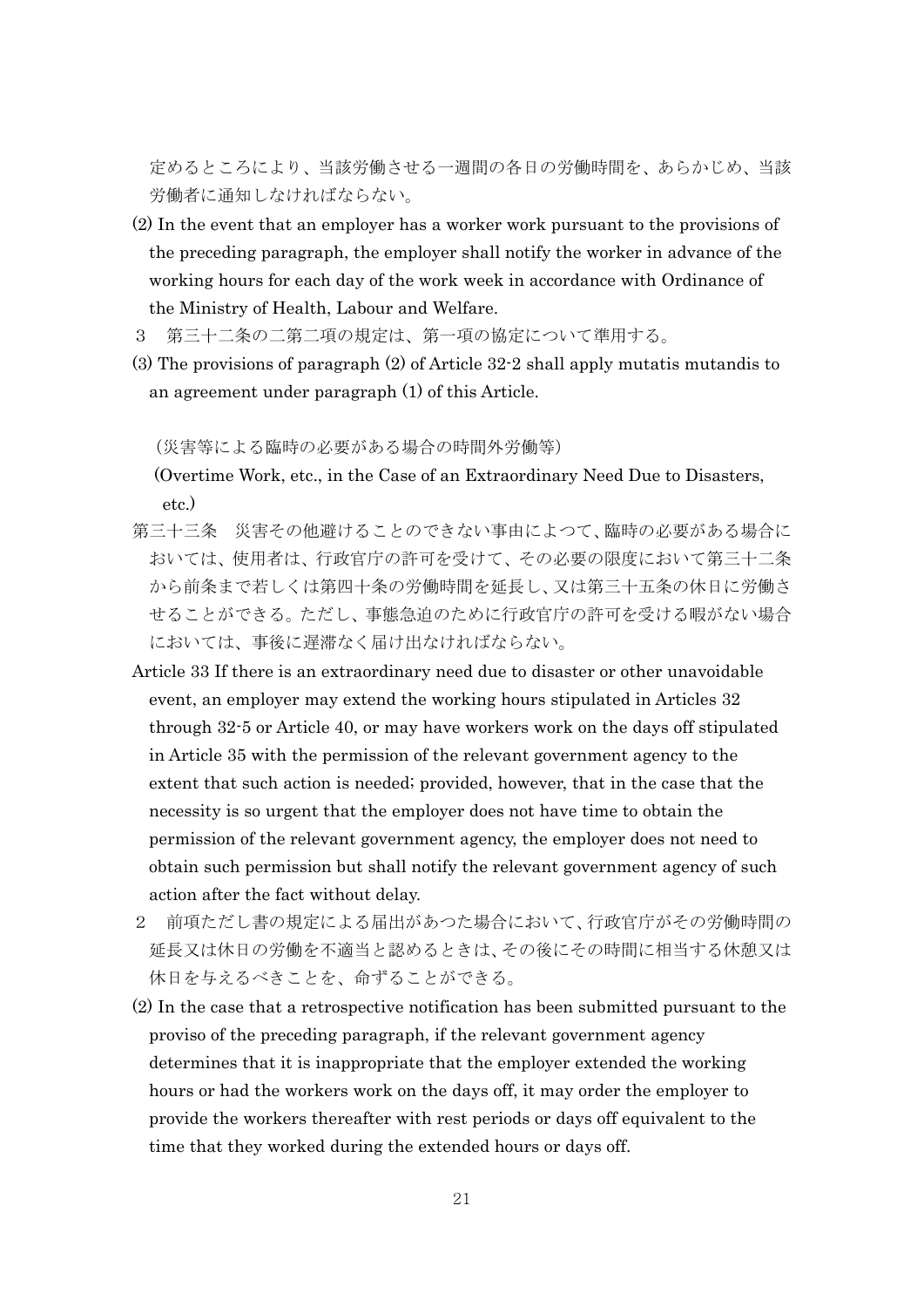定めるところにより、当該労働させる一週間の各日の労働時間を、あらかじめ、当該労働者に通知しなければならない。

(2) In the event that an employer has a worker work pursuant to the provisions of the preceding paragraph, the employer shall notify the worker in advance of the working hours for each day of the work week in accordance with Ordinance of the Ministry of Health, Labour and Welfare.

３　第三十二条の二第二項の規定は、第一項の協定について準用する。

(3) The provisions of paragraph (2) of Article 32-2 shall apply mutatis mutandis to an agreement under paragraph (1) of this Article.

（災害等による臨時の必要がある場合の時間外労働等）

(Overtime Work, etc., in the Case of an Extraordinary Need Due to Disasters, etc.)

第三十三条　災害その他避けることのできない事由によつて、臨時の必要がある場合においては、使用者は、行政官庁の許可を受けて、その必要の限度において第三十二条から前条まで若しくは第四十条の労働時間を延長し、又は第三十五条の休日に労働させることができる。ただし、事態急迫のために行政官庁の許可を受ける暇がない場合においては、事後に遅滞なく届け出なければならない。

Article 33 If there is an extraordinary need due to disaster or other unavoidable event, an employer may extend the working hours stipulated in Articles 32 through 32-5 or Article 40, or may have workers work on the days off stipulated in Article 35 with the permission of the relevant government agency to the extent that such action is needed; provided, however, that in the case that the necessity is so urgent that the employer does not have time to obtain the permission of the relevant government agency, the employer does not need to obtain such permission but shall notify the relevant government agency of such action after the fact without delay.

２　前項ただし書の規定による届出があつた場合において、行政官庁がその労働時間の延長又は休日の労働を不適当と認めるときは、その後にその時間に相当する休憩又は休日を与えるべきことを、命ずることができる。

(2) In the case that a retrospective notification has been submitted pursuant to the proviso of the preceding paragraph, if the relevant government agency determines that it is inappropriate that the employer extended the working hours or had the workers work on the days off, it may order the employer to provide the workers thereafter with rest periods or days off equivalent to the time that they worked during the extended hours or days off.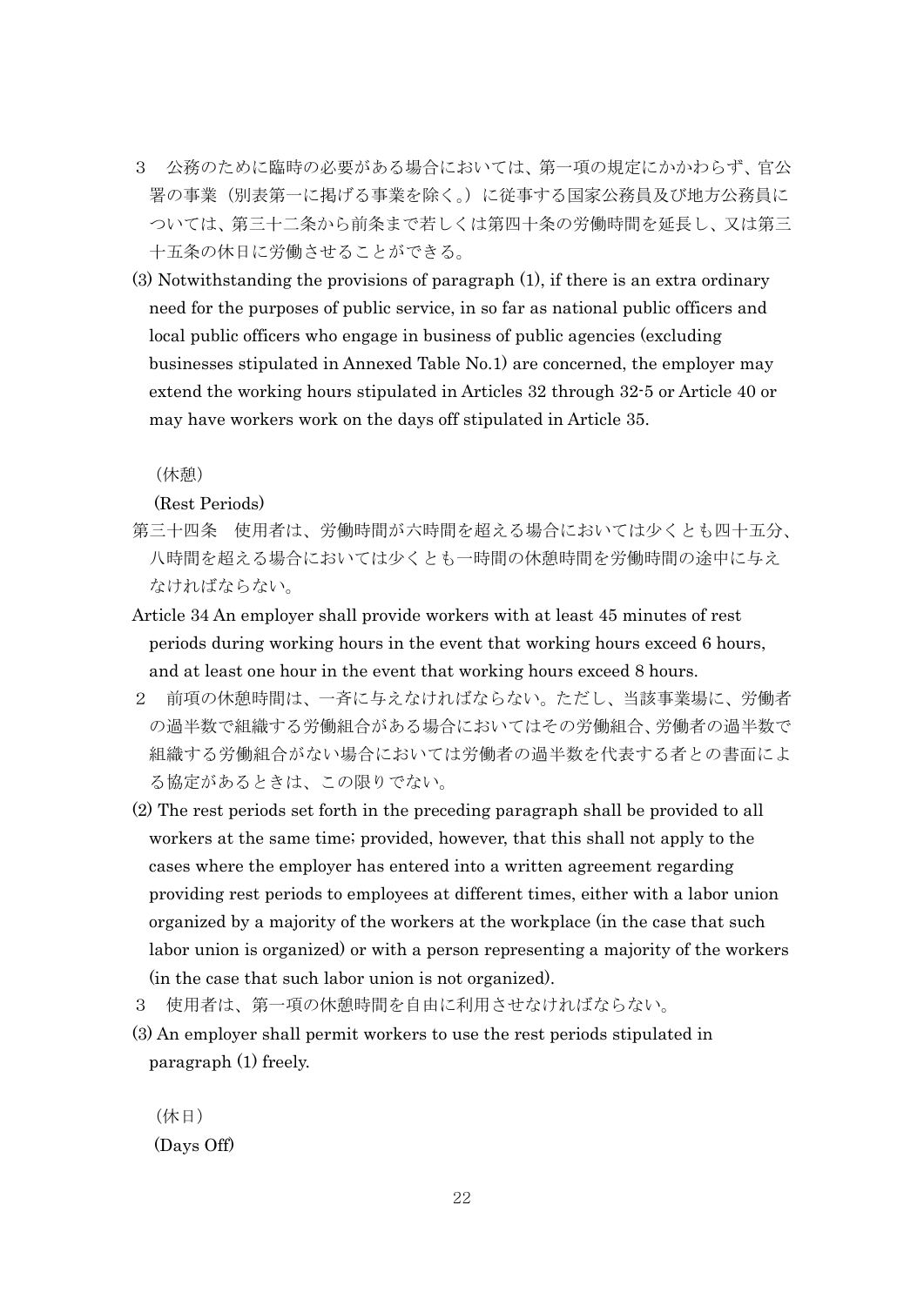３　公務のために臨時の必要がある場合においては、第一項の規定にかかわらず、官公署の事業（別表第一に掲げる事業を除く。）に従事する国家公務員及び地方公務員については、第三十二条から前条まで若しくは第四十条の労働時間を延長し、又は第三十五条の休日に労働させることができる。

(3) Notwithstanding the provisions of paragraph (1), if there is an extra ordinary need for the purposes of public service, in so far as national public officers and local public officers who engage in business of public agencies (excluding businesses stipulated in Annexed Table No.1) are concerned, the employer may extend the working hours stipulated in Articles 32 through 32-5 or Article 40 or may have workers work on the days off stipulated in Article 35.

（休憩）

(Rest Periods)

第三十四条　使用者は、労働時間が六時間を超える場合においては少くとも四十五分、八時間を超える場合においては少くとも一時間の休憩時間を労働時間の途中に与えなければならない。

Article 34 An employer shall provide workers with at least 45 minutes of rest periods during working hours in the event that working hours exceed 6 hours, and at least one hour in the event that working hours exceed 8 hours.

２　前項の休憩時間は、一斉に与えなければならない。ただし、当該事業場に、労働者の過半数で組織する労働組合がある場合においてはその労働組合、労働者の過半数で組織する労働組合がない場合においては労働者の過半数を代表する者との書面による協定があるときは、この限りでない。

(2) The rest periods set forth in the preceding paragraph shall be provided to all workers at the same time; provided, however, that this shall not apply to the cases where the employer has entered into a written agreement regarding providing rest periods to employees at different times, either with a labor union organized by a majority of the workers at the workplace (in the case that such labor union is organized) or with a person representing a majority of the workers (in the case that such labor union is not organized).

３　使用者は、第一項の休憩時間を自由に利用させなければならない。

(3) An employer shall permit workers to use the rest periods stipulated in paragraph (1) freely.

（休日）

(Days Off)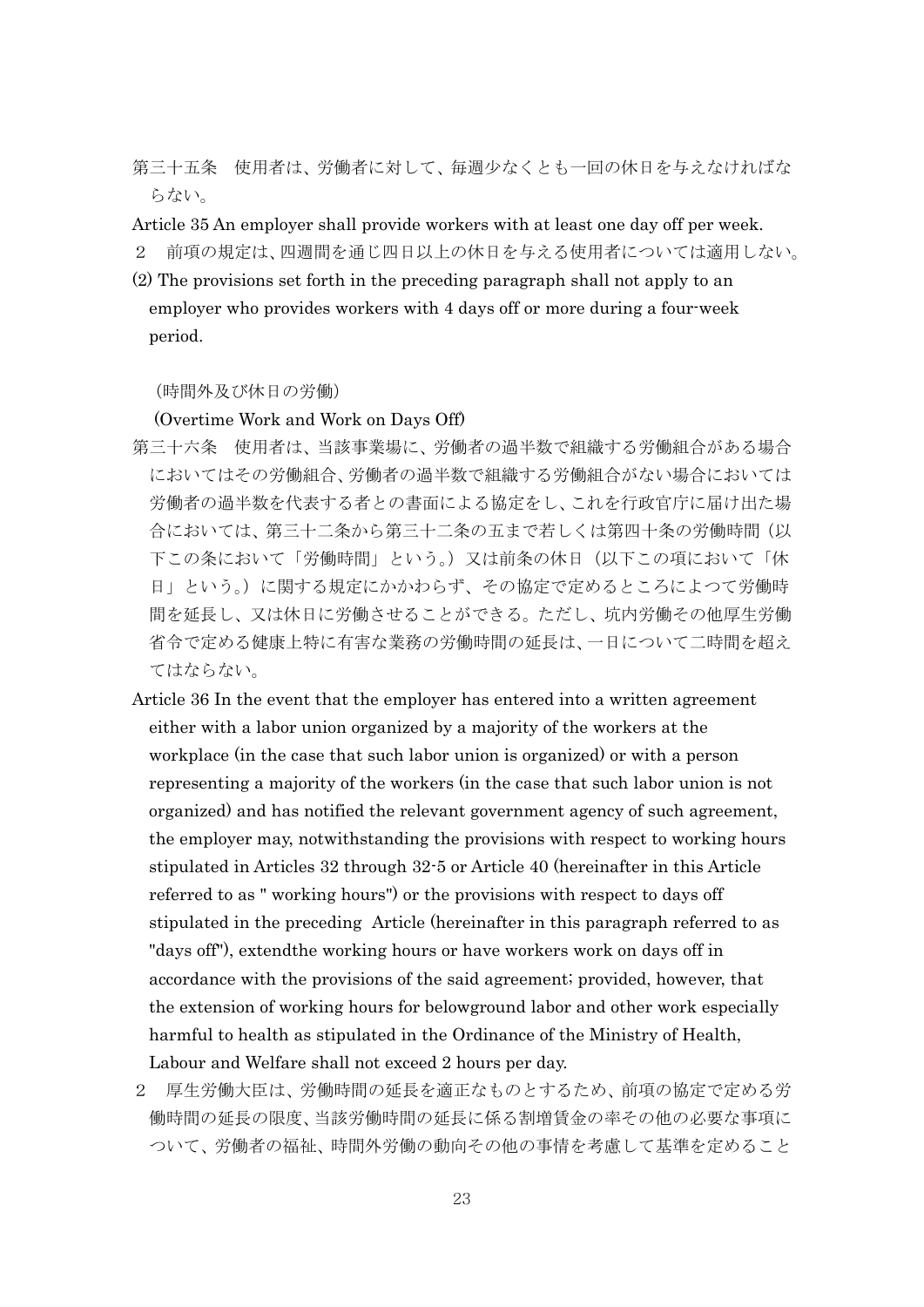第三十五条　使用者は、労働者に対して、毎週少なくとも一回の休日を与えなければならない。

Article 35 An employer shall provide workers with at least one day off per week.

２　前項の規定は、四週間を通じ四日以上の休日を与える使用者については適用しない。

(2) The provisions set forth in the preceding paragraph shall not apply to an employer who provides workers with 4 days off or more during a four-week period.

（時間外及び休日の労働）

(Overtime Work and Work on Days Off)

第三十六条　使用者は、当該事業場に、労働者の過半数で組織する労働組合がある場合においてはその労働組合、労働者の過半数で組織する労働組合がない場合においては労働者の過半数を代表する者との書面による協定をし、これを行政官庁に届け出た場合においては、第三十二条から第三十二条の五まで若しくは第四十条の労働時間（以下この条において「労働時間」という。）又は前条の休日（以下この項において「休日」という。）に関する規定にかかわらず、その協定で定めるところによつて労働時間を延長し、又は休日に労働させることができる。ただし、坑内労働その他厚生労働省令で定める健康上特に有害な業務の労働時間の延長は、一日について二時間を超えてはならない。

Article 36 In the event that the employer has entered into a written agreement either with a labor union organized by a majority of the workers at the workplace (in the case that such labor union is organized) or with a person representing a majority of the workers (in the case that such labor union is not organized) and has notified the relevant government agency of such agreement, the employer may, notwithstanding the provisions with respect to working hours stipulated in Articles 32 through 32-5 or Article 40 (hereinafter in this Article referred to as " working hours") or the provisions with respect to days off stipulated in the preceding Article (hereinafter in this paragraph referred to as "days off"), extendthe working hours or have workers work on days off in accordance with the provisions of the said agreement; provided, however, that the extension of working hours for belowground labor and other work especially harmful to health as stipulated in the Ordinance of the Ministry of Health, Labour and Welfare shall not exceed 2 hours per day.

２　厚生労働大臣は、労働時間の延長を適正なものとするため、前項の協定で定める労働時間の延長の限度、当該労働時間の延長に係る割増賃金の率その他の必要な事項について、労働者の福祉、時間外労働の動向その他の事情を考慮して基準を定めること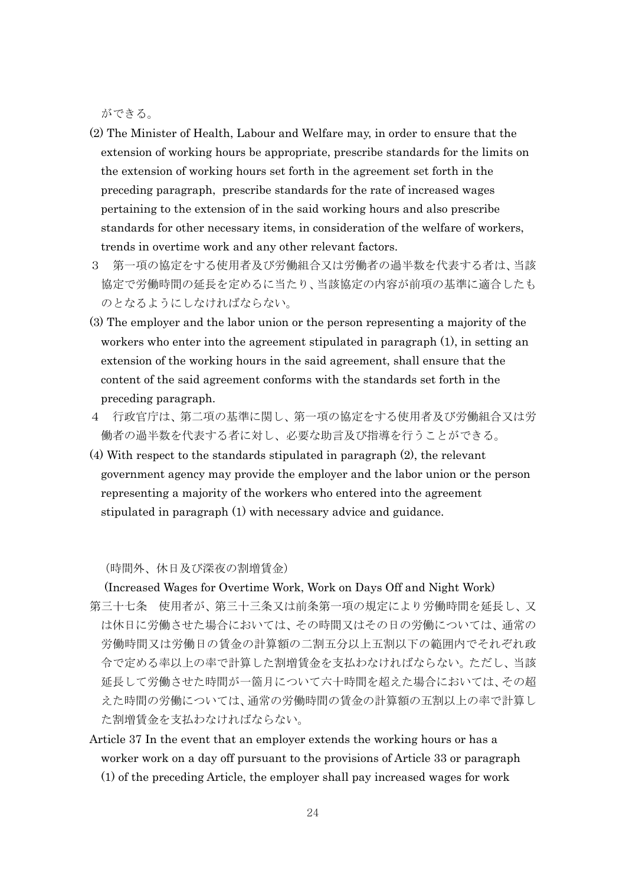ができる。

(2) The Minister of Health, Labour and Welfare may, in order to ensure that the extension of working hours be appropriate, prescribe standards for the limits on the extension of working hours set forth in the agreement set forth in the preceding paragraph,  prescribe standards for the rate of increased wages pertaining to the extension of in the said working hours and also prescribe standards for other necessary items, in consideration of the welfare of workers, trends in overtime work and any other relevant factors.

３　第一項の協定をする使用者及び労働組合又は労働者の過半数を代表する者は、当該協定で労働時間の延長を定めるに当たり、当該協定の内容が前項の基準に適合したものとなるようにしなければならない。

(3) The employer and the labor union or the person representing a majority of the workers who enter into the agreement stipulated in paragraph (1), in setting an extension of the working hours in the said agreement, shall ensure that the content of the said agreement conforms with the standards set forth in the preceding paragraph.

４　行政官庁は、第二項の基準に関し、第一項の協定をする使用者及び労働組合又は労働者の過半数を代表する者に対し、必要な助言及び指導を行うことができる。

(4) With respect to the standards stipulated in paragraph (2), the relevant government agency may provide the employer and the labor union or the person representing a majority of the workers who entered into the agreement stipulated in paragraph (1) with necessary advice and guidance.

（時間外、休日及び深夜の割増賃金）

(Increased Wages for Overtime Work, Work on Days Off and Night Work)

第三十七条　使用者が、第三十三条又は前条第一項の規定により労働時間を延長し、又は休日に労働させた場合においては、その時間又はその日の労働については、通常の労働時間又は労働日の賃金の計算額の二割五分以上五割以下の範囲内でそれぞれ政令で定める率以上の率で計算した割増賃金を支払わなければならない。ただし、当該延長して労働させた時間が一箇月について六十時間を超えた場合においては、その超えた時間の労働については、通常の労働時間の賃金の計算額の五割以上の率で計算した割増賃金を支払わなければならない。

Article 37 In the event that an employer extends the working hours or has a worker work on a day off pursuant to the provisions of Article 33 or paragraph (1) of the preceding Article, the employer shall pay increased wages for work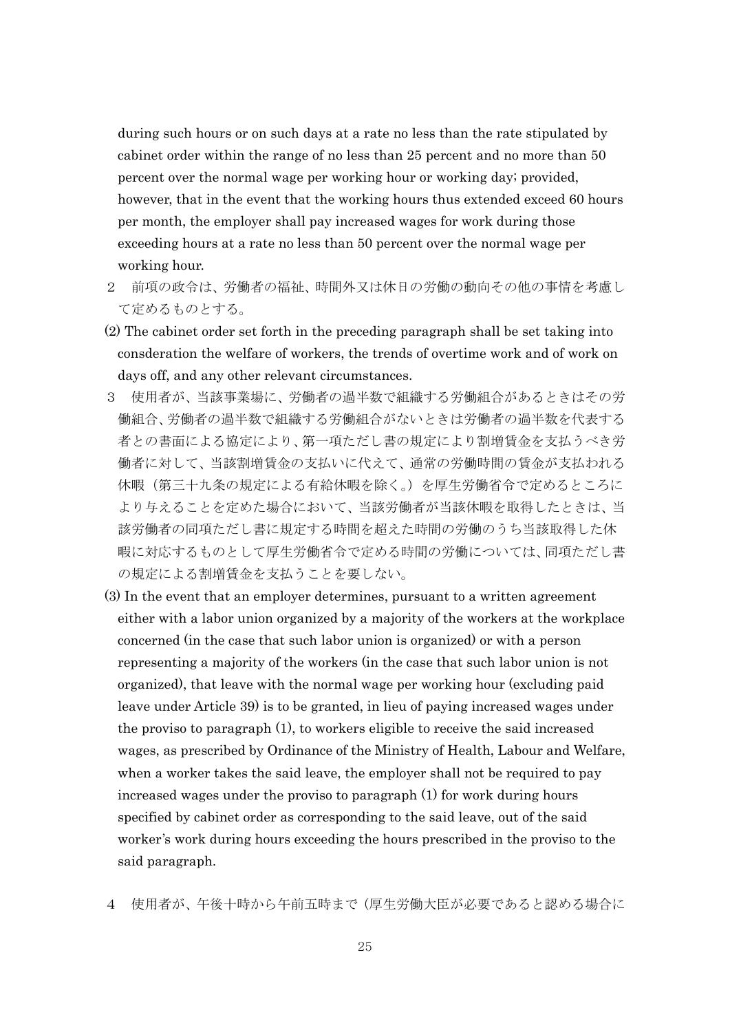during such hours or on such days at a rate no less than the rate stipulated by cabinet order within the range of no less than 25 percent and no more than 50 percent over the normal wage per working hour or working day; provided, however, that in the event that the working hours thus extended exceed 60 hours per month, the employer shall pay increased wages for work during those exceeding hours at a rate no less than 50 percent over the normal wage per working hour.

２　前項の政令は、労働者の福祉、時間外又は休日の労働の動向その他の事情を考慮して定めるものとする。

(2) The cabinet order set forth in the preceding paragraph shall be set taking into consderation the welfare of workers, the trends of overtime work and of work on days off, and any other relevant circumstances.

３　使用者が、当該事業場に、労働者の過半数で組織する労働組合があるときはその労働組合、労働者の過半数で組織する労働組合がないときは労働者の過半数を代表する者との書面による協定により、第一項ただし書の規定により割増賃金を支払うべき労働者に対して、当該割増賃金の支払いに代えて、通常の労働時間の賃金が支払われる休暇（第三十九条の規定による有給休暇を除く。）を厚生労働省令で定めるところにより与えることを定めた場合において、当該労働者が当該休暇を取得したときは、当該労働者の同項ただし書に規定する時間を超えた時間の労働のうち当該取得した休暇に対応するものとして厚生労働省令で定める時間の労働については、同項ただし書の規定による割増賃金を支払うことを要しない。

(3) In the event that an employer determines, pursuant to a written agreement either with a labor union organized by a majority of the workers at the workplace concerned (in the case that such labor union is organized) or with a person representing a majority of the workers (in the case that such labor union is not organized), that leave with the normal wage per working hour (excluding paid leave under Article 39) is to be granted, in lieu of paying increased wages under the proviso to paragraph (1), to workers eligible to receive the said increased wages, as prescribed by Ordinance of the Ministry of Health, Labour and Welfare, when a worker takes the said leave, the employer shall not be required to pay increased wages under the proviso to paragraph (1) for work during hours specified by cabinet order as corresponding to the said leave, out of the said worker's work during hours exceeding the hours prescribed in the proviso to the said paragraph.

４　使用者が、午後十時から午前五時まで（厚生労働大臣が必要であると認める場合に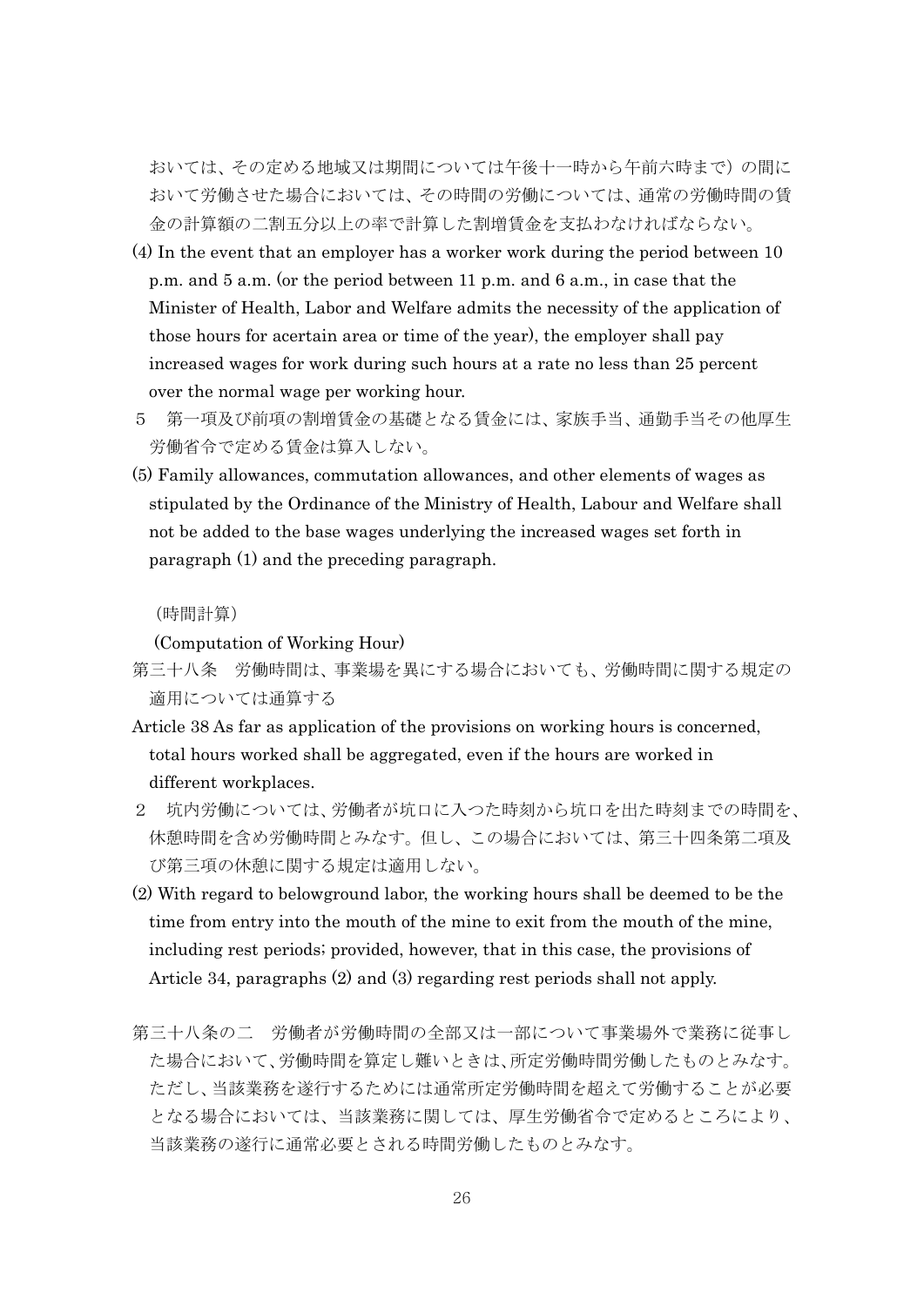おいては、その定める地域又は期間については午後十一時から午前六時まで）の間において労働させた場合においては、その時間の労働については、通常の労働時間の賃金の計算額の二割五分以上の率で計算した割増賃金を支払わなければならない。

(4) In the event that an employer has a worker work during the period between 10 p.m. and 5 a.m. (or the period between 11 p.m. and 6 a.m., in case that the Minister of Health, Labor and Welfare admits the necessity of the application of those hours for acertain area or time of the year), the employer shall pay increased wages for work during such hours at a rate no less than 25 percent over the normal wage per working hour.

５　第一項及び前項の割増賃金の基礎となる賃金には、家族手当、通勤手当その他厚生労働省令で定める賃金は算入しない。

(5) Family allowances, commutation allowances, and other elements of wages as stipulated by the Ordinance of the Ministry of Health, Labour and Welfare shall not be added to the base wages underlying the increased wages set forth in paragraph (1) and the preceding paragraph.

（時間計算）

(Computation of Working Hour)

第三十八条　労働時間は、事業場を異にする場合においても、労働時間に関する規定の適用については通算する

Article 38 As far as application of the provisions on working hours is concerned, total hours worked shall be aggregated, even if the hours are worked in different workplaces.

２　坑内労働については、労働者が坑口に入つた時刻から坑口を出た時刻までの時間を、休憩時間を含め労働時間とみなす。但し、この場合においては、第三十四条第二項及び第三項の休憩に関する規定は適用しない。

(2) With regard to belowground labor, the working hours shall be deemed to be the time from entry into the mouth of the mine to exit from the mouth of the mine, including rest periods; provided, however, that in this case, the provisions of Article 34, paragraphs (2) and (3) regarding rest periods shall not apply.

第三十八条の二　労働者が労働時間の全部又は一部について事業場外で業務に従事した場合において、労働時間を算定し難いときは、所定労働時間労働したものとみなす。ただし、当該業務を遂行するためには通常所定労働時間を超えて労働することが必要となる場合においては、当該業務に関しては、厚生労働省令で定めるところにより、当該業務の遂行に通常必要とされる時間労働したものとみなす。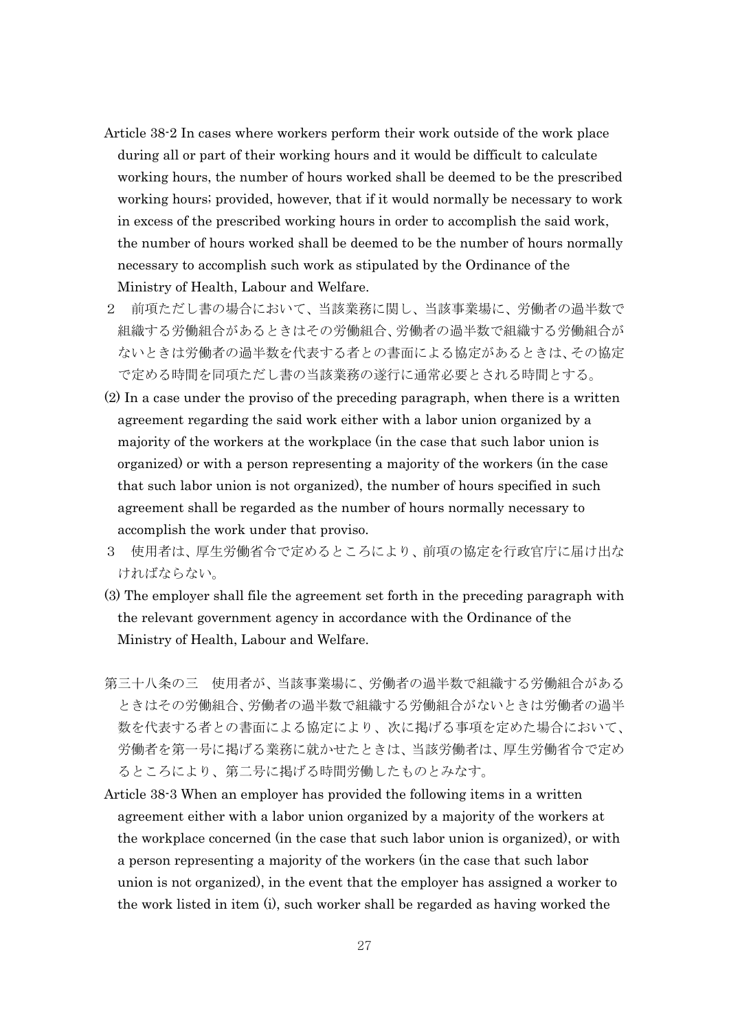Article 38-2 In cases where workers perform their work outside of the work place during all or part of their working hours and it would be difficult to calculate working hours, the number of hours worked shall be deemed to be the prescribed working hours; provided, however, that if it would normally be necessary to work in excess of the prescribed working hours in order to accomplish the said work, the number of hours worked shall be deemed to be the number of hours normally necessary to accomplish such work as stipulated by the Ordinance of the Ministry of Health, Labour and Welfare.

２　前項ただし書の場合において、当該業務に関し、当該事業場に、労働者の過半数で組織する労働組合があるときはその労働組合、労働者の過半数で組織する労働組合がないときは労働者の過半数を代表する者との書面による協定があるときは、その協定で定める時間を同項ただし書の当該業務の遂行に通常必要とされる時間とする。

(2) In a case under the proviso of the preceding paragraph, when there is a written agreement regarding the said work either with a labor union organized by a majority of the workers at the workplace (in the case that such labor union is organized) or with a person representing a majority of the workers (in the case that such labor union is not organized), the number of hours specified in such agreement shall be regarded as the number of hours normally necessary to accomplish the work under that proviso.

３　使用者は、厚生労働省令で定めるところにより、前項の協定を行政官庁に届け出なければならない。

(3) The employer shall file the agreement set forth in the preceding paragraph with the relevant government agency in accordance with the Ordinance of the Ministry of Health, Labour and Welfare.

第三十八条の三　使用者が、当該事業場に、労働者の過半数で組織する労働組合があるときはその労働組合、労働者の過半数で組織する労働組合がないときは労働者の過半数を代表する者との書面による協定により、次に掲げる事項を定めた場合において、労働者を第一号に掲げる業務に就かせたときは、当該労働者は、厚生労働省令で定めるところにより、第二号に掲げる時間労働したものとみなす。

Article 38-3 When an employer has provided the following items in a written agreement either with a labor union organized by a majority of the workers at the workplace concerned (in the case that such labor union is organized), or with a person representing a majority of the workers (in the case that such labor union is not organized), in the event that the employer has assigned a worker to the work listed in item (i), such worker shall be regarded as having worked the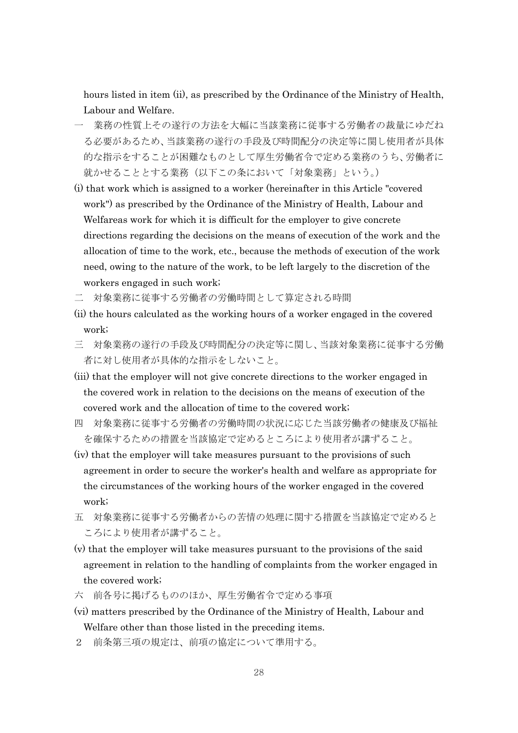hours listed in item (ii), as prescribed by the Ordinance of the Ministry of Health, Labour and Welfare.

一　業務の性質上その遂行の方法を大幅に当該業務に従事する労働者の裁量にゆだねる必要があるため、当該業務の遂行の手段及び時間配分の決定等に関し使用者が具体的な指示をすることが困難なものとして厚生労働省令で定める業務のうち、労働者に就かせることとする業務（以下この条において「対象業務」という。）

(i) that work which is assigned to a worker (hereinafter in this Article "covered work") as prescribed by the Ordinance of the Ministry of Health, Labour and Welfareas work for which it is difficult for the employer to give concrete directions regarding the decisions on the means of execution of the work and the allocation of time to the work, etc., because the methods of execution of the work need, owing to the nature of the work, to be left largely to the discretion of the workers engaged in such work;

二　対象業務に従事する労働者の労働時間として算定される時間

(ii) the hours calculated as the working hours of a worker engaged in the covered work;

三　対象業務の遂行の手段及び時間配分の決定等に関し、当該対象業務に従事する労働者に対し使用者が具体的な指示をしないこと。

(iii) that the employer will not give concrete directions to the worker engaged in the covered work in relation to the decisions on the means of execution of the covered work and the allocation of time to the covered work;

四　対象業務に従事する労働者の労働時間の状況に応じた当該労働者の健康及び福祉を確保するための措置を当該協定で定めるところにより使用者が講ずること。

(iv) that the employer will take measures pursuant to the provisions of such agreement in order to secure the worker's health and welfare as appropriate for the circumstances of the working hours of the worker engaged in the covered work;

五　対象業務に従事する労働者からの苦情の処理に関する措置を当該協定で定めるところにより使用者が講ずること。

(v) that the employer will take measures pursuant to the provisions of the said agreement in relation to the handling of complaints from the worker engaged in the covered work;

六　前各号に掲げるもののほか、厚生労働省令で定める事項

(vi) matters prescribed by the Ordinance of the Ministry of Health, Labour and Welfare other than those listed in the preceding items.

２　前条第三項の規定は、前項の協定について準用する。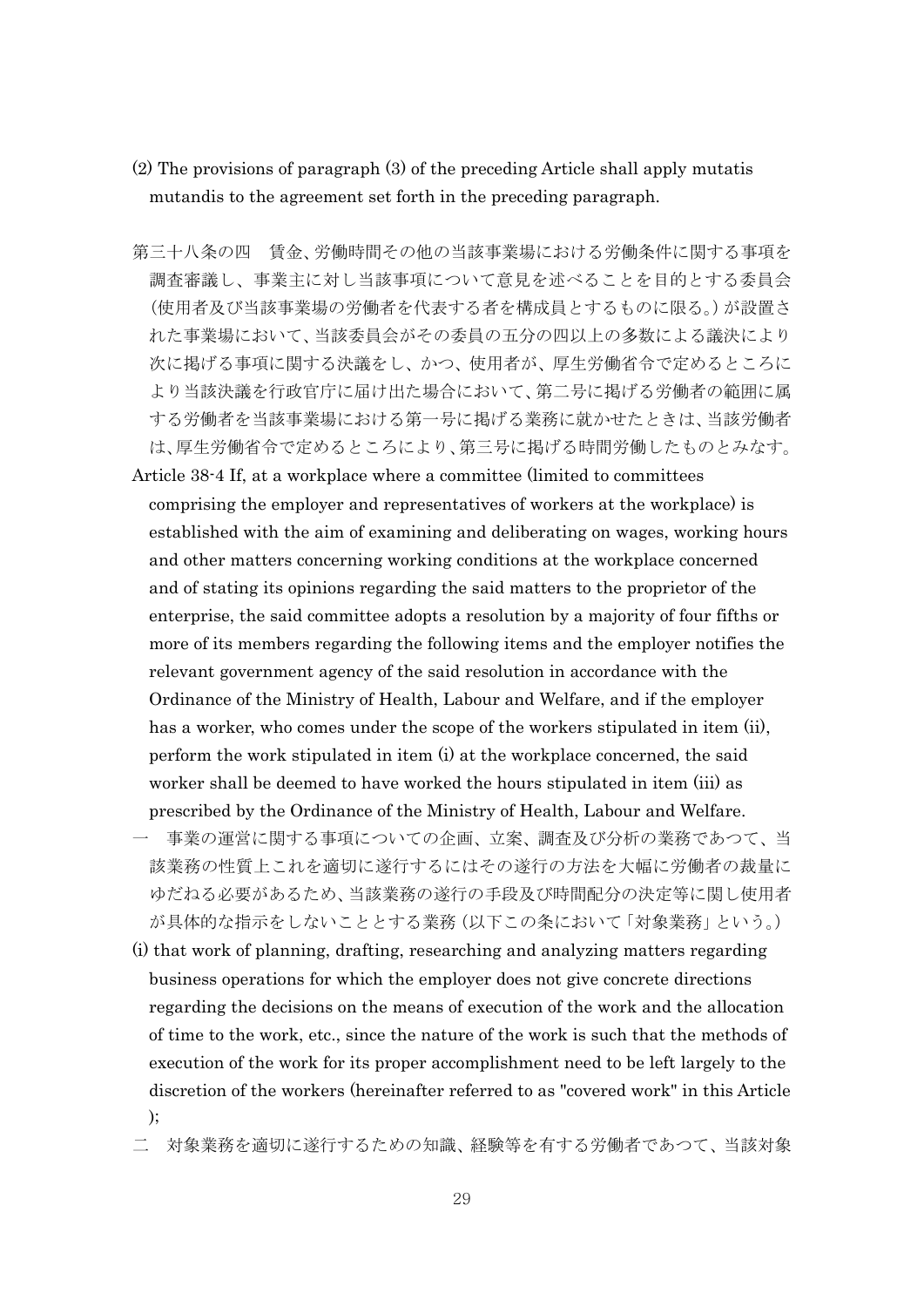(2) The provisions of paragraph (3) of the preceding Article shall apply mutatis mutandis to the agreement set forth in the preceding paragraph.

第三十八条の四　賃金、労働時間その他の当該事業場における労働条件に関する事項を調査審議し、事業主に対し当該事項について意見を述べることを目的とする委員会（使用者及び当該事業場の労働者を代表する者を構成員とするものに限る。）が設置された事業場において、当該委員会がその委員の五分の四以上の多数による議決により次に掲げる事項に関する決議をし、かつ、使用者が、厚生労働省令で定めるところにより当該決議を行政官庁に届け出た場合において、第二号に掲げる労働者の範囲に属する労働者を当該事業場における第一号に掲げる業務に就かせたときは、当該労働者は、厚生労働省令で定めるところにより、第三号に掲げる時間労働したものとみなす。

Article 38-4 If, at a workplace where a committee (limited to committees comprising the employer and representatives of workers at the workplace) is established with the aim of examining and deliberating on wages, working hours and other matters concerning working conditions at the workplace concerned and of stating its opinions regarding the said matters to the proprietor of the enterprise, the said committee adopts a resolution by a majority of four fifths or more of its members regarding the following items and the employer notifies the relevant government agency of the said resolution in accordance with the Ordinance of the Ministry of Health, Labour and Welfare, and if the employer has a worker, who comes under the scope of the workers stipulated in item (ii), perform the work stipulated in item (i) at the workplace concerned, the said worker shall be deemed to have worked the hours stipulated in item (iii) as prescribed by the Ordinance of the Ministry of Health, Labour and Welfare.

一　事業の運営に関する事項についての企画、立案、調査及び分析の業務であつて、当該業務の性質上これを適切に遂行するにはその遂行の方法を大幅に労働者の裁量にゆだねる必要があるため、当該業務の遂行の手段及び時間配分の決定等に関し使用者が具体的な指示をしないこととする業務（以下この条において「対象業務」という。）

(i) that work of planning, drafting, researching and analyzing matters regarding business operations for which the employer does not give concrete directions regarding the decisions on the means of execution of the work and the allocation of time to the work, etc., since the nature of the work is such that the methods of execution of the work for its proper accomplishment need to be left largely to the discretion of the workers (hereinafter referred to as "covered work" in this Article);

二　対象業務を適切に遂行するための知識、経験等を有する労働者であつて、当該対象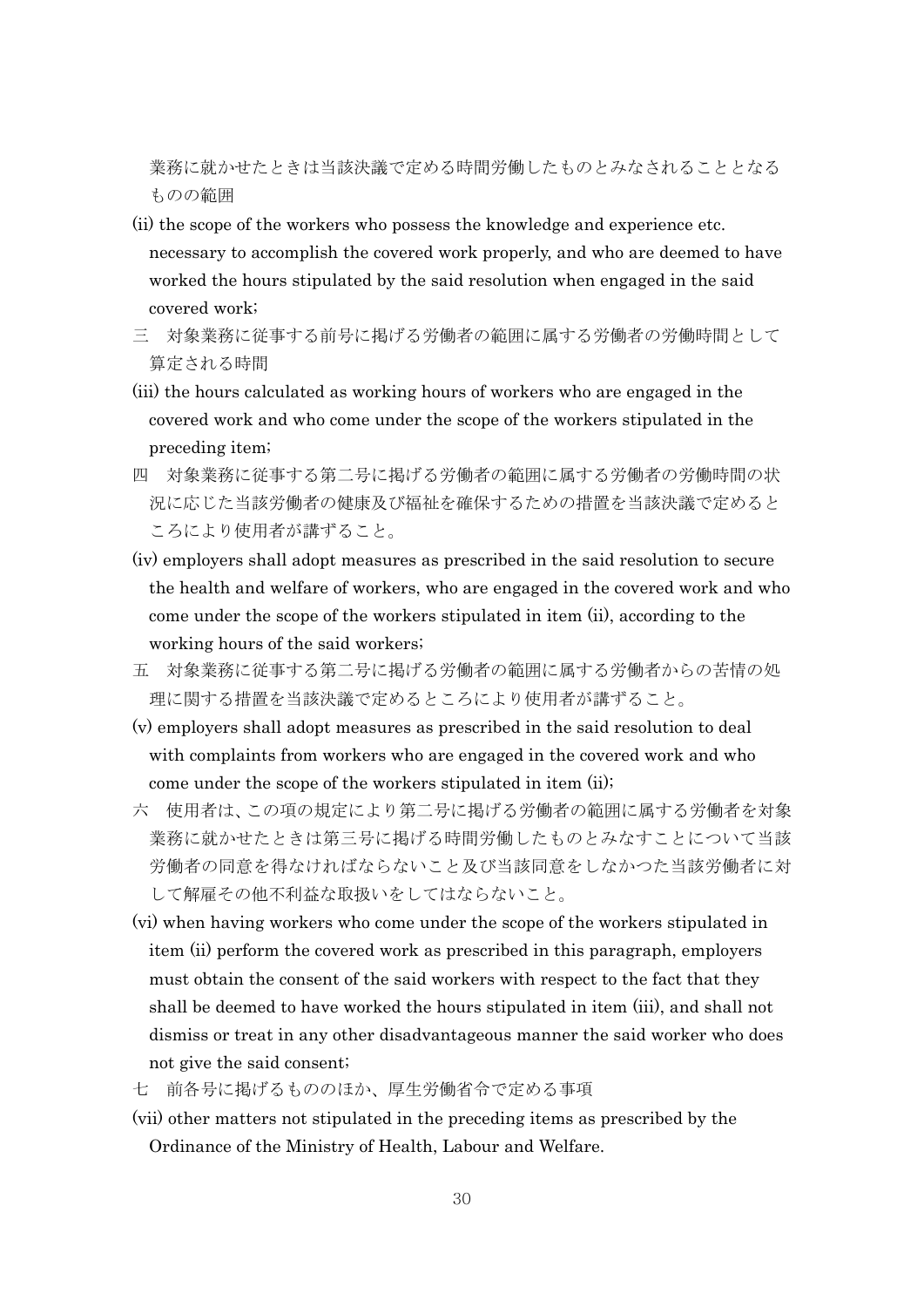業務に就かせたときは当該決議で定める時間労働したものとみなされることとなるものの範囲

(ii) the scope of the workers who possess the knowledge and experience etc. necessary to accomplish the covered work properly, and who are deemed to have worked the hours stipulated by the said resolution when engaged in the said covered work;

三　対象業務に従事する前号に掲げる労働者の範囲に属する労働者の労働時間として算定される時間

(iii) the hours calculated as working hours of workers who are engaged in the covered work and who come under the scope of the workers stipulated in the preceding item;

四　対象業務に従事する第二号に掲げる労働者の範囲に属する労働者の労働時間の状況に応じた当該労働者の健康及び福祉を確保するための措置を当該決議で定めるところにより使用者が講ずること。

(iv) employers shall adopt measures as prescribed in the said resolution to secure the health and welfare of workers, who are engaged in the covered work and who come under the scope of the workers stipulated in item (ii), according to the working hours of the said workers;

五　対象業務に従事する第二号に掲げる労働者の範囲に属する労働者からの苦情の処理に関する措置を当該決議で定めるところにより使用者が講ずること。

(v) employers shall adopt measures as prescribed in the said resolution to deal with complaints from workers who are engaged in the covered work and who come under the scope of the workers stipulated in item (ii);

六　使用者は、この項の規定により第二号に掲げる労働者の範囲に属する労働者を対象業務に就かせたときは第三号に掲げる時間労働したものとみなすことについて当該労働者の同意を得なければならないこと及び当該同意をしなかつた当該労働者に対して解雇その他不利益な取扱いをしてはならないこと。

(vi) when having workers who come under the scope of the workers stipulated in item (ii) perform the covered work as prescribed in this paragraph, employers must obtain the consent of the said workers with respect to the fact that they shall be deemed to have worked the hours stipulated in item (iii), and shall not dismiss or treat in any other disadvantageous manner the said worker who does not give the said consent;

七　前各号に掲げるもののほか、厚生労働省令で定める事項

(vii) other matters not stipulated in the preceding items as prescribed by the Ordinance of the Ministry of Health, Labour and Welfare.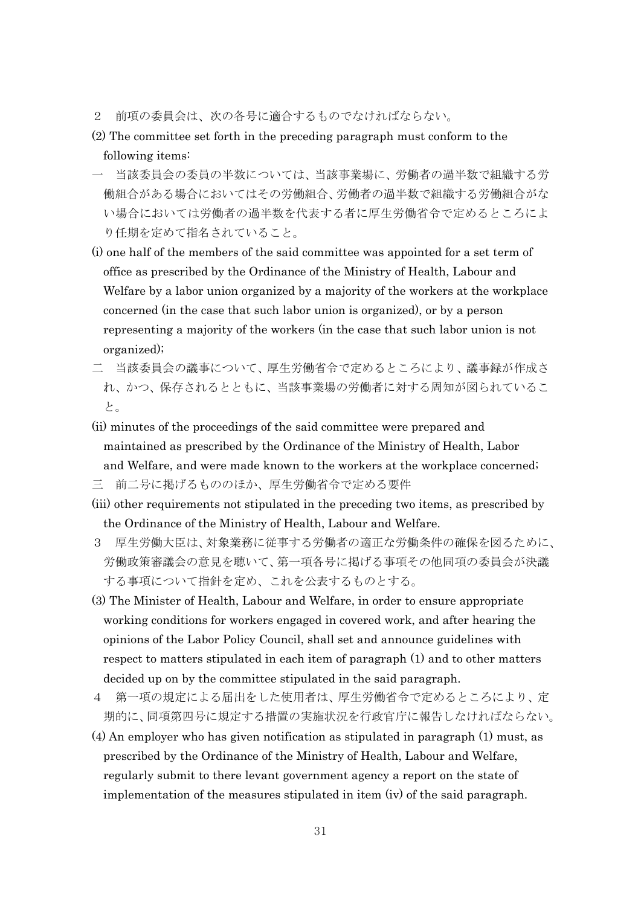２　前項の委員会は、次の各号に適合するものでなければならない。

(2) The committee set forth in the preceding paragraph must conform to the following items:

一　当該委員会の委員の半数については、当該事業場に、労働者の過半数で組織する労働組合がある場合においてはその労働組合、労働者の過半数で組織する労働組合がない場合においては労働者の過半数を代表する者に厚生労働省令で定めるところにより任期を定めて指名されていること。

(i) one half of the members of the said committee was appointed for a set term of office as prescribed by the Ordinance of the Ministry of Health, Labour and Welfare by a labor union organized by a majority of the workers at the workplace concerned (in the case that such labor union is organized), or by a person representing a majority of the workers (in the case that such labor union is not organized);

二　当該委員会の議事について、厚生労働省令で定めるところにより、議事録が作成され、かつ、保存されるとともに、当該事業場の労働者に対する周知が図られていること。

(ii) minutes of the proceedings of the said committee were prepared and maintained as prescribed by the Ordinance of the Ministry of Health, Labor and Welfare, and were made known to the workers at the workplace concerned;

三　前二号に掲げるもののほか、厚生労働省令で定める要件

(iii) other requirements not stipulated in the preceding two items, as prescribed by the Ordinance of the Ministry of Health, Labour and Welfare.

３　厚生労働大臣は、対象業務に従事する労働者の適正な労働条件の確保を図るために、労働政策審議会の意見を聴いて、第一項各号に掲げる事項その他同項の委員会が決議する事項について指針を定め、これを公表するものとする。

(3) The Minister of Health, Labour and Welfare, in order to ensure appropriate working conditions for workers engaged in covered work, and after hearing the opinions of the Labor Policy Council, shall set and announce guidelines with respect to matters stipulated in each item of paragraph (1) and to other matters decided up on by the committee stipulated in the said paragraph.

４　第一項の規定による届出をした使用者は、厚生労働省令で定めるところにより、定期的に、同項第四号に規定する措置の実施状況を行政官庁に報告しなければならない。

(4) An employer who has given notification as stipulated in paragraph (1) must, as prescribed by the Ordinance of the Ministry of Health, Labour and Welfare, regularly submit to there levant government agency a report on the state of implementation of the measures stipulated in item (iv) of the said paragraph.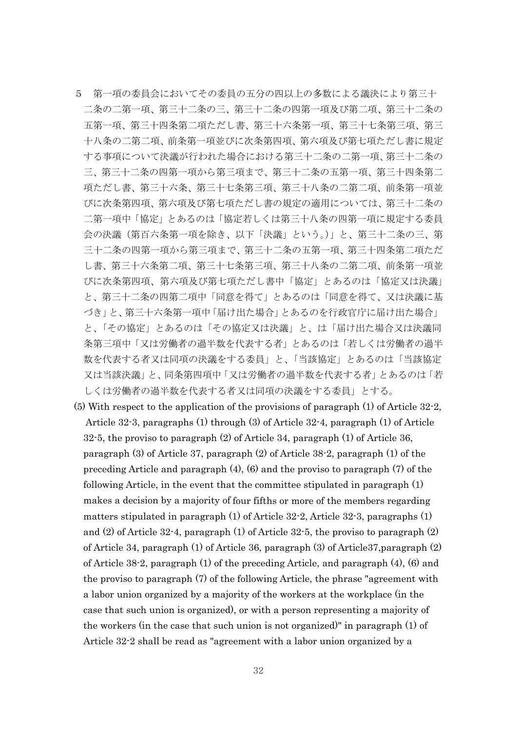５　第一項の委員会においてその委員の五分の四以上の多数による議決により第三十二条の二第一項、第三十二条の三、第三十二条の四第一項及び第二項、第三十二条の五第一項、第三十四条第二項ただし書、第三十六条第一項、第三十七条第三項、第三十八条の二第二項、前条第一項並びに次条第四項、第六項及び第七項ただし書に規定する事項について決議が行われた場合における第三十二条の二第一項、第三十二条の三、第三十二条の四第一項から第三項まで、第三十二条の五第一項、第三十四条第二項ただし書、第三十六条、第三十七条第三項、第三十八条の二第二項、前条第一項並びに次条第四項、第六項及び第七項ただし書の規定の適用については、第三十二条の二第一項中「協定」とあるのは「協定若しくは第三十八条の四第一項に規定する委員会の決議（第百六条第一項を除き、以下「決議」という。）」と、第三十二条の三、第三十二条の四第一項から第三項まで、第三十二条の五第一項、第三十四条第二項ただし書、第三十六条第二項、第三十七条第三項、第三十八条の二第二項、前条第一項並びに次条第四項、第六項及び第七項ただし書中「協定」とあるのは「協定又は決議」と、第三十二条の四第二項中「同意を得て」とあるのは「同意を得て、又は決議に基づき」と、第三十六条第一項中「届け出た場合」とあるのを行政官庁に届け出た場合」と、「その協定」とあるのは「その協定又は決議」と、は「届け出た場合又は決議同条第三項中「又は労働者の過半数を代表する者」とあるのは「若しくは労働者の過半数を代表する者又は同項の決議をする委員」と、「当該協定」とあるのは「当該協定又は当該決議」と、同条第四項中「又は労働者の過半数を代表する者」とあるのは「若しくは労働者の過半数を代表する者又は同項の決議をする委員」とする。

(5) With respect to the application of the provisions of paragraph (1) of Article 32-2, Article 32-3, paragraphs (1) through (3) of Article 32-4, paragraph (1) of Article 32-5, the proviso to paragraph (2) of Article 34, paragraph (1) of Article 36, paragraph (3) of Article 37, paragraph (2) of Article 38-2, paragraph (1) of the preceding Article and paragraph (4), (6) and the proviso to paragraph (7) of the following Article, in the event that the committee stipulated in paragraph (1) makes a decision by a majority of four fifths or more of the members regarding matters stipulated in paragraph (1) of Article 32-2, Article 32-3, paragraphs (1) and (2) of Article 32-4, paragraph (1) of Article 32-5, the proviso to paragraph (2) of Article 34, paragraph (1) of Article 36, paragraph (3) of Article37,paragraph (2) of Article 38-2, paragraph (1) of the preceding Article, and paragraph (4), (6) and the proviso to paragraph (7) of the following Article, the phrase "agreement with a labor union organized by a majority of the workers at the workplace (in the case that such union is organized), or with a person representing a majority of the workers (in the case that such union is not organized)" in paragraph (1) of Article 32-2 shall be read as "agreement with a labor union organized by a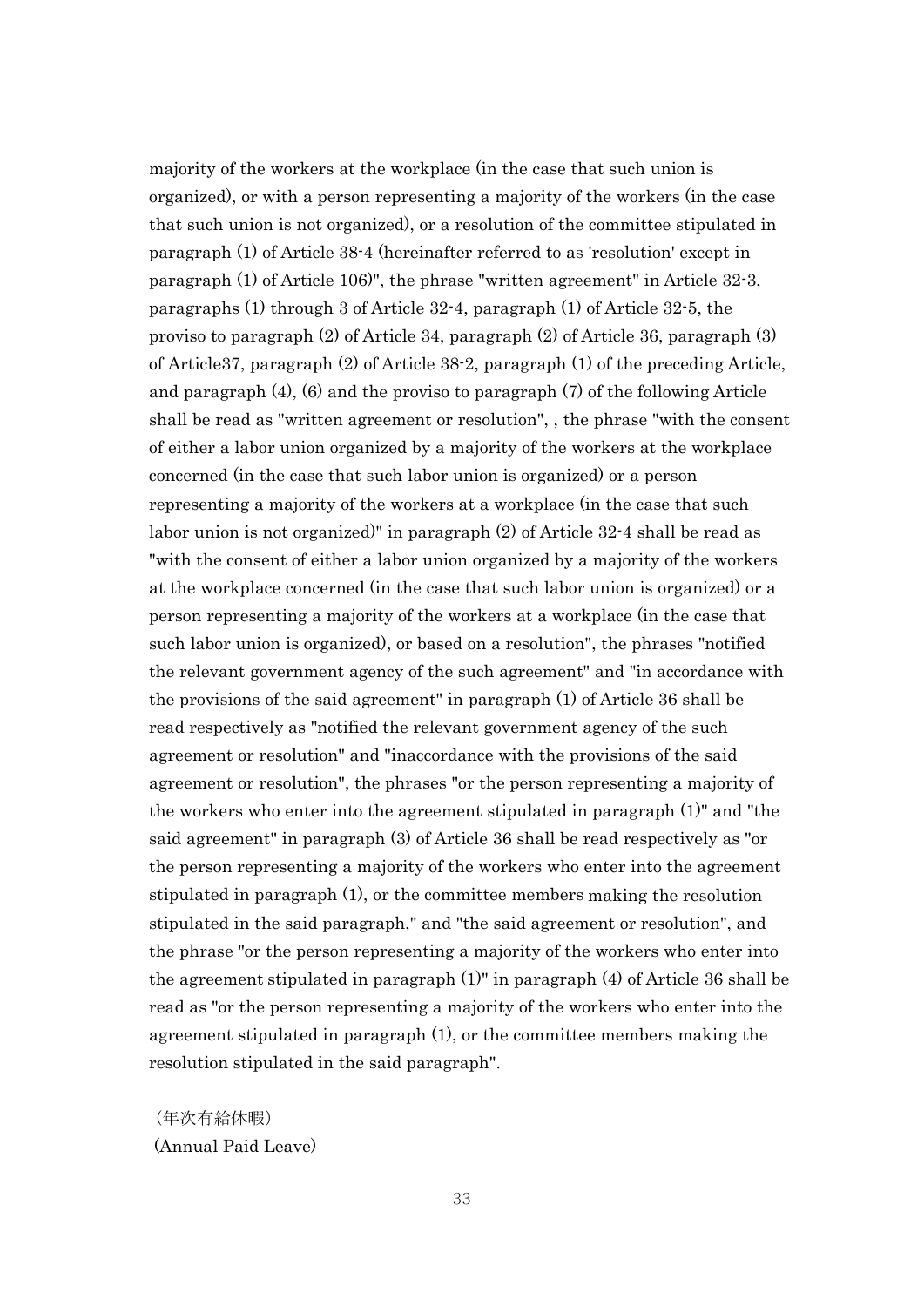majority of the workers at the workplace (in the case that such union is organized), or with a person representing a majority of the workers (in the case that such union is not organized), or a resolution of the committee stipulated in paragraph (1) of Article 38-4 (hereinafter referred to as 'resolution' except in paragraph (1) of Article 106)", the phrase "written agreement" in Article 32-3, paragraphs (1) through 3 of Article 32-4, paragraph (1) of Article 32-5, the proviso to paragraph (2) of Article 34, paragraph (2) of Article 36, paragraph (3) of Article37, paragraph (2) of Article 38-2, paragraph (1) of the preceding Article, and paragraph (4), (6) and the proviso to paragraph (7) of the following Article shall be read as "written agreement or resolution", , the phrase "with the consent of either a labor union organized by a majority of the workers at the workplace concerned (in the case that such labor union is organized) or a person representing a majority of the workers at a workplace (in the case that such labor union is not organized)" in paragraph (2) of Article 32-4 shall be read as "with the consent of either a labor union organized by a majority of the workers at the workplace concerned (in the case that such labor union is organized) or a person representing a majority of the workers at a workplace (in the case that such labor union is organized), or based on a resolution", the phrases "notified the relevant government agency of the such agreement" and "in accordance with the provisions of the said agreement" in paragraph (1) of Article 36 shall be read respectively as "notified the relevant government agency of the such agreement or resolution" and "inaccordance with the provisions of the said agreement or resolution", the phrases "or the person representing a majority of the workers who enter into the agreement stipulated in paragraph (1)" and "the said agreement" in paragraph (3) of Article 36 shall be read respectively as "or the person representing a majority of the workers who enter into the agreement stipulated in paragraph (1), or the committee members making the resolution stipulated in the said paragraph," and "the said agreement or resolution", and the phrase "or the person representing a majority of the workers who enter into the agreement stipulated in paragraph (1)" in paragraph (4) of Article 36 shall be read as "or the person representing a majority of the workers who enter into the agreement stipulated in paragraph (1), or the committee members making the resolution stipulated in the said paragraph".

（年次有給休暇）
(Annual Paid Leave)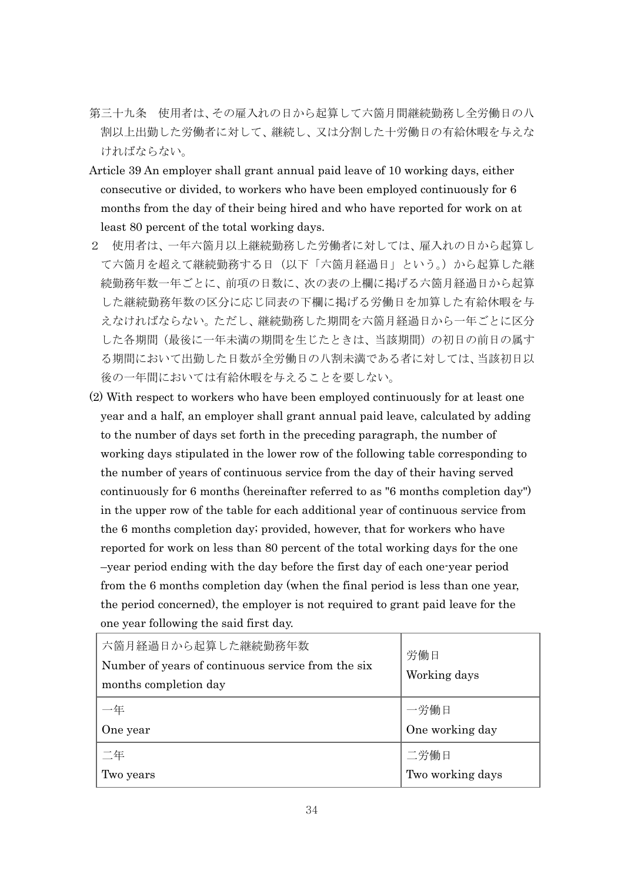第三十九条　使用者は、その雇入れの日から起算して六箇月間継続勤務し全労働日の八割以上出勤した労働者に対して、継続し、又は分割した十労働日の有給休暇を与えなければならない。

Article 39 An employer shall grant annual paid leave of 10 working days, either consecutive or divided, to workers who have been employed continuously for 6 months from the day of their being hired and who have reported for work on at least 80 percent of the total working days.

２　使用者は、一年六箇月以上継続勤務した労働者に対しては、雇入れの日から起算して六箇月を超えて継続勤務する日（以下「六箇月経過日」という。）から起算した継続勤務年数一年ごとに、前項の日数に、次の表の上欄に掲げる六箇月経過日から起算した継続勤務年数の区分に応じ同表の下欄に掲げる労働日を加算した有給休暇を与えなければならない。ただし、継続勤務した期間を六箇月経過日から一年ごとに区分した各期間（最後に一年未満の期間を生じたときは、当該期間）の初日の前日の属する期間において出勤した日数が全労働日の八割未満である者に対しては、当該初日以後の一年間においては有給休暇を与えることを要しない。

(2) With respect to workers who have been employed continuously for at least one year and a half, an employer shall grant annual paid leave, calculated by adding to the number of days set forth in the preceding paragraph, the number of working days stipulated in the lower row of the following table corresponding to the number of years of continuous service from the day of their having served continuously for 6 months (hereinafter referred to as "6 months completion day") in the upper row of the table for each additional year of continuous service from the 6 months completion day; provided, however, that for workers who have reported for work on less than 80 percent of the total working days for the one –year period ending with the day before the first day of each one-year period from the 6 months completion day (when the final period is less than one year, the period concerned), the employer is not required to grant paid leave for the one year following the said first day.

| 六箇月経過日から起算した継続勤務年数<br>Number of years of continuous service from the six months completion day | 労働日<br>Working days |
|---|---|
| 一年<br>One year | 一労働日<br>One working day |
| 二年<br>Two years | 二労働日<br>Two working days |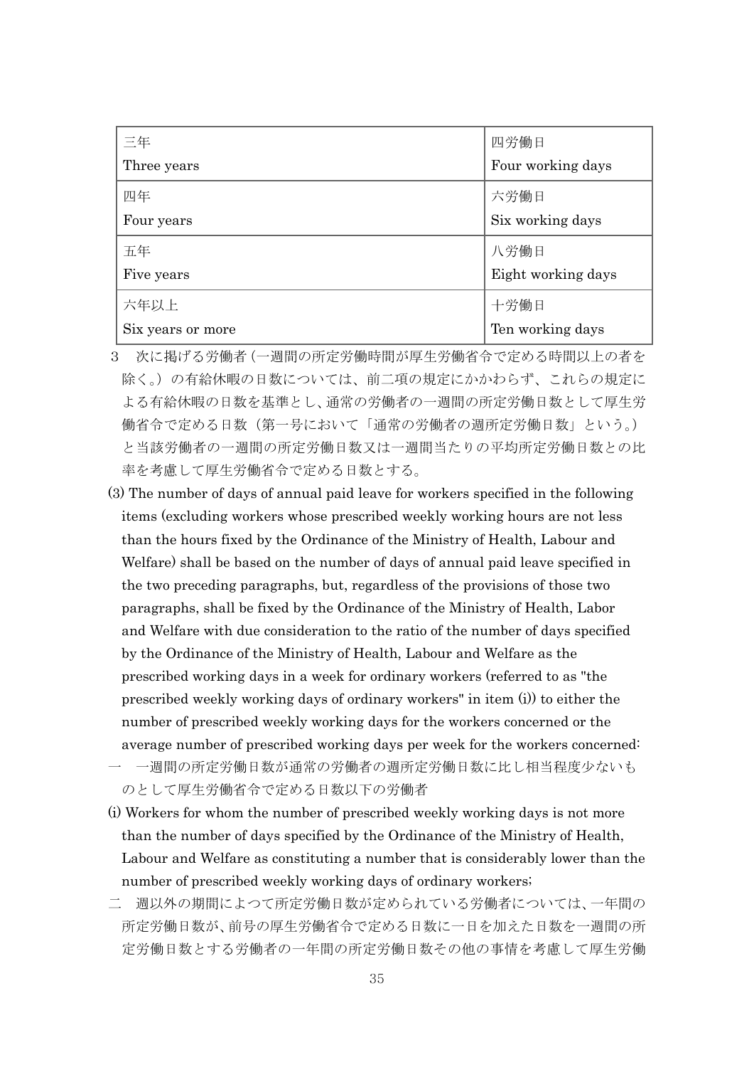| 三年<br>Three years | 四労働日<br>Four working days |
|---|---|
| 四年<br>Four years | 六労働日<br>Six working days |
| 五年<br>Five years | 八労働日<br>Eight working days |
| 六年以上<br>Six years or more | 十労働日<br>Ten working days |

３　次に掲げる労働者（一週間の所定労働時間が厚生労働省令で定める時間以上の者を除く。）の有給休暇の日数については、前二項の規定にかかわらず、これらの規定による有給休暇の日数を基準とし、通常の労働者の一週間の所定労働日数として厚生労働省令で定める日数（第一号において「通常の労働者の週所定労働日数」という。）と当該労働者の一週間の所定労働日数又は一週間当たりの平均所定労働日数との比率を考慮して厚生労働省令で定める日数とする。

(3) The number of days of annual paid leave for workers specified in the following items (excluding workers whose prescribed weekly working hours are not less than the hours fixed by the Ordinance of the Ministry of Health, Labour and Welfare) shall be based on the number of days of annual paid leave specified in the two preceding paragraphs, but, regardless of the provisions of those two paragraphs, shall be fixed by the Ordinance of the Ministry of Health, Labor and Welfare with due consideration to the ratio of the number of days specified by the Ordinance of the Ministry of Health, Labour and Welfare as the prescribed working days in a week for ordinary workers (referred to as "the prescribed weekly working days of ordinary workers" in item (i)) to either the number of prescribed weekly working days for the workers concerned or the average number of prescribed working days per week for the workers concerned:

一　一週間の所定労働日数が通常の労働者の週所定労働日数に比し相当程度少ないものとして厚生労働省令で定める日数以下の労働者

(i) Workers for whom the number of prescribed weekly working days is not more than the number of days specified by the Ordinance of the Ministry of Health, Labour and Welfare as constituting a number that is considerably lower than the number of prescribed weekly working days of ordinary workers;

二　週以外の期間によつて所定労働日数が定められている労働者については、一年間の所定労働日数が、前号の厚生労働省令で定める日数に一日を加えた日数を一週間の所定労働日数とする労働者の一年間の所定労働日数その他の事情を考慮して厚生労働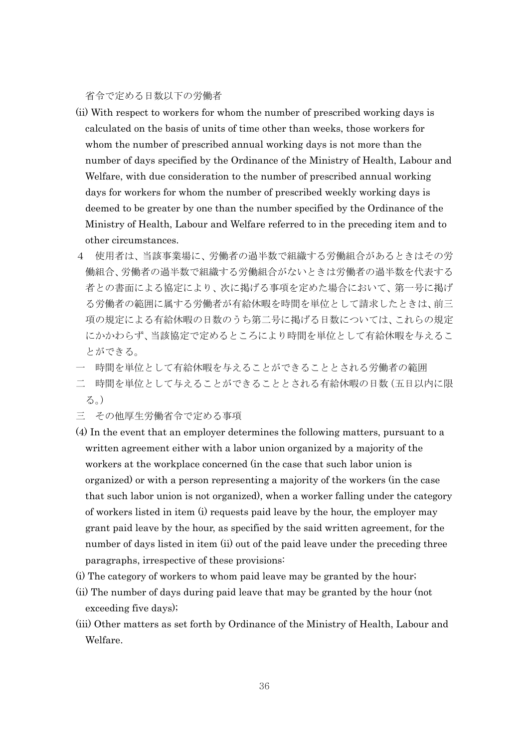省令で定める日数以下の労働者

(ii) With respect to workers for whom the number of prescribed working days is calculated on the basis of units of time other than weeks, those workers for whom the number of prescribed annual working days is not more than the number of days specified by the Ordinance of the Ministry of Health, Labour and Welfare, with due consideration to the number of prescribed annual working days for workers for whom the number of prescribed weekly working days is deemed to be greater by one than the number specified by the Ordinance of the Ministry of Health, Labour and Welfare referred to in the preceding item and to other circumstances.

４　使用者は、当該事業場に、労働者の過半数で組織する労働組合があるときはその労働組合、労働者の過半数で組織する労働組合がないときは労働者の過半数を代表する者との書面による協定により、次に掲げる事項を定めた場合において、第一号に掲げる労働者の範囲に属する労働者が有給休暇を時間を単位として請求したときは、前三項の規定による有給休暇の日数のうち第二号に掲げる日数については、これらの規定にかかわらず、当該協定で定めるところにより時間を単位として有給休暇を与えることができる。

一　時間を単位として有給休暇を与えることができることとされる労働者の範囲

二　時間を単位として与えることができることとされる有給休暇の日数（五日以内に限る。）

三　その他厚生労働省令で定める事項

(4) In the event that an employer determines the following matters, pursuant to a written agreement either with a labor union organized by a majority of the workers at the workplace concerned (in the case that such labor union is organized) or with a person representing a majority of the workers (in the case that such labor union is not organized), when a worker falling under the category of workers listed in item (i) requests paid leave by the hour, the employer may grant paid leave by the hour, as specified by the said written agreement, for the number of days listed in item (ii) out of the paid leave under the preceding three paragraphs, irrespective of these provisions:

(i) The category of workers to whom paid leave may be granted by the hour;

(ii) The number of days during paid leave that may be granted by the hour (not exceeding five days);

(iii) Other matters as set forth by Ordinance of the Ministry of Health, Labour and Welfare.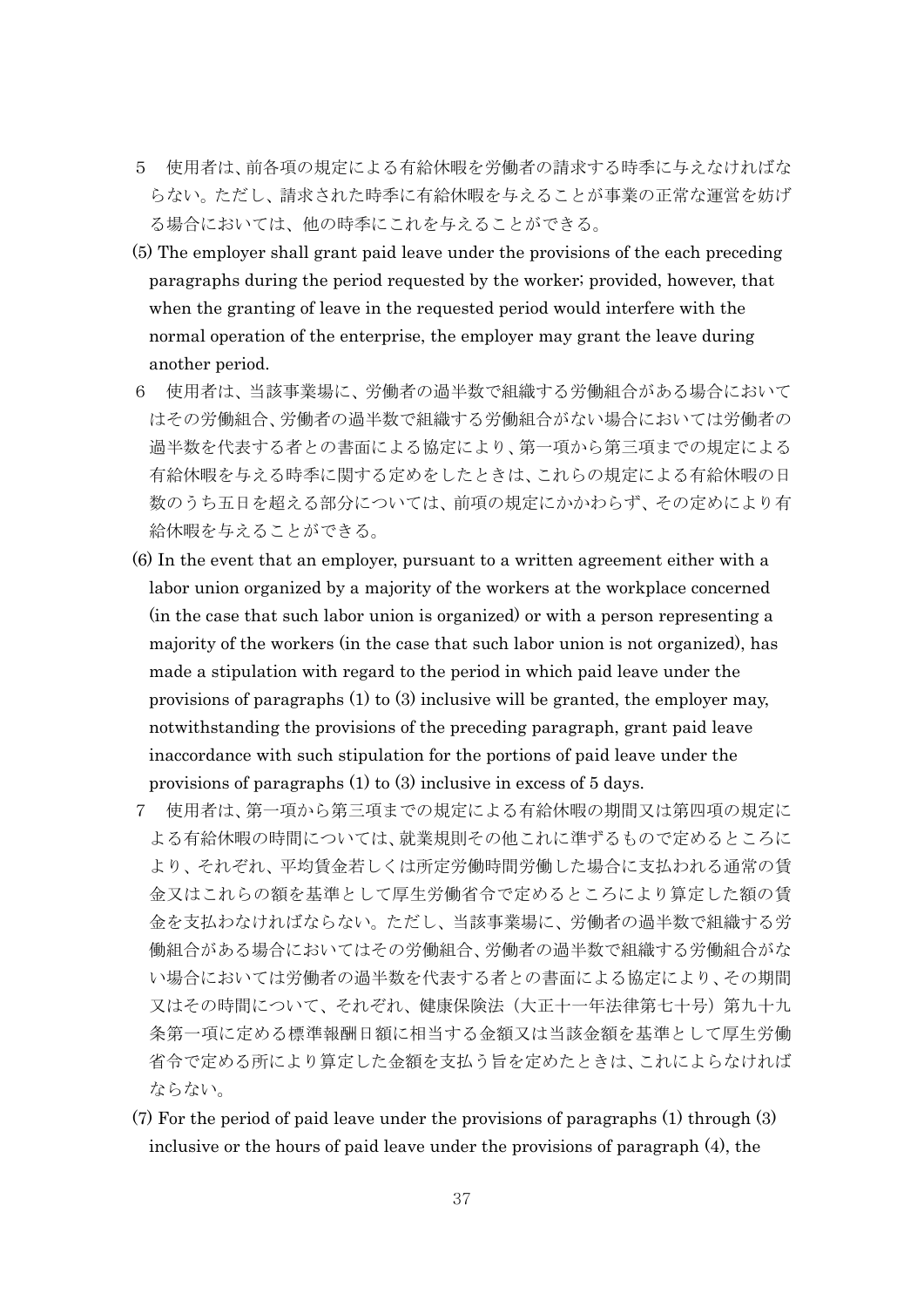５　使用者は、前各項の規定による有給休暇を労働者の請求する時季に与えなければならない。ただし、請求された時季に有給休暇を与えることが事業の正常な運営を妨げる場合においては、他の時季にこれを与えることができる。

(5) The employer shall grant paid leave under the provisions of the each preceding paragraphs during the period requested by the worker; provided, however, that when the granting of leave in the requested period would interfere with the normal operation of the enterprise, the employer may grant the leave during another period.

６　使用者は、当該事業場に、労働者の過半数で組織する労働組合がある場合においてはその労働組合、労働者の過半数で組織する労働組合がない場合においては労働者の過半数を代表する者との書面による協定により、第一項から第三項までの規定による有給休暇を与える時季に関する定めをしたときは、これらの規定による有給休暇の日数のうち五日を超える部分については、前項の規定にかかわらず、その定めにより有給休暇を与えることができる。

(6) In the event that an employer, pursuant to a written agreement either with a labor union organized by a majority of the workers at the workplace concerned (in the case that such labor union is organized) or with a person representing a majority of the workers (in the case that such labor union is not organized), has made a stipulation with regard to the period in which paid leave under the provisions of paragraphs (1) to (3) inclusive will be granted, the employer may, notwithstanding the provisions of the preceding paragraph, grant paid leave inaccordance with such stipulation for the portions of paid leave under the provisions of paragraphs (1) to (3) inclusive in excess of 5 days.

７　使用者は、第一項から第三項までの規定による有給休暇の期間又は第四項の規定による有給休暇の時間については、就業規則その他これに準ずるもので定めるところにより、それぞれ、平均賃金若しくは所定労働時間労働した場合に支払われる通常の賃金又はこれらの額を基準として厚生労働省令で定めるところにより算定した額の賃金を支払わなければならない。ただし、当該事業場に、労働者の過半数で組織する労働組合がある場合においてはその労働組合、労働者の過半数で組織する労働組合がない場合においては労働者の過半数を代表する者との書面による協定により、その期間又はその時間について、それぞれ、健康保険法（大正十一年法律第七十号）第九十九条第一項に定める標準報酬日額に相当する金額又は当該金額を基準として厚生労働省令で定める所により算定した金額を支払う旨を定めたときは、これによらなければならない。

(7) For the period of paid leave under the provisions of paragraphs (1) through (3) inclusive or the hours of paid leave under the provisions of paragraph (4), the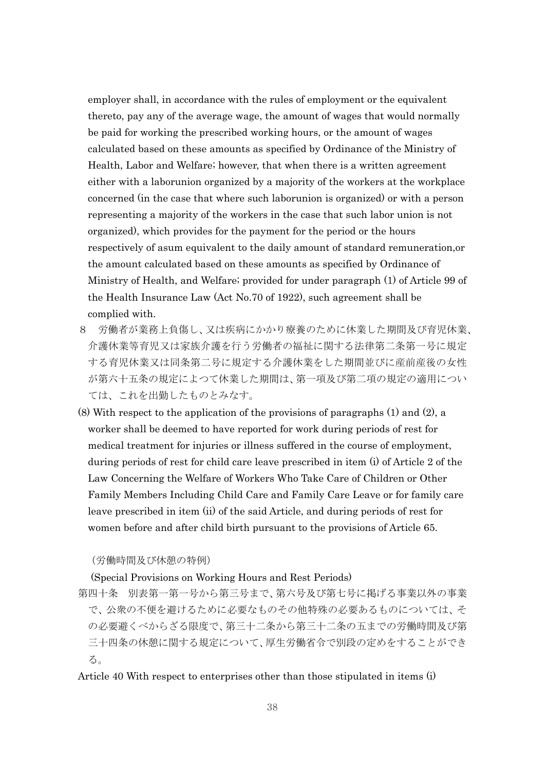employer shall, in accordance with the rules of employment or the equivalent thereto, pay any of the average wage, the amount of wages that would normally be paid for working the prescribed working hours, or the amount of wages calculated based on these amounts as specified by Ordinance of the Ministry of Health, Labor and Welfare; however, that when there is a written agreement either with a laborunion organized by a majority of the workers at the workplace concerned (in the case that where such laborunion is organized) or with a person representing a majority of the workers in the case that such labor union is not organized), which provides for the payment for the period or the hours respectively of asum equivalent to the daily amount of standard remuneration,or the amount calculated based on these amounts as specified by Ordinance of Ministry of Health, and Welfare; provided for under paragraph (1) of Article 99 of the Health Insurance Law (Act No.70 of 1922), such agreement shall be complied with.

８　労働者が業務上負傷し、又は疾病にかかり療養のために休業した期間及び育児休業、介護休業等育児又は家族介護を行う労働者の福祉に関する法律第二条第一号に規定する育児休業又は同条第二号に規定する介護休業をした期間並びに産前産後の女性が第六十五条の規定によつて休業した期間は、第一項及び第二項の規定の適用については、これを出勤したものとみなす。

(8) With respect to the application of the provisions of paragraphs (1) and (2), a worker shall be deemed to have reported for work during periods of rest for medical treatment for injuries or illness suffered in the course of employment, during periods of rest for child care leave prescribed in item (i) of Article 2 of the Law Concerning the Welfare of Workers Who Take Care of Children or Other Family Members Including Child Care and Family Care Leave or for family care leave prescribed in item (ii) of the said Article, and during periods of rest for women before and after child birth pursuant to the provisions of Article 65.

（労働時間及び休憩の特例）

(Special Provisions on Working Hours and Rest Periods)

第四十条　別表第一第一号から第三号まで、第六号及び第七号に掲げる事業以外の事業で、公衆の不便を避けるために必要なものその他特殊の必要あるものについては、その必要避くべからざる限度で、第三十二条から第三十二条の五までの労働時間及び第三十四条の休憩に関する規定について、厚生労働省令で別段の定めをすることができる。

Article 40 With respect to enterprises other than those stipulated in items (i)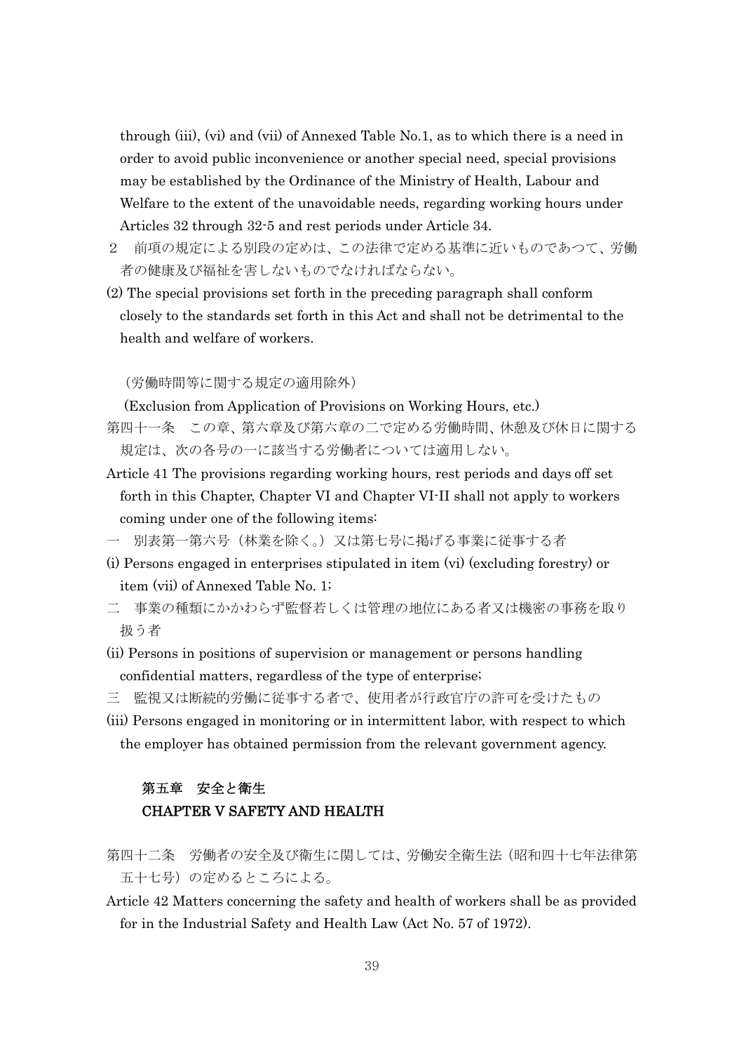through (iii), (vi) and (vii) of Annexed Table No.1, as to which there is a need in order to avoid public inconvenience or another special need, special provisions may be established by the Ordinance of the Ministry of Health, Labour and Welfare to the extent of the unavoidable needs, regarding working hours under Articles 32 through 32-5 and rest periods under Article 34.

２　前項の規定による別段の定めは、この法律で定める基準に近いものであつて、労働者の健康及び福祉を害しないものでなければならない。

(2) The special provisions set forth in the preceding paragraph shall conform closely to the standards set forth in this Act and shall not be detrimental to the health and welfare of workers.

（労働時間等に関する規定の適用除外）

(Exclusion from Application of Provisions on Working Hours, etc.)

第四十一条　この章、第六章及び第六章の二で定める労働時間、休憩及び休日に関する規定は、次の各号の一に該当する労働者については適用しない。

Article 41 The provisions regarding working hours, rest periods and days off set forth in this Chapter, Chapter VI and Chapter VI-II shall not apply to workers coming under one of the following items:

一　別表第一第六号（林業を除く。）又は第七号に掲げる事業に従事する者

(i) Persons engaged in enterprises stipulated in item (vi) (excluding forestry) or item (vii) of Annexed Table No. 1;

二　事業の種類にかかわらず監督若しくは管理の地位にある者又は機密の事務を取り扱う者

(ii) Persons in positions of supervision or management or persons handling confidential matters, regardless of the type of enterprise;

三　監視又は断続的労働に従事する者で、使用者が行政官庁の許可を受けたもの

(iii) Persons engaged in monitoring or in intermittent labor, with respect to which the employer has obtained permission from the relevant government agency.

## 第五章　安全と衛生
## CHAPTER V SAFETY AND HEALTH

第四十二条　労働者の安全及び衛生に関しては、労働安全衛生法（昭和四十七年法律第五十七号）の定めるところによる。

Article 42 Matters concerning the safety and health of workers shall be as provided for in the Industrial Safety and Health Law (Act No. 57 of 1972).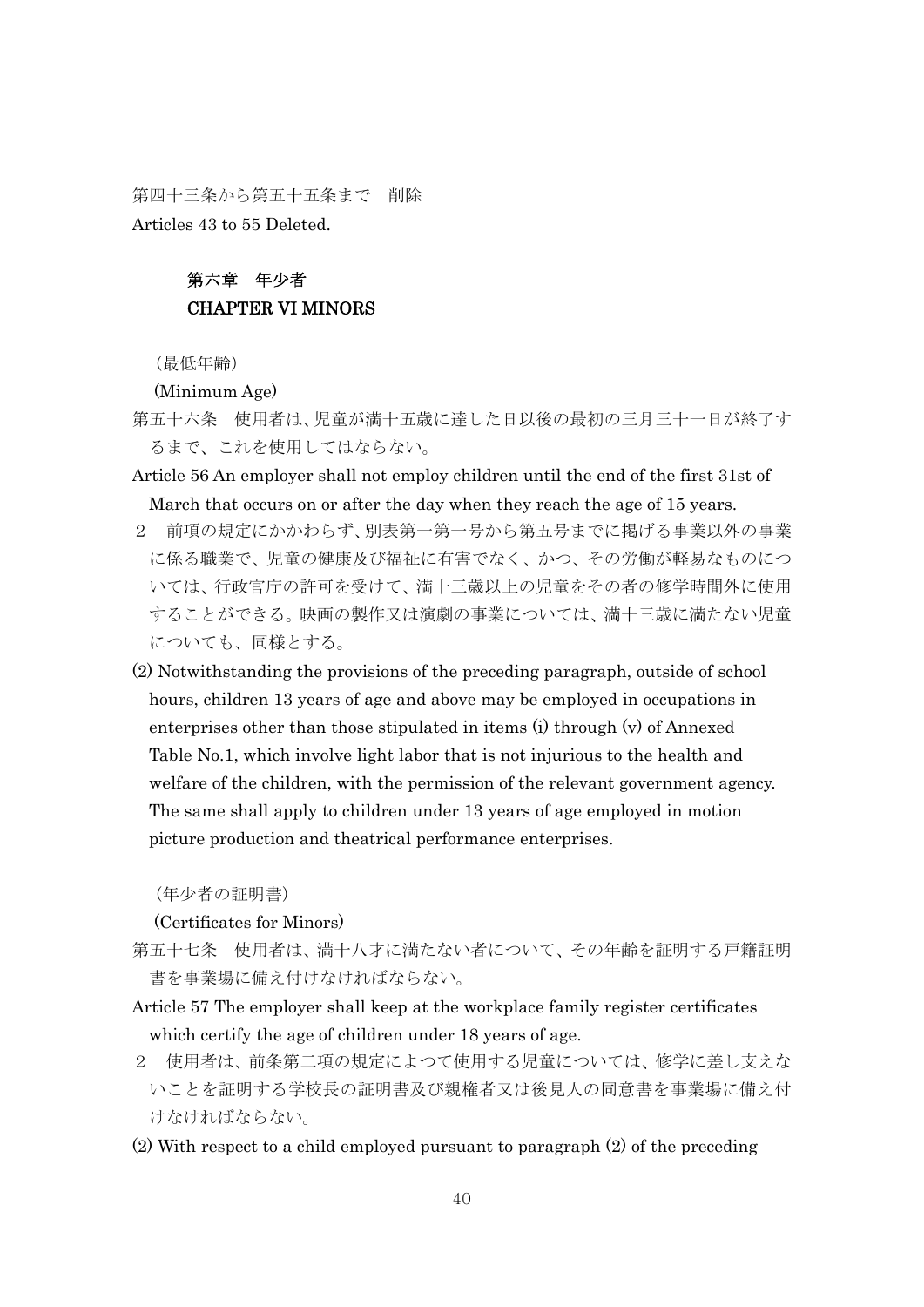第四十三条から第五十五条まで　削除

Articles 43 to 55 Deleted.

## 第六章　年少者
## CHAPTER VI MINORS

（最低年齢）

(Minimum Age)

第五十六条　使用者は、児童が満十五歳に達した日以後の最初の三月三十一日が終了するまで、これを使用してはならない。

Article 56 An employer shall not employ children until the end of the first 31st of March that occurs on or after the day when they reach the age of 15 years.

２　前項の規定にかかわらず、別表第一第一号から第五号までに掲げる事業以外の事業に係る職業で、児童の健康及び福祉に有害でなく、かつ、その労働が軽易なものについては、行政官庁の許可を受けて、満十三歳以上の児童をその者の修学時間外に使用することができる。映画の製作又は演劇の事業については、満十三歳に満たない児童についても、同様とする。

(2) Notwithstanding the provisions of the preceding paragraph, outside of school hours, children 13 years of age and above may be employed in occupations in enterprises other than those stipulated in items (i) through (v) of Annexed Table No.1, which involve light labor that is not injurious to the health and welfare of the children, with the permission of the relevant government agency. The same shall apply to children under 13 years of age employed in motion picture production and theatrical performance enterprises.

（年少者の証明書）

(Certificates for Minors)

第五十七条　使用者は、満十八才に満たない者について、その年齢を証明する戸籍証明書を事業場に備え付けなければならない。

Article 57 The employer shall keep at the workplace family register certificates which certify the age of children under 18 years of age.

２　使用者は、前条第二項の規定によつて使用する児童については、修学に差し支えないことを証明する学校長の証明書及び親権者又は後見人の同意書を事業場に備え付けなければならない。

(2) With respect to a child employed pursuant to paragraph (2) of the preceding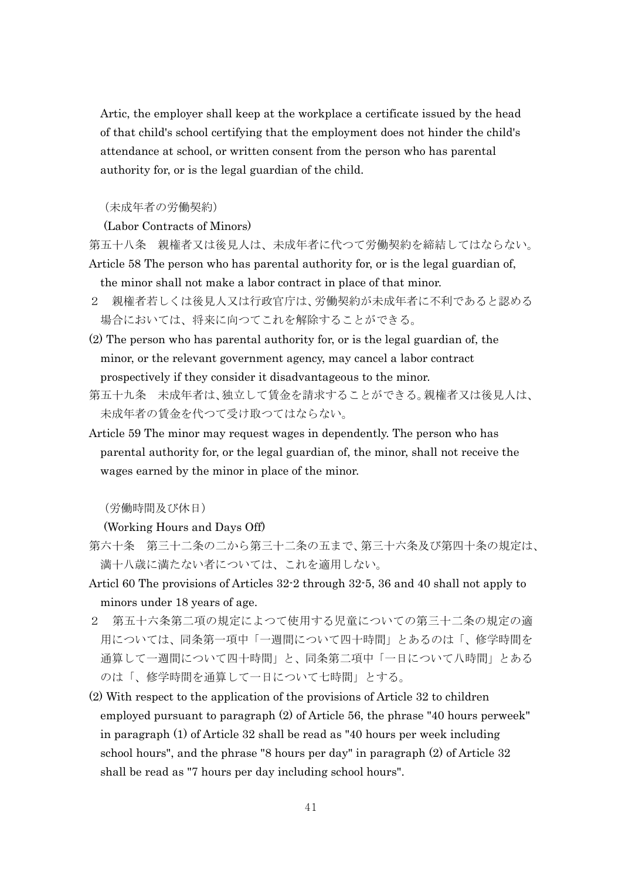Artic, the employer shall keep at the workplace a certificate issued by the head of that child's school certifying that the employment does not hinder the child's attendance at school, or written consent from the person who has parental authority for, or is the legal guardian of the child.

（未成年者の労働契約）

(Labor Contracts of Minors)

第五十八条　親権者又は後見人は、未成年者に代つて労働契約を締結してはならない。

Article 58 The person who has parental authority for, or is the legal guardian of, the minor shall not make a labor contract in place of that minor.

２　親権者若しくは後見人又は行政官庁は、労働契約が未成年者に不利であると認める場合においては、将来に向つてこれを解除することができる。

(2) The person who has parental authority for, or is the legal guardian of, the minor, or the relevant government agency, may cancel a labor contract prospectively if they consider it disadvantageous to the minor.

第五十九条　未成年者は、独立して賃金を請求することができる。親権者又は後見人は、未成年者の賃金を代つて受け取つてはならない。

Article 59 The minor may request wages in dependently. The person who has parental authority for, or the legal guardian of, the minor, shall not receive the wages earned by the minor in place of the minor.

（労働時間及び休日）

(Working Hours and Days Off)

第六十条　第三十二条の二から第三十二条の五まで、第三十六条及び第四十条の規定は、満十八歳に満たない者については、これを適用しない。

Articl 60 The provisions of Articles 32-2 through 32-5, 36 and 40 shall not apply to minors under 18 years of age.

２　第五十六条第二項の規定によつて使用する児童についての第三十二条の規定の適用については、同条第一項中「一週間について四十時間」とあるのは「、修学時間を通算して一週間について四十時間」と、同条第二項中「一日について八時間」とあるのは「、修学時間を通算して一日について七時間」とする。

(2) With respect to the application of the provisions of Article 32 to children employed pursuant to paragraph (2) of Article 56, the phrase "40 hours perweek" in paragraph (1) of Article 32 shall be read as "40 hours per week including school hours", and the phrase "8 hours per day" in paragraph (2) of Article 32 shall be read as "7 hours per day including school hours".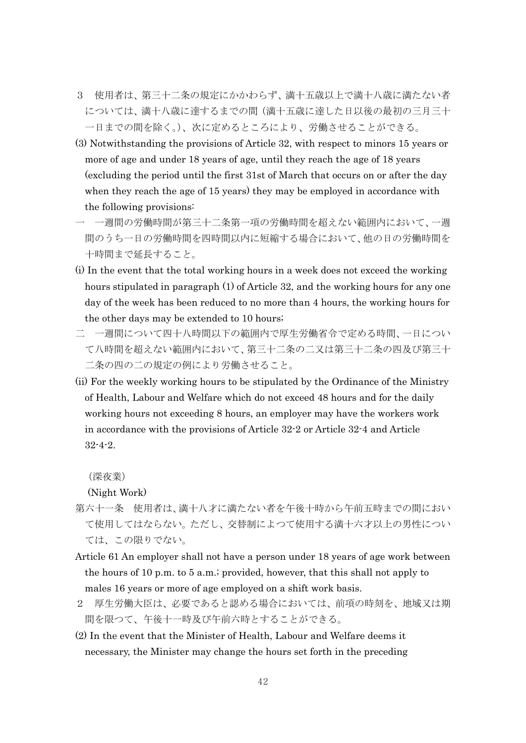３　使用者は、第三十二条の規定にかかわらず、満十五歳以上で満十八歳に満たない者については、満十八歳に達するまでの間（満十五歳に達した日以後の最初の三月三十一日までの間を除く。）、次に定めるところにより、労働させることができる。

(3) Notwithstanding the provisions of Article 32, with respect to minors 15 years or more of age and under 18 years of age, until they reach the age of 18 years (excluding the period until the first 31st of March that occurs on or after the day when they reach the age of 15 years) they may be employed in accordance with the following provisions:

一　一週間の労働時間が第三十二条第一項の労働時間を超えない範囲内において、一週間のうち一日の労働時間を四時間以内に短縮する場合において、他の日の労働時間を十時間まで延長すること。

(i) In the event that the total working hours in a week does not exceed the working hours stipulated in paragraph (1) of Article 32, and the working hours for any one day of the week has been reduced to no more than 4 hours, the working hours for the other days may be extended to 10 hours;

二　一週間について四十八時間以下の範囲内で厚生労働省令で定める時間、一日について八時間を超えない範囲内において、第三十二条の二又は第三十二条の四及び第三十二条の四の二の規定の例により労働させること。

(ii) For the weekly working hours to be stipulated by the Ordinance of the Ministry of Health, Labour and Welfare which do not exceed 48 hours and for the daily working hours not exceeding 8 hours, an employer may have the workers work in accordance with the provisions of Article 32-2 or Article 32-4 and Article 32-4-2.

（深夜業）

(Night Work)

第六十一条　使用者は、満十八才に満たない者を午後十時から午前五時までの間において使用してはならない。ただし、交替制によつて使用する満十六才以上の男性については、この限りでない。

Article 61 An employer shall not have a person under 18 years of age work between the hours of 10 p.m. to 5 a.m.; provided, however, that this shall not apply to males 16 years or more of age employed on a shift work basis.

２　厚生労働大臣は、必要であると認める場合においては、前項の時刻を、地域又は期間を限つて、午後十一時及び午前六時とすることができる。

(2) In the event that the Minister of Health, Labour and Welfare deems it necessary, the Minister may change the hours set forth in the preceding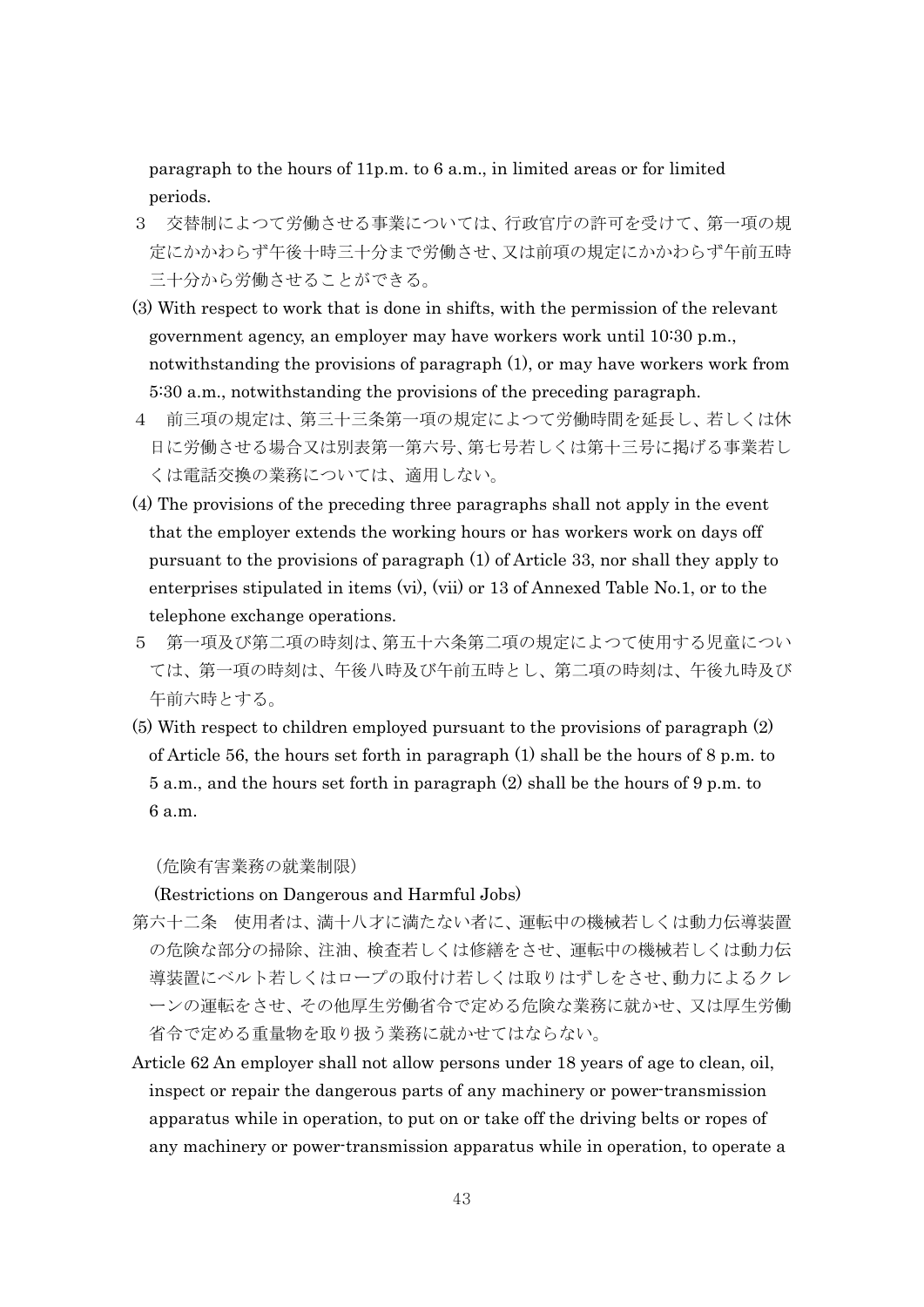paragraph to the hours of 11p.m. to 6 a.m., in limited areas or for limited periods.

３　交替制によつて労働させる事業については、行政官庁の許可を受けて、第一項の規定にかかわらず午後十時三十分まで労働させ、又は前項の規定にかかわらず午前五時三十分から労働させることができる。

(3) With respect to work that is done in shifts, with the permission of the relevant government agency, an employer may have workers work until 10:30 p.m., notwithstanding the provisions of paragraph (1), or may have workers work from 5:30 a.m., notwithstanding the provisions of the preceding paragraph.

４　前三項の規定は、第三十三条第一項の規定によつて労働時間を延長し、若しくは休日に労働させる場合又は別表第一第六号、第七号若しくは第十三号に掲げる事業若しくは電話交換の業務については、適用しない。

(4) The provisions of the preceding three paragraphs shall not apply in the event that the employer extends the working hours or has workers work on days off pursuant to the provisions of paragraph (1) of Article 33, nor shall they apply to enterprises stipulated in items (vi), (vii) or 13 of Annexed Table No.1, or to the telephone exchange operations.

５　第一項及び第二項の時刻は、第五十六条第二項の規定によつて使用する児童については、第一項の時刻は、午後八時及び午前五時とし、第二項の時刻は、午後九時及び午前六時とする。

(5) With respect to children employed pursuant to the provisions of paragraph (2) of Article 56, the hours set forth in paragraph (1) shall be the hours of 8 p.m. to 5 a.m., and the hours set forth in paragraph (2) shall be the hours of 9 p.m. to 6 a.m.

（危険有害業務の就業制限）

(Restrictions on Dangerous and Harmful Jobs)

第六十二条　使用者は、満十八才に満たない者に、運転中の機械若しくは動力伝導装置の危険な部分の掃除、注油、検査若しくは修繕をさせ、運転中の機械若しくは動力伝導装置にベルト若しくはロープの取付け若しくは取りはずしをさせ、動力によるクレーンの運転をさせ、その他厚生労働省令で定める危険な業務に就かせ、又は厚生労働省令で定める重量物を取り扱う業務に就かせてはならない。

Article 62 An employer shall not allow persons under 18 years of age to clean, oil, inspect or repair the dangerous parts of any machinery or power-transmission apparatus while in operation, to put on or take off the driving belts or ropes of any machinery or power-transmission apparatus while in operation, to operate a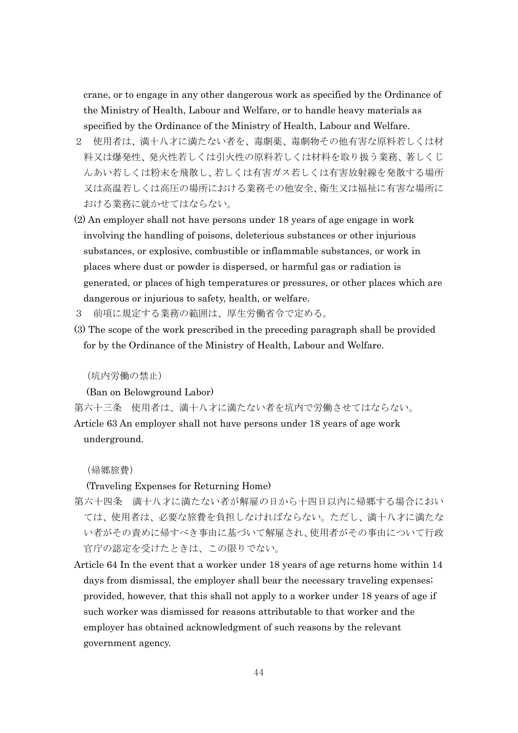crane, or to engage in any other dangerous work as specified by the Ordinance of the Ministry of Health, Labour and Welfare, or to handle heavy materials as specified by the Ordinance of the Ministry of Health, Labour and Welfare.

２　使用者は、満十八才に満たない者を、毒劇薬、毒劇物その他有害な原料若しくは材料又は爆発性、発火性若しくは引火性の原料若しくは材料を取り扱う業務、著しくじんあい若しくは粉末を飛散し、若しくは有害ガス若しくは有害放射線を発散する場所又は高温若しくは高圧の場所における業務その他安全、衛生又は福祉に有害な場所における業務に就かせてはならない。

(2) An employer shall not have persons under 18 years of age engage in work involving the handling of poisons, deleterious substances or other injurious substances, or explosive, combustible or inflammable substances, or work in places where dust or powder is dispersed, or harmful gas or radiation is generated, or places of high temperatures or pressures, or other places which are dangerous or injurious to safety, health, or welfare.

３　前項に規定する業務の範囲は、厚生労働省令で定める。

(3) The scope of the work prescribed in the preceding paragraph shall be provided for by the Ordinance of the Ministry of Health, Labour and Welfare.

（坑内労働の禁止）

(Ban on Belowground Labor)

第六十三条　使用者は、満十八才に満たない者を坑内で労働させてはならない。

Article 63 An employer shall not have persons under 18 years of age work underground.

（帰郷旅費）

(Traveling Expenses for Returning Home)

第六十四条　満十八才に満たない者が解雇の日から十四日以内に帰郷する場合においては、使用者は、必要な旅費を負担しなければならない。ただし、満十八才に満たない者がその責めに帰すべき事由に基づいて解雇され、使用者がその事由について行政官庁の認定を受けたときは、この限りでない。

Article 64 In the event that a worker under 18 years of age returns home within 14 days from dismissal, the employer shall bear the necessary traveling expenses; provided, however, that this shall not apply to a worker under 18 years of age if such worker was dismissed for reasons attributable to that worker and the employer has obtained acknowledgment of such reasons by the relevant government agency.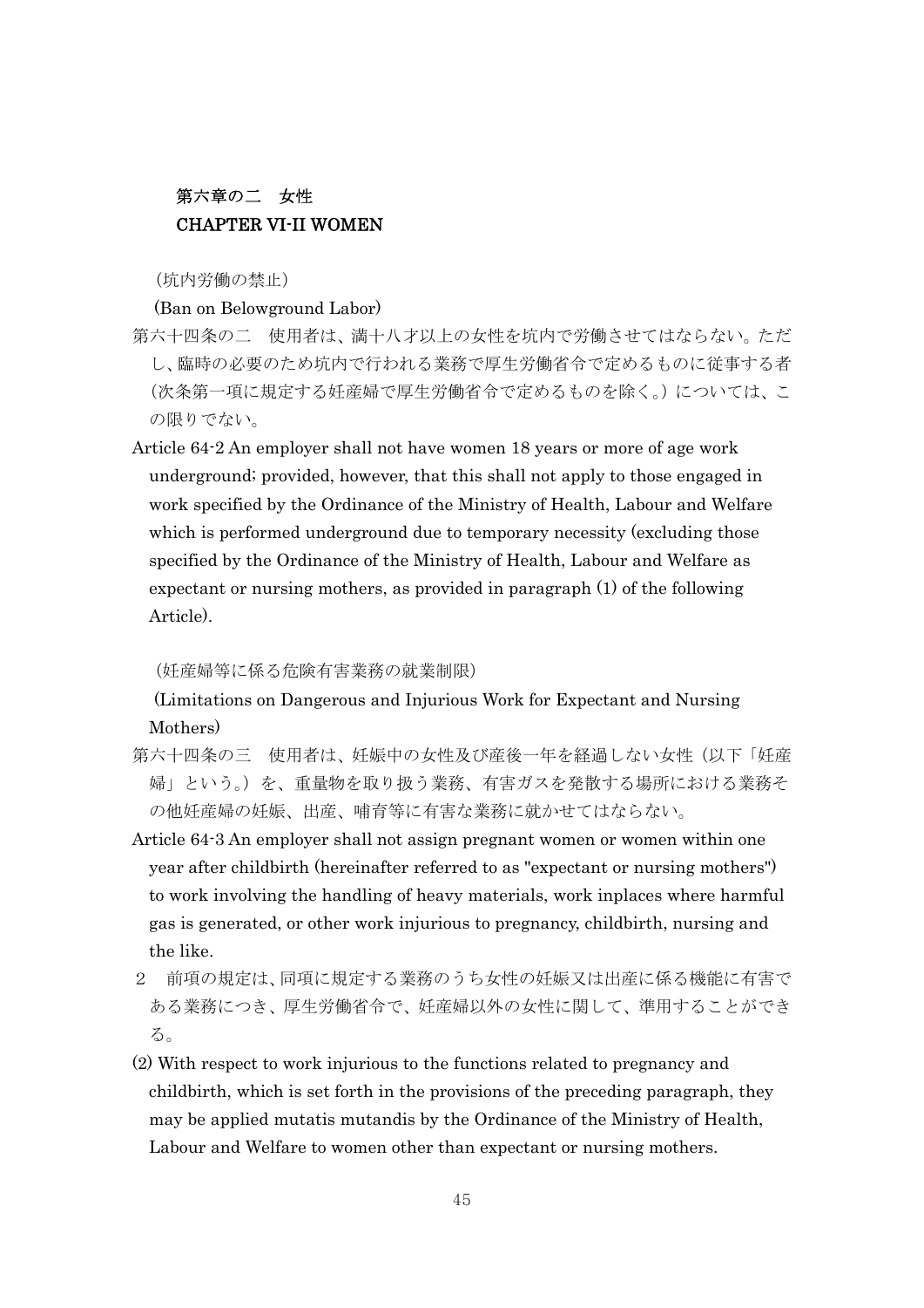## 第六章の二　女性
## CHAPTER VI-II WOMEN

（坑内労働の禁止）

(Ban on Belowground Labor)

第六十四条の二　使用者は、満十八才以上の女性を坑内で労働させてはならない。ただし、臨時の必要のため坑内で行われる業務で厚生労働省令で定めるものに従事する者（次条第一項に規定する妊産婦で厚生労働省令で定めるものを除く。）については、この限りでない。

Article 64-2 An employer shall not have women 18 years or more of age work underground; provided, however, that this shall not apply to those engaged in work specified by the Ordinance of the Ministry of Health, Labour and Welfare which is performed underground due to temporary necessity (excluding those specified by the Ordinance of the Ministry of Health, Labour and Welfare as expectant or nursing mothers, as provided in paragraph (1) of the following Article).

（妊産婦等に係る危険有害業務の就業制限）

(Limitations on Dangerous and Injurious Work for Expectant and Nursing Mothers)

第六十四条の三　使用者は、妊娠中の女性及び産後一年を経過しない女性（以下「妊産婦」という。）を、重量物を取り扱う業務、有害ガスを発散する場所における業務その他妊産婦の妊娠、出産、哺育等に有害な業務に就かせてはならない。

Article 64-3 An employer shall not assign pregnant women or women within one year after childbirth (hereinafter referred to as "expectant or nursing mothers") to work involving the handling of heavy materials, work inplaces where harmful gas is generated, or other work injurious to pregnancy, childbirth, nursing and the like.

２　前項の規定は、同項に規定する業務のうち女性の妊娠又は出産に係る機能に有害である業務につき、厚生労働省令で、妊産婦以外の女性に関して、準用することができる。

(2) With respect to work injurious to the functions related to pregnancy and childbirth, which is set forth in the provisions of the preceding paragraph, they may be applied mutatis mutandis by the Ordinance of the Ministry of Health, Labour and Welfare to women other than expectant or nursing mothers.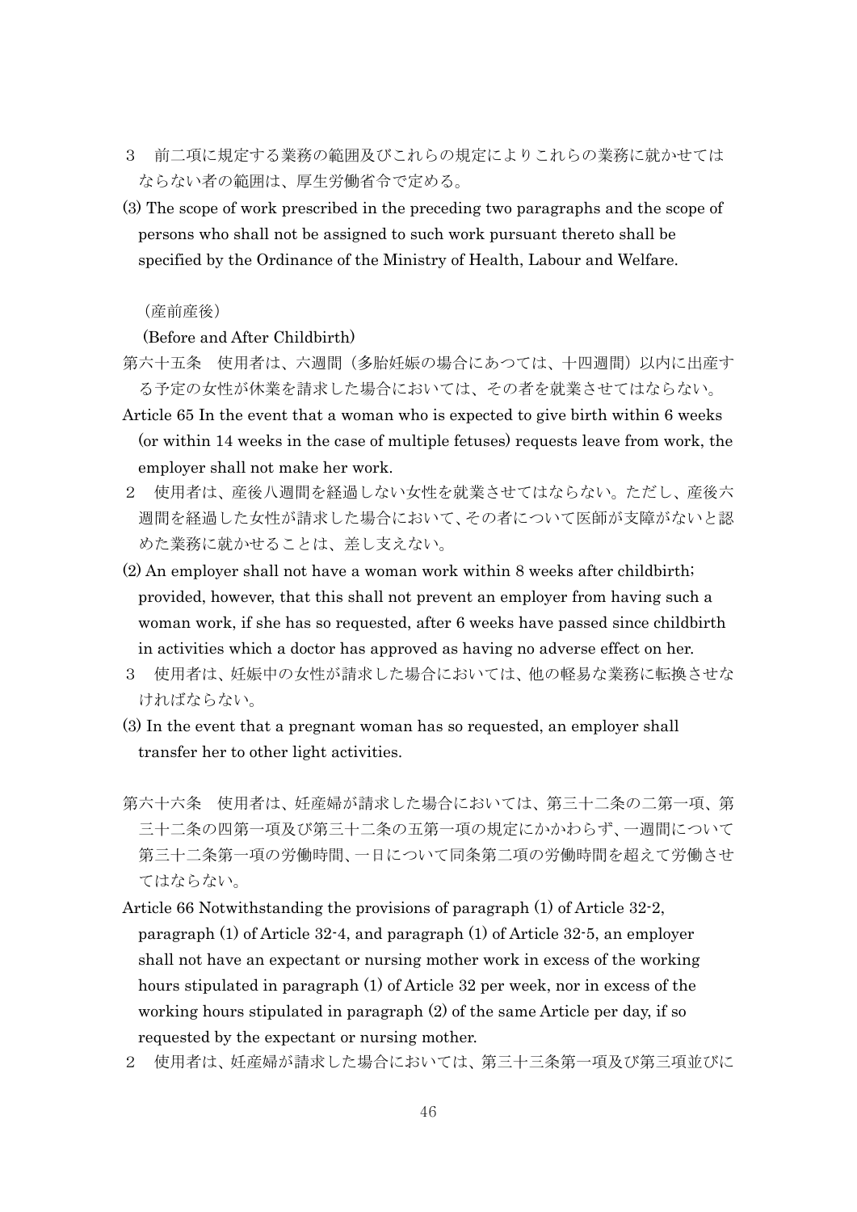３　前二項に規定する業務の範囲及びこれらの規定によりこれらの業務に就かせてはならない者の範囲は、厚生労働省令で定める。

(3) The scope of work prescribed in the preceding two paragraphs and the scope of persons who shall not be assigned to such work pursuant thereto shall be specified by the Ordinance of the Ministry of Health, Labour and Welfare.

（産前産後）

(Before and After Childbirth)

第六十五条　使用者は、六週間（多胎妊娠の場合にあつては、十四週間）以内に出産する予定の女性が休業を請求した場合においては、その者を就業させてはならない。

Article 65 In the event that a woman who is expected to give birth within 6 weeks (or within 14 weeks in the case of multiple fetuses) requests leave from work, the employer shall not make her work.

２　使用者は、産後八週間を経過しない女性を就業させてはならない。ただし、産後六週間を経過した女性が請求した場合において、その者について医師が支障がないと認めた業務に就かせることは、差し支えない。

(2) An employer shall not have a woman work within 8 weeks after childbirth; provided, however, that this shall not prevent an employer from having such a woman work, if she has so requested, after 6 weeks have passed since childbirth in activities which a doctor has approved as having no adverse effect on her.

３　使用者は、妊娠中の女性が請求した場合においては、他の軽易な業務に転換させなければならない。

(3) In the event that a pregnant woman has so requested, an employer shall transfer her to other light activities.

第六十六条　使用者は、妊産婦が請求した場合においては、第三十二条の二第一項、第三十二条の四第一項及び第三十二条の五第一項の規定にかかわらず、一週間について第三十二条第一項の労働時間、一日について同条第二項の労働時間を超えて労働させてはならない。

Article 66 Notwithstanding the provisions of paragraph (1) of Article 32-2, paragraph (1) of Article 32-4, and paragraph (1) of Article 32-5, an employer shall not have an expectant or nursing mother work in excess of the working hours stipulated in paragraph (1) of Article 32 per week, nor in excess of the working hours stipulated in paragraph (2) of the same Article per day, if so requested by the expectant or nursing mother.

２　使用者は、妊産婦が請求した場合においては、第三十三条第一項及び第三項並びに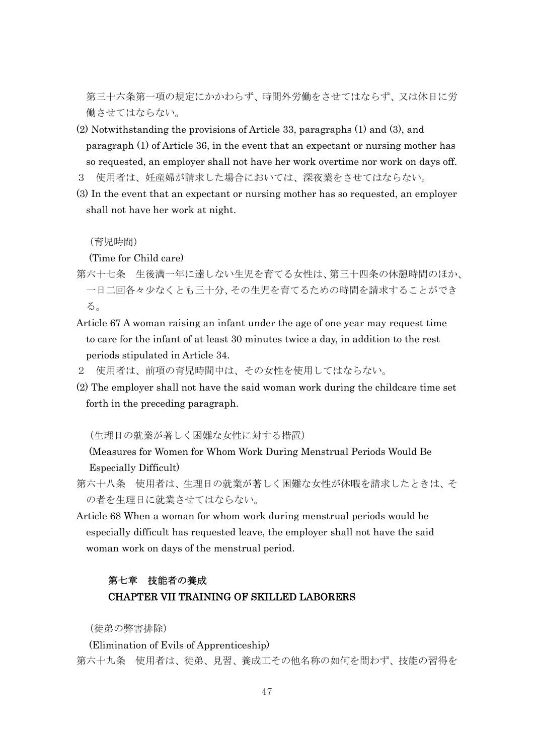第三十六条第一項の規定にかかわらず、時間外労働をさせてはならず、又は休日に労働させてはならない。

(2) Notwithstanding the provisions of Article 33, paragraphs (1) and (3), and paragraph (1) of Article 36, in the event that an expectant or nursing mother has so requested, an employer shall not have her work overtime nor work on days off.

３　使用者は、妊産婦が請求した場合においては、深夜業をさせてはならない。

(3) In the event that an expectant or nursing mother has so requested, an employer shall not have her work at night.

（育児時間）

(Time for Child care)

第六十七条　生後満一年に達しない生児を育てる女性は、第三十四条の休憩時間のほか、一日二回各々少なくとも三十分、その生児を育てるための時間を請求することができる。

Article 67 A woman raising an infant under the age of one year may request time to care for the infant of at least 30 minutes twice a day, in addition to the rest periods stipulated in Article 34.

２　使用者は、前項の育児時間中は、その女性を使用してはならない。

(2) The employer shall not have the said woman work during the childcare time set forth in the preceding paragraph.

（生理日の就業が著しく困難な女性に対する措置）

(Measures for Women for Whom Work During Menstrual Periods Would Be Especially Difficult)

第六十八条　使用者は、生理日の就業が著しく困難な女性が休暇を請求したときは、その者を生理日に就業させてはならない。

Article 68 When a woman for whom work during menstrual periods would be especially difficult has requested leave, the employer shall not have the said woman work on days of the menstrual period.

## 第七章　技能者の養成
## CHAPTER VII TRAINING OF SKILLED LABORERS

（徒弟の弊害排除）

(Elimination of Evils of Apprenticeship)

第六十九条　使用者は、徒弟、見習、養成工その他名称の如何を問わず、技能の習得を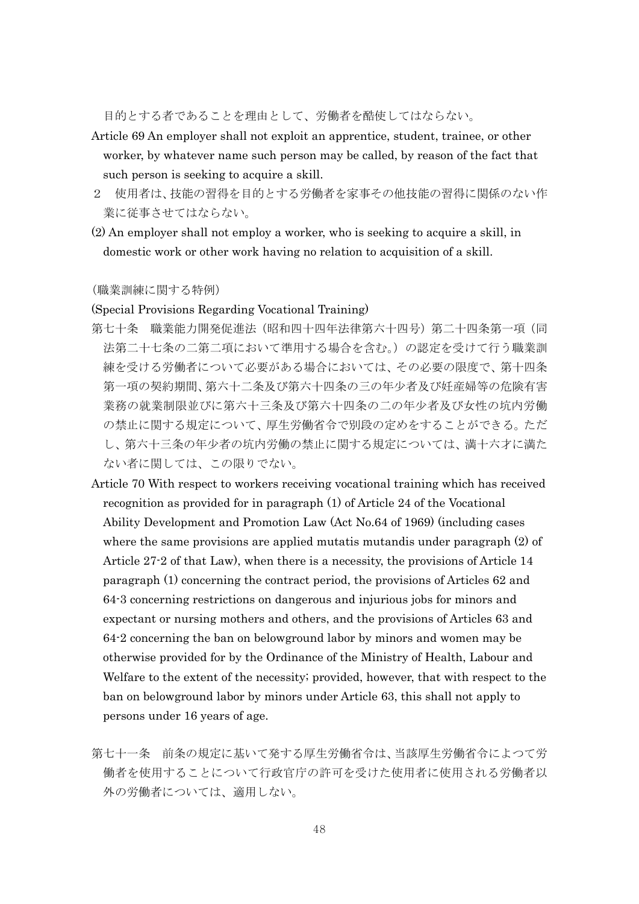目的とする者であることを理由として、労働者を酷使してはならない。

Article 69 An employer shall not exploit an apprentice, student, trainee, or other worker, by whatever name such person may be called, by reason of the fact that such person is seeking to acquire a skill.

２　使用者は、技能の習得を目的とする労働者を家事その他技能の習得に関係のない作業に従事させてはならない。

(2) An employer shall not employ a worker, who is seeking to acquire a skill, in domestic work or other work having no relation to acquisition of a skill.

（職業訓練に関する特例）

(Special Provisions Regarding Vocational Training)

第七十条　職業能力開発促進法（昭和四十四年法律第六十四号）第二十四条第一項（同法第二十七条の二第二項において準用する場合を含む。）の認定を受けて行う職業訓練を受ける労働者について必要がある場合においては、その必要の限度で、第十四条第一項の契約期間、第六十二条及び第六十四条の三の年少者及び妊産婦等の危険有害業務の就業制限並びに第六十三条及び第六十四条の二の年少者及び女性の坑内労働の禁止に関する規定について、厚生労働省令で別段の定めをすることができる。ただし、第六十三条の年少者の坑内労働の禁止に関する規定については、満十六才に満たない者に関しては、この限りでない。

Article 70 With respect to workers receiving vocational training which has received recognition as provided for in paragraph (1) of Article 24 of the Vocational Ability Development and Promotion Law (Act No.64 of 1969) (including cases where the same provisions are applied mutatis mutandis under paragraph (2) of Article 27-2 of that Law), when there is a necessity, the provisions of Article 14 paragraph (1) concerning the contract period, the provisions of Articles 62 and 64-3 concerning restrictions on dangerous and injurious jobs for minors and expectant or nursing mothers and others, and the provisions of Articles 63 and 64-2 concerning the ban on belowground labor by minors and women may be otherwise provided for by the Ordinance of the Ministry of Health, Labour and Welfare to the extent of the necessity; provided, however, that with respect to the ban on belowground labor by minors under Article 63, this shall not apply to persons under 16 years of age.

第七十一条　前条の規定に基いて発する厚生労働省令は、当該厚生労働省令によつて労働者を使用することについて行政官庁の許可を受けた使用者に使用される労働者以外の労働者については、適用しない。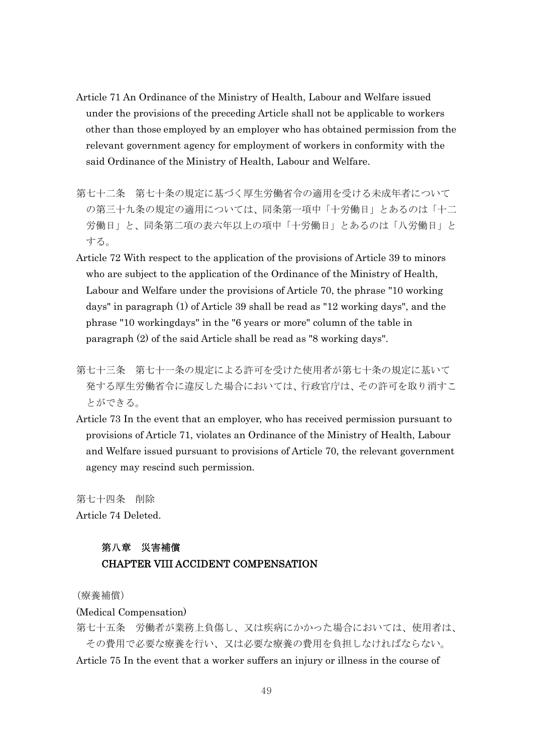Article 71 An Ordinance of the Ministry of Health, Labour and Welfare issued under the provisions of the preceding Article shall not be applicable to workers other than those employed by an employer who has obtained permission from the relevant government agency for employment of workers in conformity with the said Ordinance of the Ministry of Health, Labour and Welfare.

第七十二条　第七十条の規定に基づく厚生労働省令の適用を受ける未成年者についての第三十九条の規定の適用については、同条第一項中「十労働日」とあるのは「十二労働日」と、同条第二項の表六年以上の項中「十労働日」とあるのは「八労働日」とする。

Article 72 With respect to the application of the provisions of Article 39 to minors who are subject to the application of the Ordinance of the Ministry of Health, Labour and Welfare under the provisions of Article 70, the phrase "10 working days" in paragraph (1) of Article 39 shall be read as "12 working days", and the phrase "10 workingdays" in the "6 years or more" column of the table in paragraph (2) of the said Article shall be read as "8 working days".

第七十三条　第七十一条の規定による許可を受けた使用者が第七十条の規定に基いて発する厚生労働省令に違反した場合においては、行政官庁は、その許可を取り消すことができる。

Article 73 In the event that an employer, who has received permission pursuant to provisions of Article 71, violates an Ordinance of the Ministry of Health, Labour and Welfare issued pursuant to provisions of Article 70, the relevant government agency may rescind such permission.

第七十四条　削除

Article 74 Deleted.

## 第八章　災害補償
## CHAPTER VIII ACCIDENT COMPENSATION

（療養補償）

(Medical Compensation)

第七十五条　労働者が業務上負傷し、又は疾病にかかった場合においては、使用者は、その費用で必要な療養を行い、又は必要な療養の費用を負担しなければならない。

Article 75 In the event that a worker suffers an injury or illness in the course of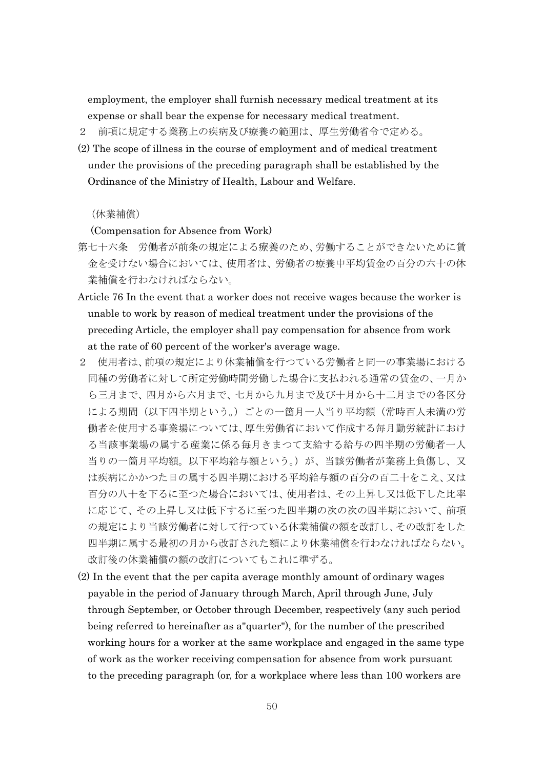employment, the employer shall furnish necessary medical treatment at its expense or shall bear the expense for necessary medical treatment.

２　前項に規定する業務上の疾病及び療養の範囲は、厚生労働省令で定める。

(2) The scope of illness in the course of employment and of medical treatment under the provisions of the preceding paragraph shall be established by the Ordinance of the Ministry of Health, Labour and Welfare.

（休業補償）

(Compensation for Absence from Work)

第七十六条　労働者が前条の規定による療養のため、労働することができないために賃金を受けない場合においては、使用者は、労働者の療養中平均賃金の百分の六十の休業補償を行わなければならない。

Article 76 In the event that a worker does not receive wages because the worker is unable to work by reason of medical treatment under the provisions of the preceding Article, the employer shall pay compensation for absence from work at the rate of 60 percent of the worker's average wage.

２　使用者は、前項の規定により休業補償を行つている労働者と同一の事業場における同種の労働者に対して所定労働時間労働した場合に支払われる通常の賃金の、一月から三月まで、四月から六月まで、七月から九月まで及び十月から十二月までの各区分による期間（以下四半期という。）ごとの一箇月一人当り平均額（常時百人未満の労働者を使用する事業場については、厚生労働省において作成する毎月勤労統計における当該事業場の属する産業に係る毎月きまつて支給する給与の四半期の労働者一人当りの一箇月平均額。以下平均給与額という。）が、当該労働者が業務上負傷し、又は疾病にかかつた日の属する四半期における平均給与額の百分の百二十をこえ、又は百分の八十を下るに至つた場合においては、使用者は、その上昇し又は低下した比率に応じて、その上昇し又は低下するに至つた四半期の次の次の四半期において、前項の規定により当該労働者に対して行つている休業補償の額を改訂し、その改訂をした四半期に属する最初の月から改訂された額により休業補償を行わなければならない。改訂後の休業補償の額の改訂についてもこれに準ずる。

(2) In the event that the per capita average monthly amount of ordinary wages payable in the period of January through March, April through June, July through September, or October through December, respectively (any such period being referred to hereinafter as a"quarter"), for the number of the prescribed working hours for a worker at the same workplace and engaged in the same type of work as the worker receiving compensation for absence from work pursuant to the preceding paragraph (or, for a workplace where less than 100 workers are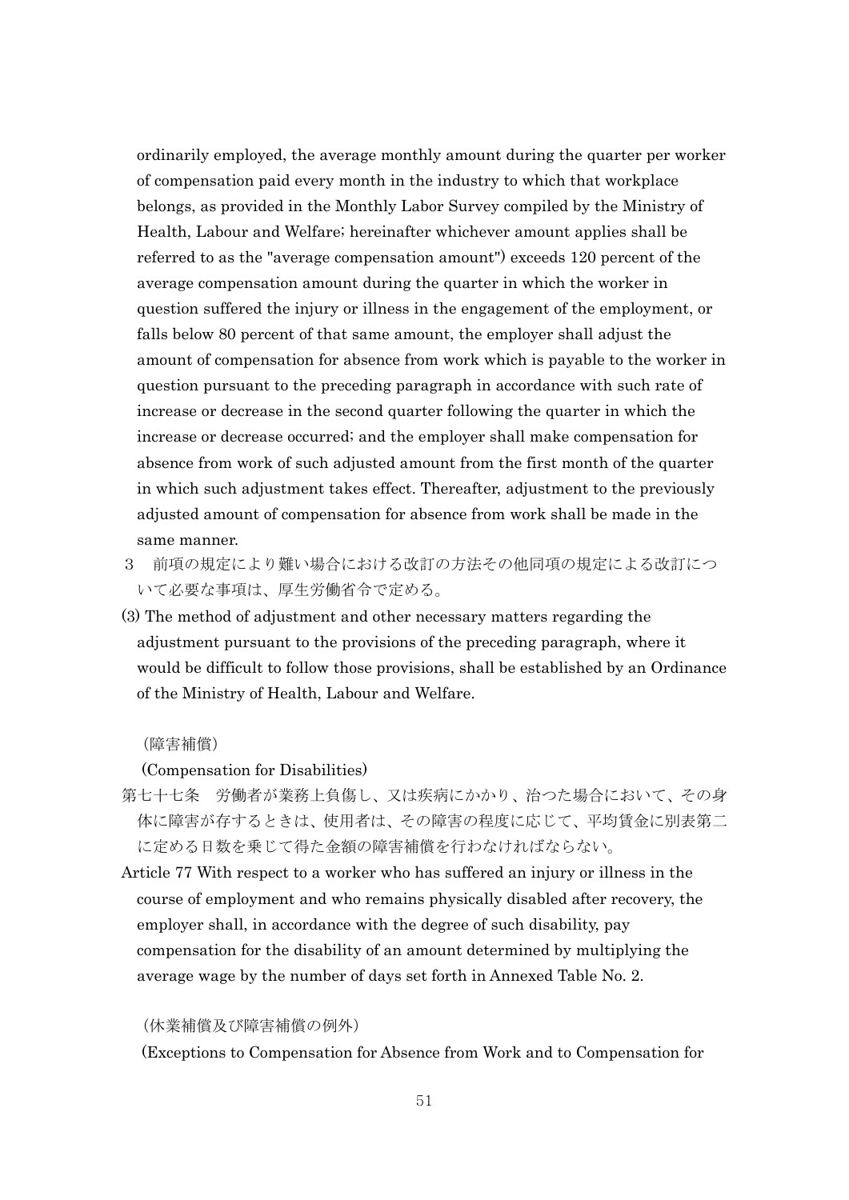ordinarily employed, the average monthly amount during the quarter per worker of compensation paid every month in the industry to which that workplace belongs, as provided in the Monthly Labor Survey compiled by the Ministry of Health, Labour and Welfare; hereinafter whichever amount applies shall be referred to as the "average compensation amount") exceeds 120 percent of the average compensation amount during the quarter in which the worker in question suffered the injury or illness in the engagement of the employment, or falls below 80 percent of that same amount, the employer shall adjust the amount of compensation for absence from work which is payable to the worker in question pursuant to the preceding paragraph in accordance with such rate of increase or decrease in the second quarter following the quarter in which the increase or decrease occurred; and the employer shall make compensation for absence from work of such adjusted amount from the first month of the quarter in which such adjustment takes effect. Thereafter, adjustment to the previously adjusted amount of compensation for absence from work shall be made in the same manner.

３　前項の規定により難い場合における改訂の方法その他同項の規定による改訂について必要な事項は、厚生労働省令で定める。

(3) The method of adjustment and other necessary matters regarding the adjustment pursuant to the provisions of the preceding paragraph, where it would be difficult to follow those provisions, shall be established by an Ordinance of the Ministry of Health, Labour and Welfare.

（障害補償）

(Compensation for Disabilities)

第七十七条　労働者が業務上負傷し、又は疾病にかかり、治つた場合において、その身体に障害が存するときは、使用者は、その障害の程度に応じて、平均賃金に別表第二に定める日数を乗じて得た金額の障害補償を行わなければならない。

Article 77 With respect to a worker who has suffered an injury or illness in the course of employment and who remains physically disabled after recovery, the employer shall, in accordance with the degree of such disability, pay compensation for the disability of an amount determined by multiplying the average wage by the number of days set forth in Annexed Table No. 2.

（休業補償及び障害補償の例外）

(Exceptions to Compensation for Absence from Work and to Compensation for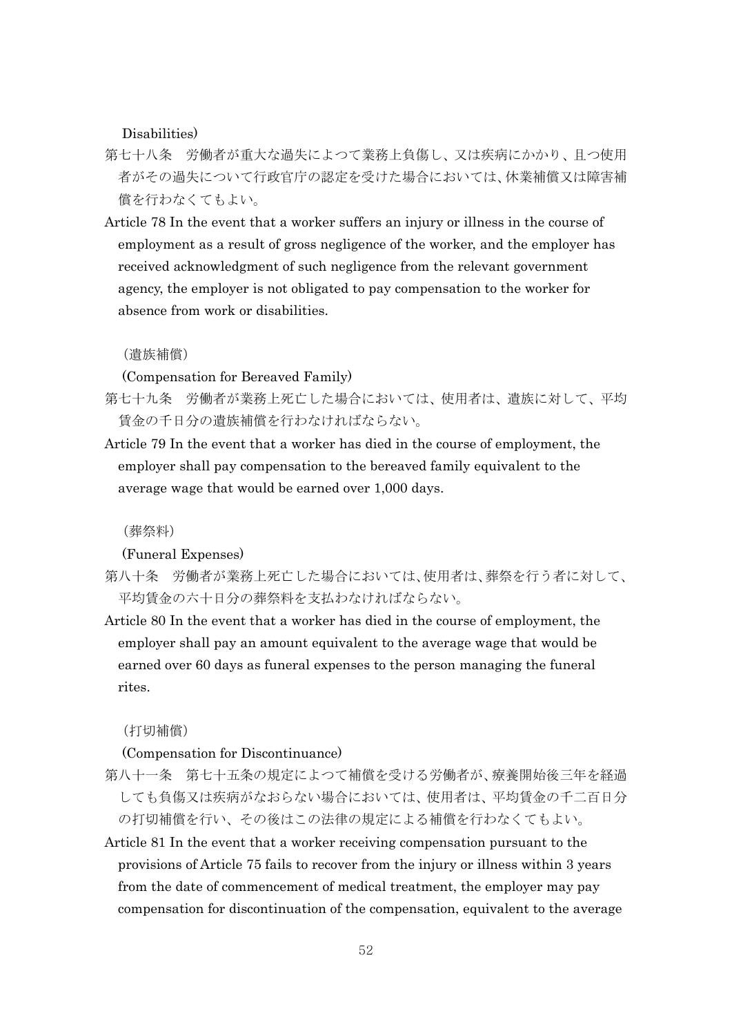Disabilities)

第七十八条　労働者が重大な過失によつて業務上負傷し、又は疾病にかかり、且つ使用者がその過失について行政官庁の認定を受けた場合においては、休業補償又は障害補償を行わなくてもよい。

Article 78 In the event that a worker suffers an injury or illness in the course of employment as a result of gross negligence of the worker, and the employer has received acknowledgment of such negligence from the relevant government agency, the employer is not obligated to pay compensation to the worker for absence from work or disabilities.

（遺族補償）

(Compensation for Bereaved Family)

第七十九条　労働者が業務上死亡した場合においては、使用者は、遺族に対して、平均賃金の千日分の遺族補償を行わなければならない。

Article 79 In the event that a worker has died in the course of employment, the employer shall pay compensation to the bereaved family equivalent to the average wage that would be earned over 1,000 days.

（葬祭料）

(Funeral Expenses)

第八十条　労働者が業務上死亡した場合においては、使用者は、葬祭を行う者に対して、平均賃金の六十日分の葬祭料を支払わなければならない。

Article 80 In the event that a worker has died in the course of employment, the employer shall pay an amount equivalent to the average wage that would be earned over 60 days as funeral expenses to the person managing the funeral rites.

（打切補償）

(Compensation for Discontinuance)

第八十一条　第七十五条の規定によつて補償を受ける労働者が、療養開始後三年を経過しても負傷又は疾病がなおらない場合においては、使用者は、平均賃金の千二百日分の打切補償を行い、その後はこの法律の規定による補償を行わなくてもよい。

Article 81 In the event that a worker receiving compensation pursuant to the provisions of Article 75 fails to recover from the injury or illness within 3 years from the date of commencement of medical treatment, the employer may pay compensation for discontinuation of the compensation, equivalent to the average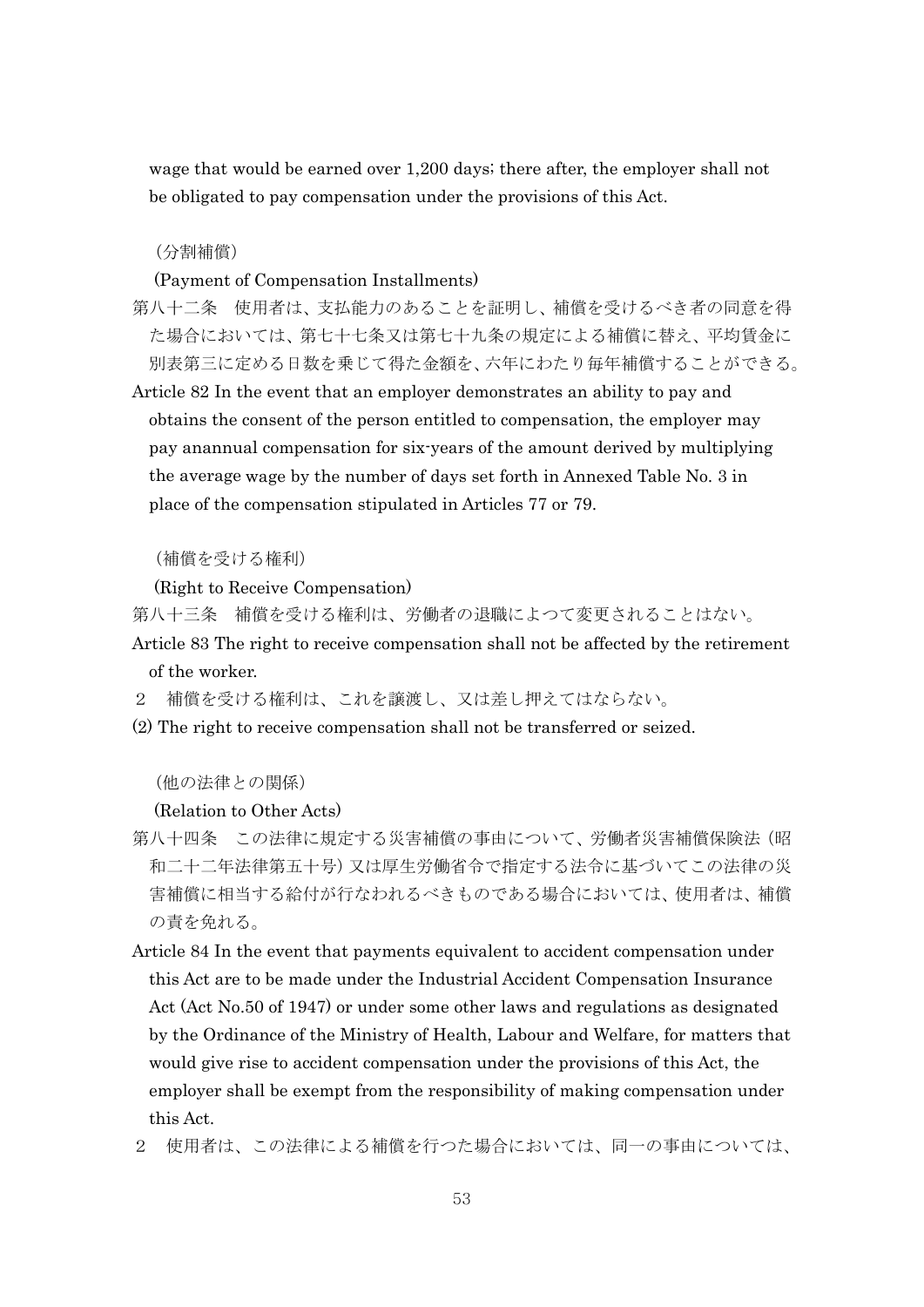wage that would be earned over 1,200 days; there after, the employer shall not be obligated to pay compensation under the provisions of this Act.

（分割補償）

(Payment of Compensation Installments)

第八十二条　使用者は、支払能力のあることを証明し、補償を受けるべき者の同意を得た場合においては、第七十七条又は第七十九条の規定による補償に替え、平均賃金に別表第三に定める日数を乗じて得た金額を、六年にわたり毎年補償することができる。

Article 82 In the event that an employer demonstrates an ability to pay and obtains the consent of the person entitled to compensation, the employer may pay anannual compensation for six-years of the amount derived by multiplying the average wage by the number of days set forth in Annexed Table No. 3 in place of the compensation stipulated in Articles 77 or 79.

（補償を受ける権利）

(Right to Receive Compensation)

第八十三条　補償を受ける権利は、労働者の退職によつて変更されることはない。

Article 83 The right to receive compensation shall not be affected by the retirement of the worker.

２　補償を受ける権利は、これを譲渡し、又は差し押えてはならない。

(2) The right to receive compensation shall not be transferred or seized.

（他の法律との関係）

(Relation to Other Acts)

第八十四条　この法律に規定する災害補償の事由について、労働者災害補償保険法（昭和二十二年法律第五十号）又は厚生労働省令で指定する法令に基づいてこの法律の災害補償に相当する給付が行なわれるべきものである場合においては、使用者は、補償の責を免れる。

Article 84 In the event that payments equivalent to accident compensation under this Act are to be made under the Industrial Accident Compensation Insurance Act (Act No.50 of 1947) or under some other laws and regulations as designated by the Ordinance of the Ministry of Health, Labour and Welfare, for matters that would give rise to accident compensation under the provisions of this Act, the employer shall be exempt from the responsibility of making compensation under this Act.

２　使用者は、この法律による補償を行つた場合においては、同一の事由については、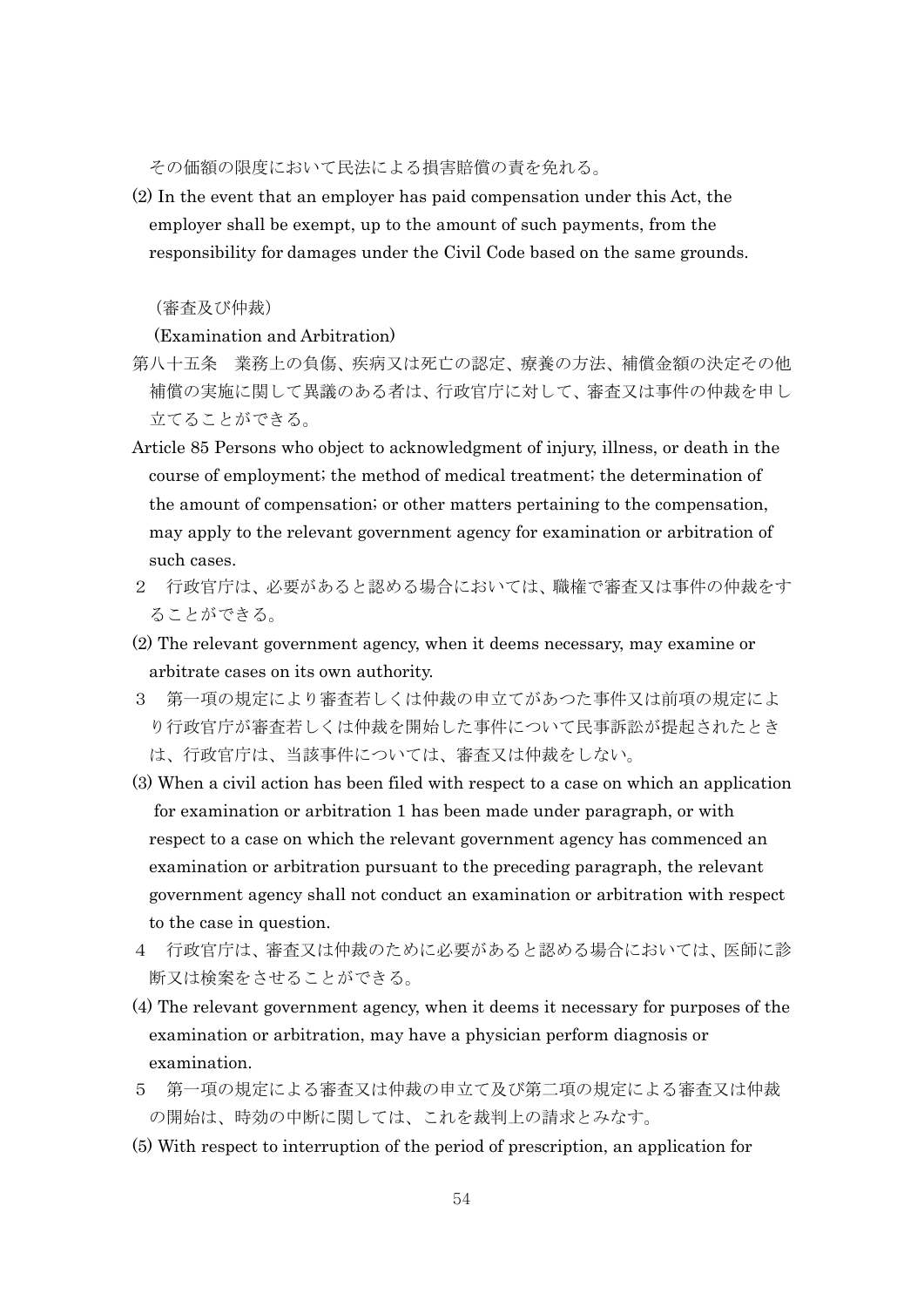その価額の限度において民法による損害賠償の責を免れる。

(2) In the event that an employer has paid compensation under this Act, the employer shall be exempt, up to the amount of such payments, from the responsibility for damages under the Civil Code based on the same grounds.

（審査及び仲裁）

(Examination and Arbitration)

第八十五条　業務上の負傷、疾病又は死亡の認定、療養の方法、補償金額の決定その他補償の実施に関して異議のある者は、行政官庁に対して、審査又は事件の仲裁を申し立てることができる。

Article 85 Persons who object to acknowledgment of injury, illness, or death in the course of employment; the method of medical treatment; the determination of the amount of compensation; or other matters pertaining to the compensation, may apply to the relevant government agency for examination or arbitration of such cases.

２　行政官庁は、必要があると認める場合においては、職権で審査又は事件の仲裁をすることができる。

(2) The relevant government agency, when it deems necessary, may examine or arbitrate cases on its own authority.

３　第一項の規定により審査若しくは仲裁の申立てがあつた事件又は前項の規定により行政官庁が審査若しくは仲裁を開始した事件について民事訴訟が提起されたときは、行政官庁は、当該事件については、審査又は仲裁をしない。

(3) When a civil action has been filed with respect to a case on which an application for examination or arbitration 1 has been made under paragraph, or with respect to a case on which the relevant government agency has commenced an examination or arbitration pursuant to the preceding paragraph, the relevant government agency shall not conduct an examination or arbitration with respect to the case in question.

４　行政官庁は、審査又は仲裁のために必要があると認める場合においては、医師に診断又は検案をさせることができる。

(4) The relevant government agency, when it deems it necessary for purposes of the examination or arbitration, may have a physician perform diagnosis or examination.

５　第一項の規定による審査又は仲裁の申立て及び第二項の規定による審査又は仲裁の開始は、時効の中断に関しては、これを裁判上の請求とみなす。

(5) With respect to interruption of the period of prescription, an application for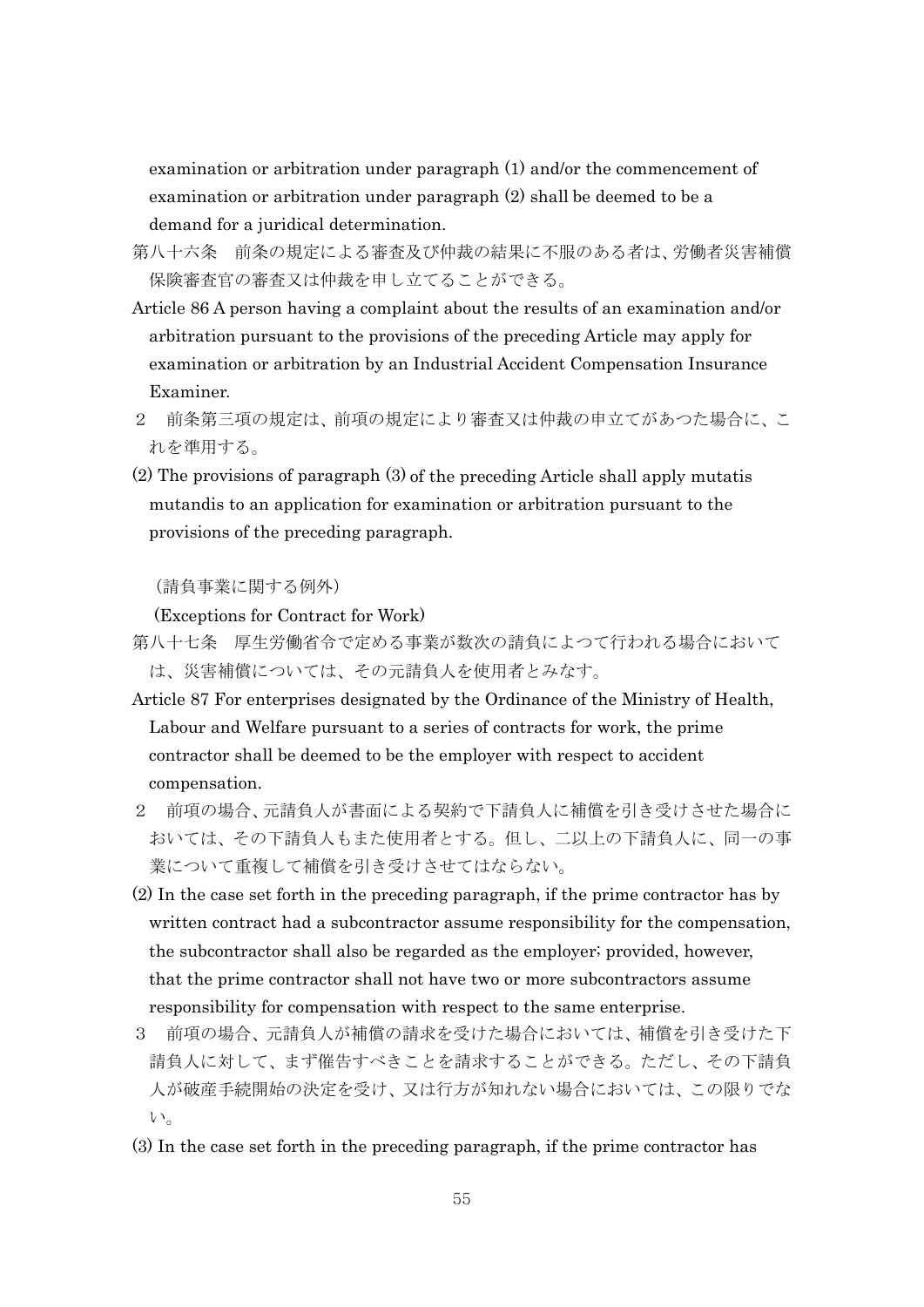examination or arbitration under paragraph (1) and/or the commencement of examination or arbitration under paragraph (2) shall be deemed to be a demand for a juridical determination.

第八十六条　前条の規定による審査及び仲裁の結果に不服のある者は、労働者災害補償保険審査官の審査又は仲裁を申し立てることができる。

Article 86 A person having a complaint about the results of an examination and/or arbitration pursuant to the provisions of the preceding Article may apply for examination or arbitration by an Industrial Accident Compensation Insurance Examiner.

２　前条第三項の規定は、前項の規定により審査又は仲裁の申立てがあつた場合に、これを準用する。

(2) The provisions of paragraph (3) of the preceding Article shall apply mutatis mutandis to an application for examination or arbitration pursuant to the provisions of the preceding paragraph.

（請負事業に関する例外）

(Exceptions for Contract for Work)

第八十七条　厚生労働省令で定める事業が数次の請負によつて行われる場合においては、災害補償については、その元請負人を使用者とみなす。

Article 87 For enterprises designated by the Ordinance of the Ministry of Health, Labour and Welfare pursuant to a series of contracts for work, the prime contractor shall be deemed to be the employer with respect to accident compensation.

２　前項の場合、元請負人が書面による契約で下請負人に補償を引き受けさせた場合においては、その下請負人もまた使用者とする。但し、二以上の下請負人に、同一の事業について重複して補償を引き受けさせてはならない。

(2) In the case set forth in the preceding paragraph, if the prime contractor has by written contract had a subcontractor assume responsibility for the compensation, the subcontractor shall also be regarded as the employer; provided, however, that the prime contractor shall not have two or more subcontractors assume responsibility for compensation with respect to the same enterprise.

３　前項の場合、元請負人が補償の請求を受けた場合においては、補償を引き受けた下請負人に対して、まず催告すべきことを請求することができる。ただし、その下請負人が破産手続開始の決定を受け、又は行方が知れない場合においては、この限りでない。

(3) In the case set forth in the preceding paragraph, if the prime contractor has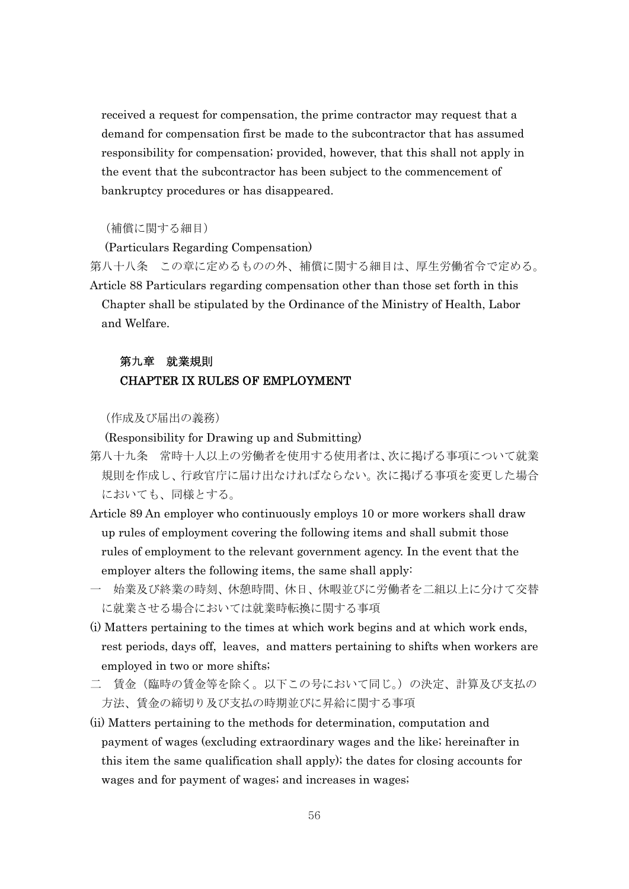received a request for compensation, the prime contractor may request that a demand for compensation first be made to the subcontractor that has assumed responsibility for compensation; provided, however, that this shall not apply in the event that the subcontractor has been subject to the commencement of bankruptcy procedures or has disappeared.

（補償に関する細目）

(Particulars Regarding Compensation)

第八十八条　この章に定めるものの外、補償に関する細目は、厚生労働省令で定める。

Article 88 Particulars regarding compensation other than those set forth in this Chapter shall be stipulated by the Ordinance of the Ministry of Health, Labor and Welfare.

## 第九章　就業規則
## CHAPTER IX RULES OF EMPLOYMENT

（作成及び届出の義務）

(Responsibility for Drawing up and Submitting)

第八十九条　常時十人以上の労働者を使用する使用者は、次に掲げる事項について就業規則を作成し、行政官庁に届け出なければならない。次に掲げる事項を変更した場合においても、同様とする。

Article 89 An employer who continuously employs 10 or more workers shall draw up rules of employment covering the following items and shall submit those rules of employment to the relevant government agency. In the event that the employer alters the following items, the same shall apply:

一　始業及び終業の時刻、休憩時間、休日、休暇並びに労働者を二組以上に分けて交替に就業させる場合においては就業時転換に関する事項

(i) Matters pertaining to the times at which work begins and at which work ends, rest periods, days off, leaves, and matters pertaining to shifts when workers are employed in two or more shifts;

二　賃金（臨時の賃金等を除く。以下この号において同じ。）の決定、計算及び支払の方法、賃金の締切り及び支払の時期並びに昇給に関する事項

(ii) Matters pertaining to the methods for determination, computation and payment of wages (excluding extraordinary wages and the like; hereinafter in this item the same qualification shall apply); the dates for closing accounts for wages and for payment of wages; and increases in wages;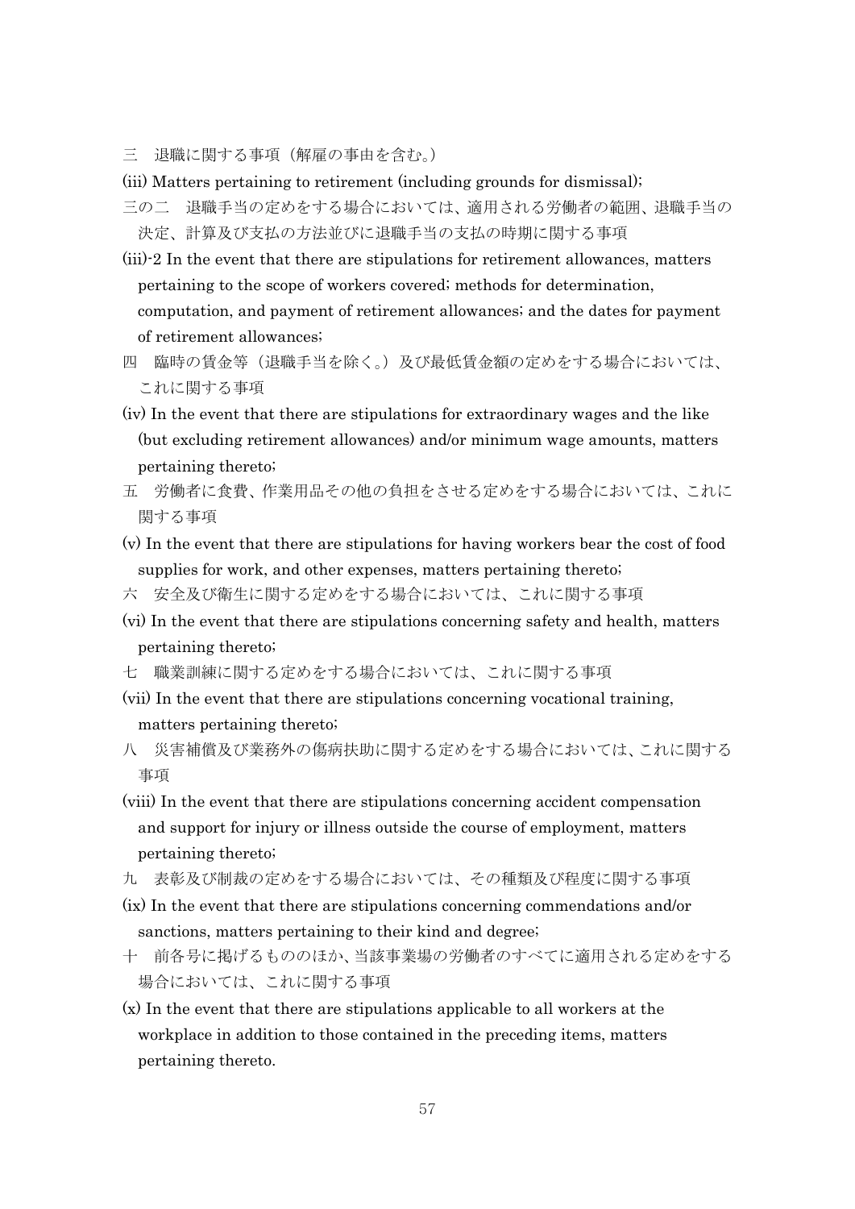三　退職に関する事項（解雇の事由を含む。）

(iii) Matters pertaining to retirement (including grounds for dismissal);

三の二　退職手当の定めをする場合においては、適用される労働者の範囲、退職手当の決定、計算及び支払の方法並びに退職手当の支払の時期に関する事項

(iii)-2 In the event that there are stipulations for retirement allowances, matters pertaining to the scope of workers covered; methods for determination, computation, and payment of retirement allowances; and the dates for payment of retirement allowances;

四　臨時の賃金等（退職手当を除く。）及び最低賃金額の定めをする場合においては、これに関する事項

(iv) In the event that there are stipulations for extraordinary wages and the like (but excluding retirement allowances) and/or minimum wage amounts, matters pertaining thereto;

五　労働者に食費、作業用品その他の負担をさせる定めをする場合においては、これに関する事項

(v) In the event that there are stipulations for having workers bear the cost of food supplies for work, and other expenses, matters pertaining thereto;

六　安全及び衛生に関する定めをする場合においては、これに関する事項

(vi) In the event that there are stipulations concerning safety and health, matters pertaining thereto;

七　職業訓練に関する定めをする場合においては、これに関する事項

(vii) In the event that there are stipulations concerning vocational training, matters pertaining thereto;

八　災害補償及び業務外の傷病扶助に関する定めをする場合においては、これに関する事項

(viii) In the event that there are stipulations concerning accident compensation and support for injury or illness outside the course of employment, matters pertaining thereto;

九　表彰及び制裁の定めをする場合においては、その種類及び程度に関する事項

(ix) In the event that there are stipulations concerning commendations and/or sanctions, matters pertaining to their kind and degree;

十　前各号に掲げるもののほか、当該事業場の労働者のすべてに適用される定めをする場合においては、これに関する事項

(x) In the event that there are stipulations applicable to all workers at the workplace in addition to those contained in the preceding items, matters pertaining thereto.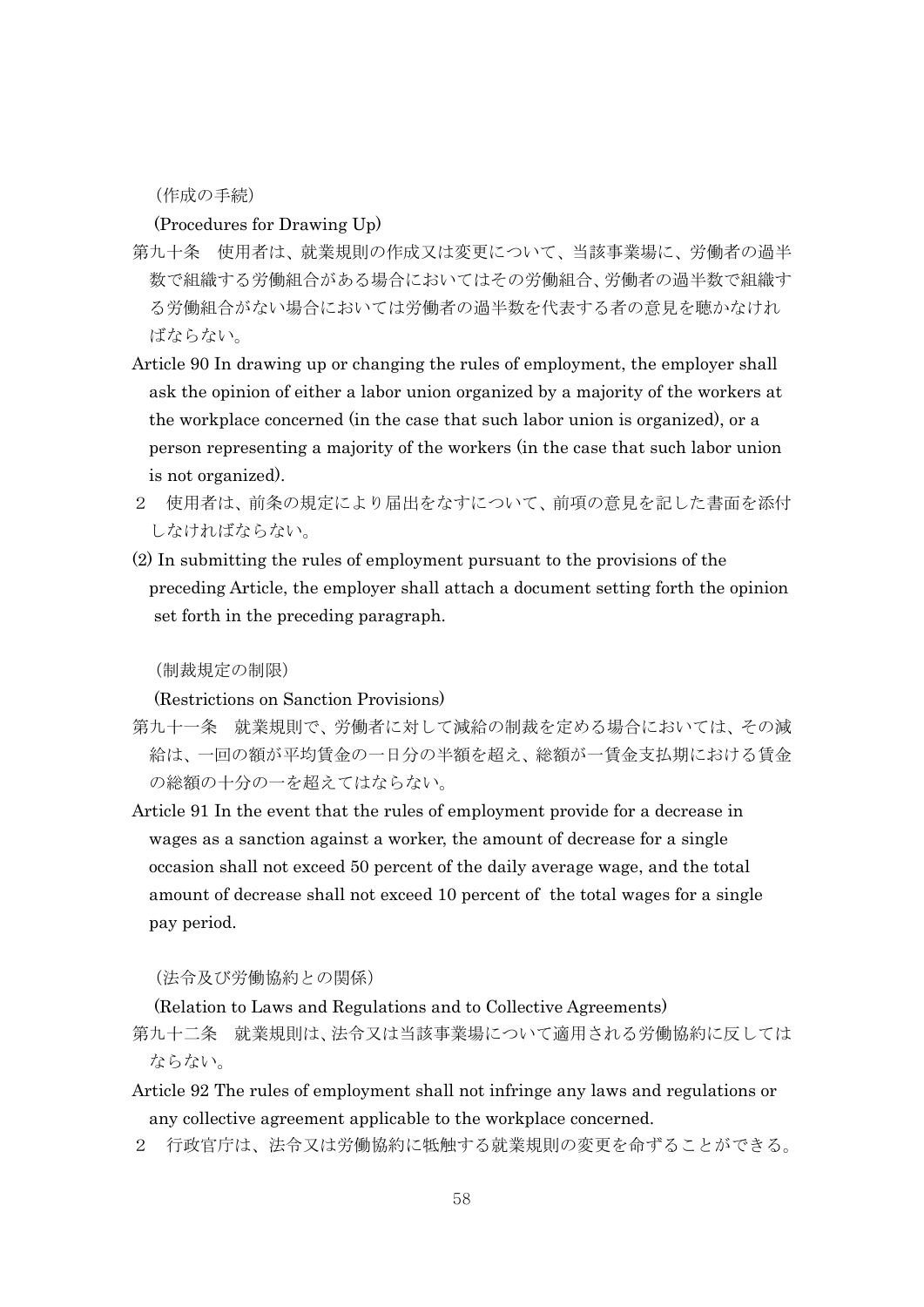（作成の手続）

(Procedures for Drawing Up)

第九十条　使用者は、就業規則の作成又は変更について、当該事業場に、労働者の過半数で組織する労働組合がある場合においてはその労働組合、労働者の過半数で組織する労働組合がない場合においては労働者の過半数を代表する者の意見を聴かなければならない。

Article 90 In drawing up or changing the rules of employment, the employer shall ask the opinion of either a labor union organized by a majority of the workers at the workplace concerned (in the case that such labor union is organized), or a person representing a majority of the workers (in the case that such labor union is not organized).

２　使用者は、前条の規定により届出をなすについて、前項の意見を記した書面を添付しなければならない。

(2) In submitting the rules of employment pursuant to the provisions of the preceding Article, the employer shall attach a document setting forth the opinion set forth in the preceding paragraph.

（制裁規定の制限）

(Restrictions on Sanction Provisions)

第九十一条　就業規則で、労働者に対して減給の制裁を定める場合においては、その減給は、一回の額が平均賃金の一日分の半額を超え、総額が一賃金支払期における賃金の総額の十分の一を超えてはならない。

Article 91 In the event that the rules of employment provide for a decrease in wages as a sanction against a worker, the amount of decrease for a single occasion shall not exceed 50 percent of the daily average wage, and the total amount of decrease shall not exceed 10 percent of the total wages for a single pay period.

（法令及び労働協約との関係）

(Relation to Laws and Regulations and to Collective Agreements)

第九十二条　就業規則は、法令又は当該事業場について適用される労働協約に反してはならない。

Article 92 The rules of employment shall not infringe any laws and regulations or any collective agreement applicable to the workplace concerned.

２　行政官庁は、法令又は労働協約に牴触する就業規則の変更を命ずることができる。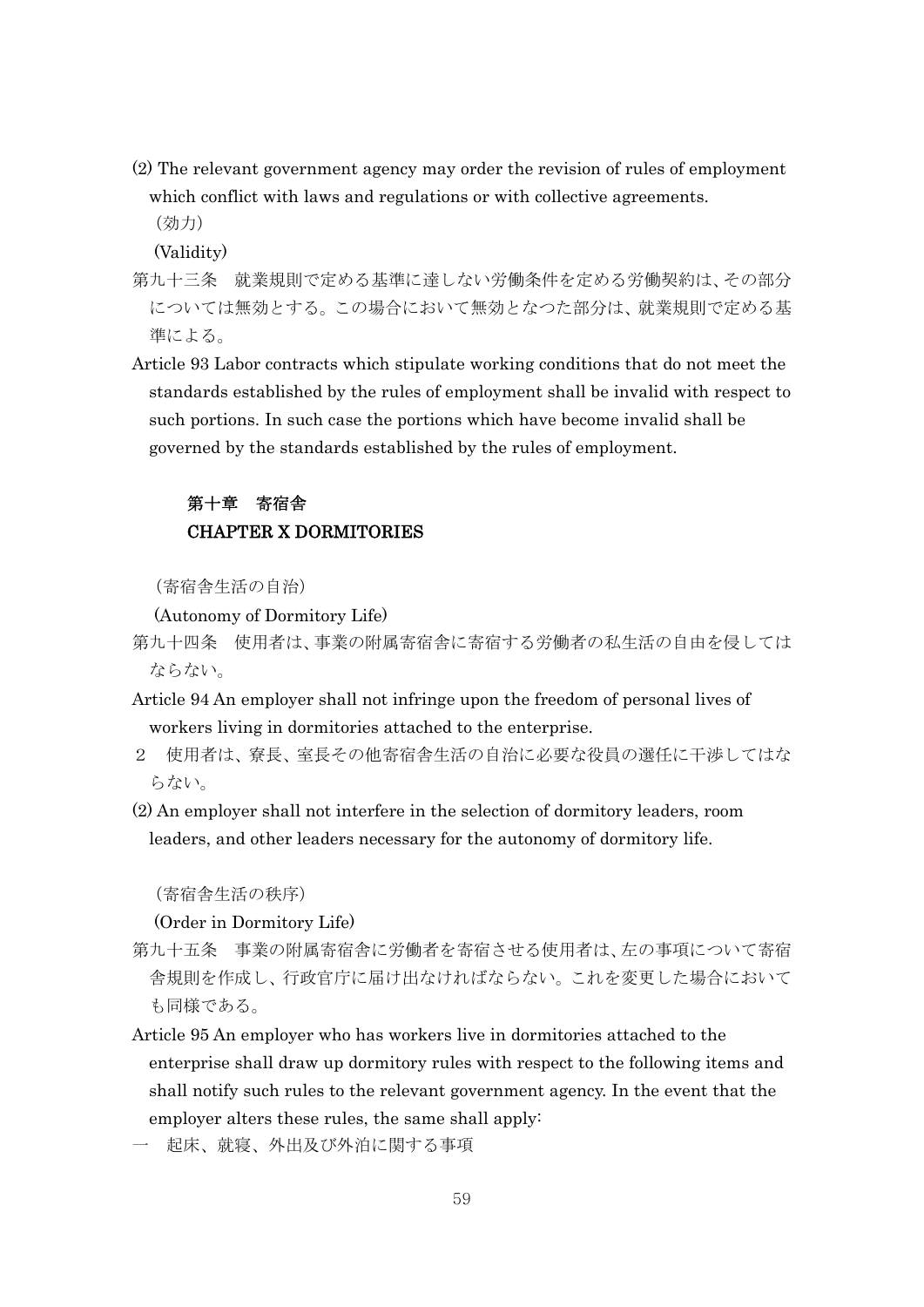(2) The relevant government agency may order the revision of rules of employment which conflict with laws and regulations or with collective agreements.

（効力）

(Validity)

第九十三条　就業規則で定める基準に達しない労働条件を定める労働契約は、その部分については無効とする。この場合において無効となつた部分は、就業規則で定める基準による。

Article 93 Labor contracts which stipulate working conditions that do not meet the standards established by the rules of employment shall be invalid with respect to such portions. In such case the portions which have become invalid shall be governed by the standards established by the rules of employment.

## 第十章　寄宿舎
## CHAPTER X DORMITORIES

（寄宿舎生活の自治）

(Autonomy of Dormitory Life)

第九十四条　使用者は、事業の附属寄宿舎に寄宿する労働者の私生活の自由を侵してはならない。

Article 94 An employer shall not infringe upon the freedom of personal lives of workers living in dormitories attached to the enterprise.

２　使用者は、寮長、室長その他寄宿舎生活の自治に必要な役員の選任に干渉してはならない。

(2) An employer shall not interfere in the selection of dormitory leaders, room leaders, and other leaders necessary for the autonomy of dormitory life.

（寄宿舎生活の秩序）

(Order in Dormitory Life)

第九十五条　事業の附属寄宿舎に労働者を寄宿させる使用者は、左の事項について寄宿舎規則を作成し、行政官庁に届け出なければならない。これを変更した場合においても同様である。

Article 95 An employer who has workers live in dormitories attached to the enterprise shall draw up dormitory rules with respect to the following items and shall notify such rules to the relevant government agency. In the event that the employer alters these rules, the same shall apply:

一　起床、就寝、外出及び外泊に関する事項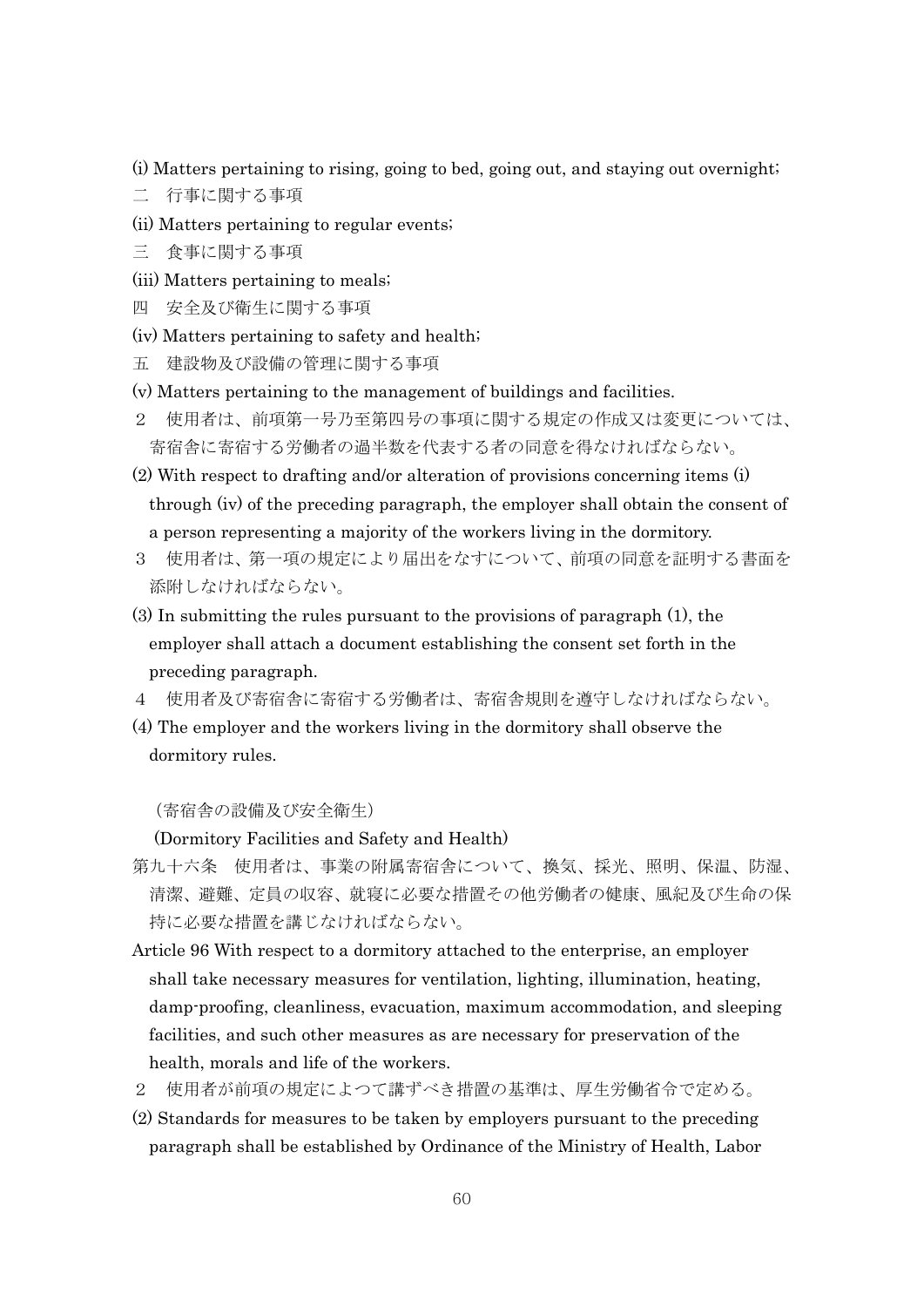(i) Matters pertaining to rising, going to bed, going out, and staying out overnight;

二　行事に関する事項

(ii) Matters pertaining to regular events;

三　食事に関する事項

(iii) Matters pertaining to meals;

四　安全及び衛生に関する事項

(iv) Matters pertaining to safety and health;

五　建設物及び設備の管理に関する事項

(v) Matters pertaining to the management of buildings and facilities.

２　使用者は、前項第一号乃至第四号の事項に関する規定の作成又は変更については、寄宿舎に寄宿する労働者の過半数を代表する者の同意を得なければならない。

(2) With respect to drafting and/or alteration of provisions concerning items (i) through (iv) of the preceding paragraph, the employer shall obtain the consent of a person representing a majority of the workers living in the dormitory.

３　使用者は、第一項の規定により届出をなすについて、前項の同意を証明する書面を添附しなければならない。

(3) In submitting the rules pursuant to the provisions of paragraph (1), the employer shall attach a document establishing the consent set forth in the preceding paragraph.

４　使用者及び寄宿舎に寄宿する労働者は、寄宿舎規則を遵守しなければならない。

(4) The employer and the workers living in the dormitory shall observe the dormitory rules.

（寄宿舎の設備及び安全衛生）

(Dormitory Facilities and Safety and Health)

第九十六条　使用者は、事業の附属寄宿舎について、換気、採光、照明、保温、防湿、清潔、避難、定員の収容、就寝に必要な措置その他労働者の健康、風紀及び生命の保持に必要な措置を講じなければならない。

Article 96 With respect to a dormitory attached to the enterprise, an employer shall take necessary measures for ventilation, lighting, illumination, heating, damp-proofing, cleanliness, evacuation, maximum accommodation, and sleeping facilities, and such other measures as are necessary for preservation of the health, morals and life of the workers.

２　使用者が前項の規定によつて講ずべき措置の基準は、厚生労働省令で定める。

(2) Standards for measures to be taken by employers pursuant to the preceding paragraph shall be established by Ordinance of the Ministry of Health, Labor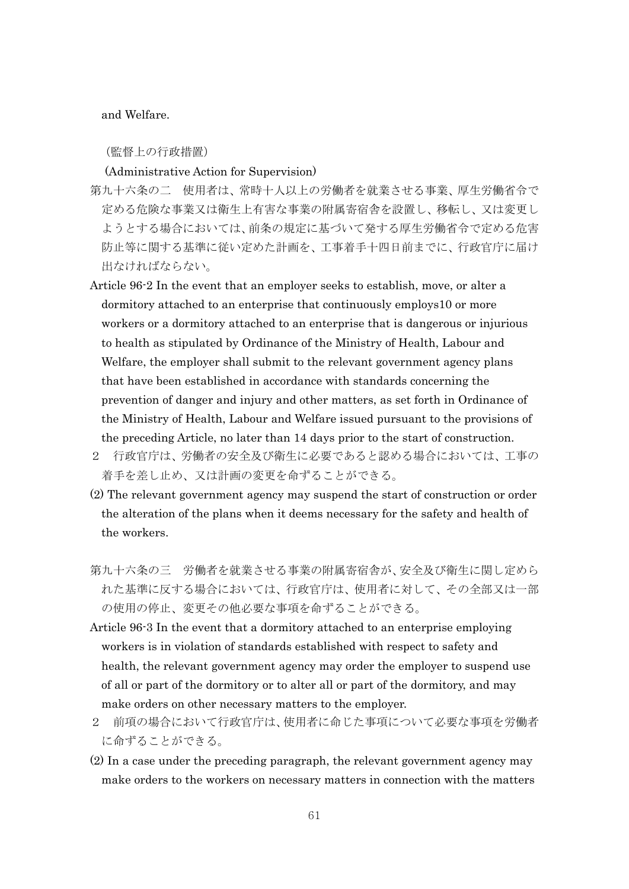and Welfare.

（監督上の行政措置）

(Administrative Action for Supervision)

第九十六条の二　使用者は、常時十人以上の労働者を就業させる事業、厚生労働省令で定める危険な事業又は衛生上有害な事業の附属寄宿舎を設置し、移転し、又は変更しようとする場合においては、前条の規定に基づいて発する厚生労働省令で定める危害防止等に関する基準に従い定めた計画を、工事着手十四日前までに、行政官庁に届け出なければならない。

Article 96-2 In the event that an employer seeks to establish, move, or alter a dormitory attached to an enterprise that continuously employs10 or more workers or a dormitory attached to an enterprise that is dangerous or injurious to health as stipulated by Ordinance of the Ministry of Health, Labour and Welfare, the employer shall submit to the relevant government agency plans that have been established in accordance with standards concerning the prevention of danger and injury and other matters, as set forth in Ordinance of the Ministry of Health, Labour and Welfare issued pursuant to the provisions of the preceding Article, no later than 14 days prior to the start of construction.

２　行政官庁は、労働者の安全及び衛生に必要であると認める場合においては、工事の着手を差し止め、又は計画の変更を命ずることができる。

(2) The relevant government agency may suspend the start of construction or order the alteration of the plans when it deems necessary for the safety and health of the workers.

第九十六条の三　労働者を就業させる事業の附属寄宿舎が、安全及び衛生に関し定められた基準に反する場合においては、行政官庁は、使用者に対して、その全部又は一部の使用の停止、変更その他必要な事項を命ずることができる。

Article 96-3 In the event that a dormitory attached to an enterprise employing workers is in violation of standards established with respect to safety and health, the relevant government agency may order the employer to suspend use of all or part of the dormitory or to alter all or part of the dormitory, and may make orders on other necessary matters to the employer.

２　前項の場合において行政官庁は、使用者に命じた事項について必要な事項を労働者に命ずることができる。

(2) In a case under the preceding paragraph, the relevant government agency may make orders to the workers on necessary matters in connection with the matters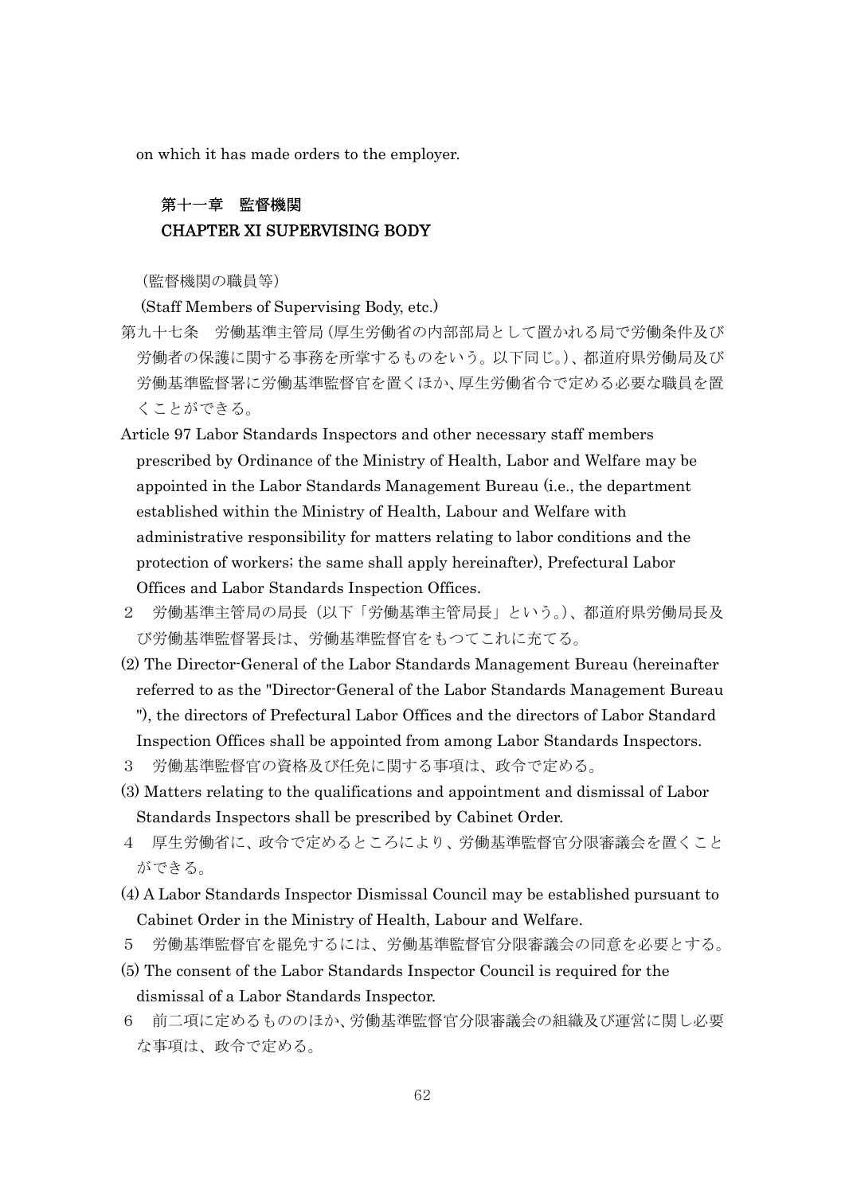on which it has made orders to the employer.

## 第十一章　監督機関
## CHAPTER XI SUPERVISING BODY

（監督機関の職員等）

(Staff Members of Supervising Body, etc.)

第九十七条　労働基準主管局（厚生労働省の内部部局として置かれる局で労働条件及び労働者の保護に関する事務を所掌するものをいう。以下同じ。）、都道府県労働局及び労働基準監督署に労働基準監督官を置くほか、厚生労働省令で定める必要な職員を置くことができる。

Article 97 Labor Standards Inspectors and other necessary staff members prescribed by Ordinance of the Ministry of Health, Labor and Welfare may be appointed in the Labor Standards Management Bureau (i.e., the department established within the Ministry of Health, Labour and Welfare with administrative responsibility for matters relating to labor conditions and the protection of workers; the same shall apply hereinafter), Prefectural Labor Offices and Labor Standards Inspection Offices.

２　労働基準主管局の局長（以下「労働基準主管局長」という。）、都道府県労働局長及び労働基準監督署長は、労働基準監督官をもつてこれに充てる。

(2) The Director-General of the Labor Standards Management Bureau (hereinafter referred to as the "Director-General of the Labor Standards Management Bureau "), the directors of Prefectural Labor Offices and the directors of Labor Standard Inspection Offices shall be appointed from among Labor Standards Inspectors.

３　労働基準監督官の資格及び任免に関する事項は、政令で定める。

(3) Matters relating to the qualifications and appointment and dismissal of Labor Standards Inspectors shall be prescribed by Cabinet Order.

４　厚生労働省に、政令で定めるところにより、労働基準監督官分限審議会を置くことができる。

(4) A Labor Standards Inspector Dismissal Council may be established pursuant to Cabinet Order in the Ministry of Health, Labour and Welfare.

５　労働基準監督官を罷免するには、労働基準監督官分限審議会の同意を必要とする。

(5) The consent of the Labor Standards Inspector Council is required for the dismissal of a Labor Standards Inspector.

６　前二項に定めるもののほか、労働基準監督官分限審議会の組織及び運営に関し必要な事項は、政令で定める。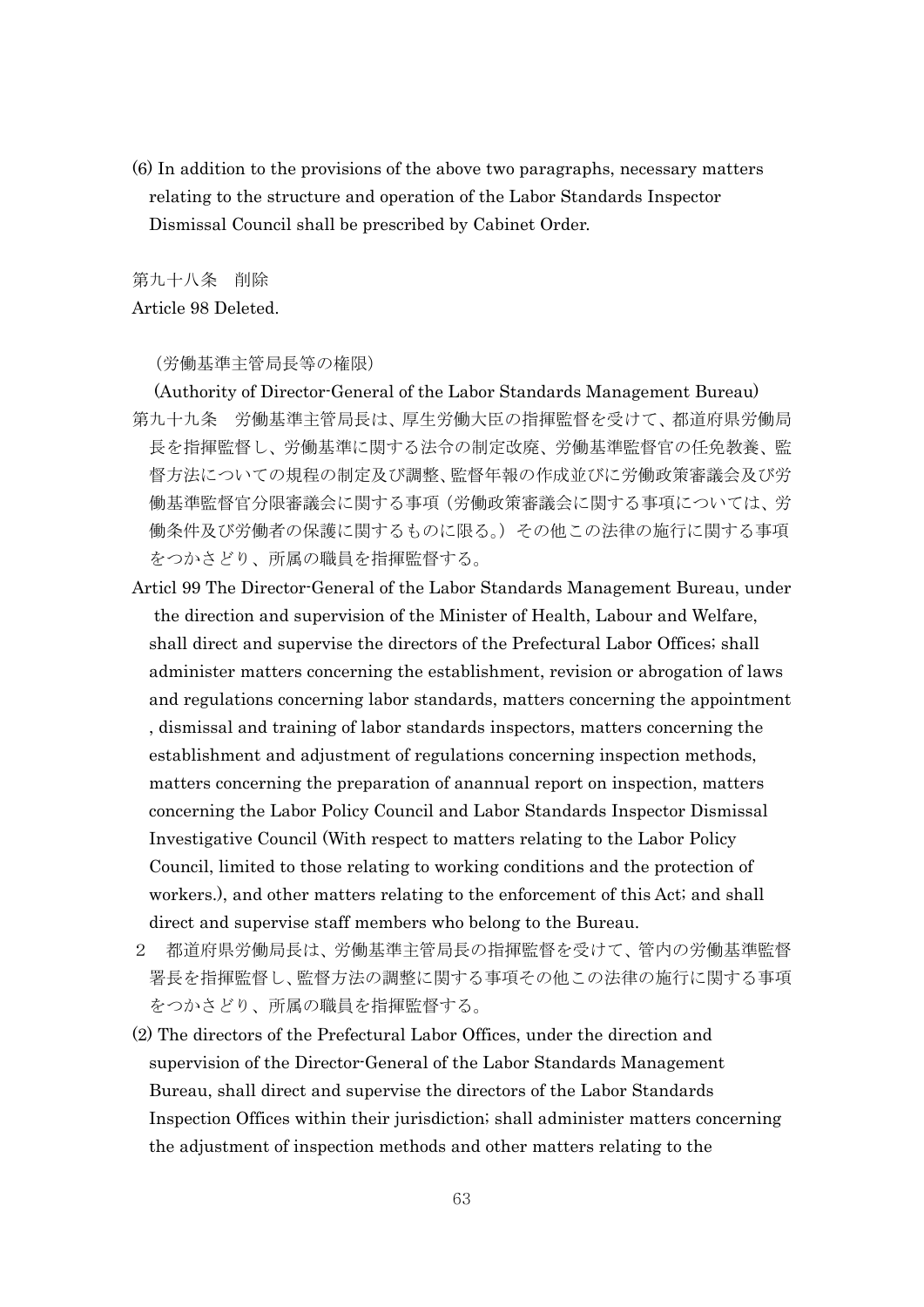(6) In addition to the provisions of the above two paragraphs, necessary matters relating to the structure and operation of the Labor Standards Inspector Dismissal Council shall be prescribed by Cabinet Order.

第九十八条　削除

Article 98 Deleted.

（労働基準主管局長等の権限）

(Authority of Director-General of the Labor Standards Management Bureau)

第九十九条　労働基準主管局長は、厚生労働大臣の指揮監督を受けて、都道府県労働局長を指揮監督し、労働基準に関する法令の制定改廃、労働基準監督官の任免教養、監督方法についての規程の制定及び調整、監督年報の作成並びに労働政策審議会及び労働基準監督官分限審議会に関する事項（労働政策審議会に関する事項については、労働条件及び労働者の保護に関するものに限る。）その他この法律の施行に関する事項をつかさどり、所属の職員を指揮監督する。

Articl 99 The Director-General of the Labor Standards Management Bureau, under the direction and supervision of the Minister of Health, Labour and Welfare, shall direct and supervise the directors of the Prefectural Labor Offices; shall administer matters concerning the establishment, revision or abrogation of laws and regulations concerning labor standards, matters concerning the appointment, dismissal and training of labor standards inspectors, matters concerning the establishment and adjustment of regulations concerning inspection methods, matters concerning the preparation of anannual report on inspection, matters concerning the Labor Policy Council and Labor Standards Inspector Dismissal Investigative Council (With respect to matters relating to the Labor Policy Council, limited to those relating to working conditions and the protection of workers.), and other matters relating to the enforcement of this Act; and shall direct and supervise staff members who belong to the Bureau.

２　都道府県労働局長は、労働基準主管局長の指揮監督を受けて、管内の労働基準監督署長を指揮監督し、監督方法の調整に関する事項その他この法律の施行に関する事項をつかさどり、所属の職員を指揮監督する。

(2) The directors of the Prefectural Labor Offices, under the direction and supervision of the Director-General of the Labor Standards Management Bureau, shall direct and supervise the directors of the Labor Standards Inspection Offices within their jurisdiction; shall administer matters concerning the adjustment of inspection methods and other matters relating to the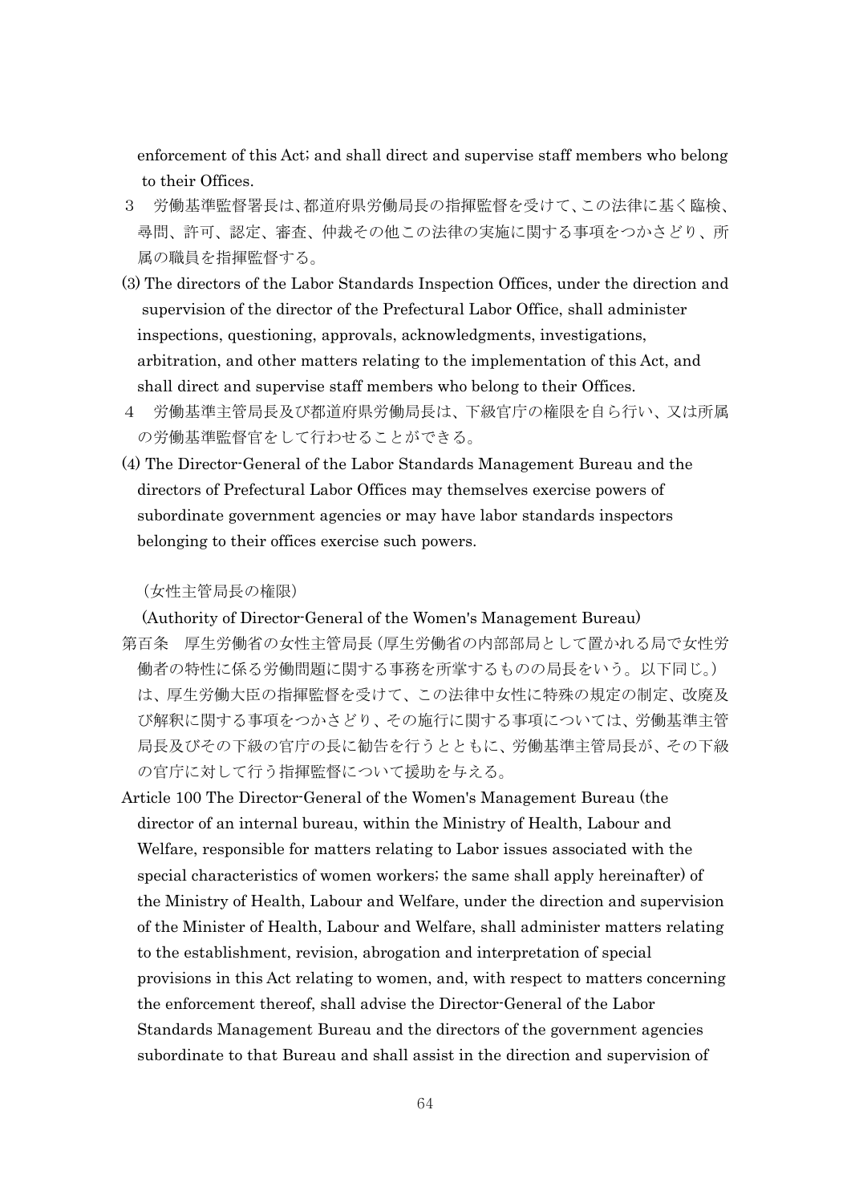enforcement of this Act; and shall direct and supervise staff members who belong to their Offices.

３　労働基準監督署長は、都道府県労働局長の指揮監督を受けて、この法律に基く臨検、尋問、許可、認定、審査、仲裁その他この法律の実施に関する事項をつかさどり、所属の職員を指揮監督する。

(3) The directors of the Labor Standards Inspection Offices, under the direction and supervision of the director of the Prefectural Labor Office, shall administer inspections, questioning, approvals, acknowledgments, investigations, arbitration, and other matters relating to the implementation of this Act, and shall direct and supervise staff members who belong to their Offices.

４　労働基準主管局長及び都道府県労働局長は、下級官庁の権限を自ら行い、又は所属の労働基準監督官をして行わせることができる。

(4) The Director-General of the Labor Standards Management Bureau and the directors of Prefectural Labor Offices may themselves exercise powers of subordinate government agencies or may have labor standards inspectors belonging to their offices exercise such powers.

（女性主管局長の権限）

(Authority of Director-General of the Women's Management Bureau)

第百条　厚生労働省の女性主管局長（厚生労働省の内部部局として置かれる局で女性労働者の特性に係る労働問題に関する事務を所掌するものの局長をいう。以下同じ。）は、厚生労働大臣の指揮監督を受けて、この法律中女性に特殊の規定の制定、改廃及び解釈に関する事項をつかさどり、その施行に関する事項については、労働基準主管局長及びその下級の官庁の長に勧告を行うとともに、労働基準主管局長が、その下級の官庁に対して行う指揮監督について援助を与える。

Article 100 The Director-General of the Women's Management Bureau (the director of an internal bureau, within the Ministry of Health, Labour and Welfare, responsible for matters relating to Labor issues associated with the special characteristics of women workers; the same shall apply hereinafter) of the Ministry of Health, Labour and Welfare, under the direction and supervision of the Minister of Health, Labour and Welfare, shall administer matters relating to the establishment, revision, abrogation and interpretation of special provisions in this Act relating to women, and, with respect to matters concerning the enforcement thereof, shall advise the Director-General of the Labor Standards Management Bureau and the directors of the government agencies subordinate to that Bureau and shall assist in the direction and supervision of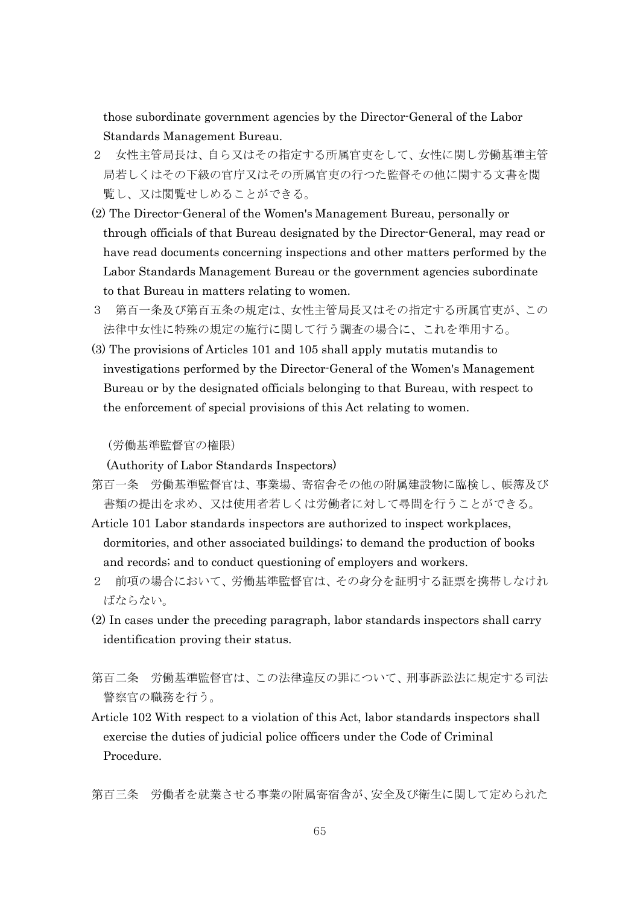those subordinate government agencies by the Director-General of the Labor Standards Management Bureau.

２　女性主管局長は、自ら又はその指定する所属官吏をして、女性に関し労働基準主管局若しくはその下級の官庁又はその所属官吏の行つた監督その他に関する文書を閲覧し、又は閲覧せしめることができる。

(2) The Director-General of the Women's Management Bureau, personally or through officials of that Bureau designated by the Director-General, may read or have read documents concerning inspections and other matters performed by the Labor Standards Management Bureau or the government agencies subordinate to that Bureau in matters relating to women.

３　第百一条及び第百五条の規定は、女性主管局長又はその指定する所属官吏が、この法律中女性に特殊の規定の施行に関して行う調査の場合に、これを準用する。

(3) The provisions of Articles 101 and 105 shall apply mutatis mutandis to investigations performed by the Director-General of the Women's Management Bureau or by the designated officials belonging to that Bureau, with respect to the enforcement of special provisions of this Act relating to women.

（労働基準監督官の権限）

(Authority of Labor Standards Inspectors)

第百一条　労働基準監督官は、事業場、寄宿舎その他の附属建設物に臨検し、帳簿及び書類の提出を求め、又は使用者若しくは労働者に対して尋問を行うことができる。

Article 101 Labor standards inspectors are authorized to inspect workplaces, dormitories, and other associated buildings; to demand the production of books and records; and to conduct questioning of employers and workers.

２　前項の場合において、労働基準監督官は、その身分を証明する証票を携帯しなければならない。

(2) In cases under the preceding paragraph, labor standards inspectors shall carry identification proving their status.

第百二条　労働基準監督官は、この法律違反の罪について、刑事訴訟法に規定する司法警察官の職務を行う。

Article 102 With respect to a violation of this Act, labor standards inspectors shall exercise the duties of judicial police officers under the Code of Criminal Procedure.

第百三条　労働者を就業させる事業の附属寄宿舎が、安全及び衛生に関して定められた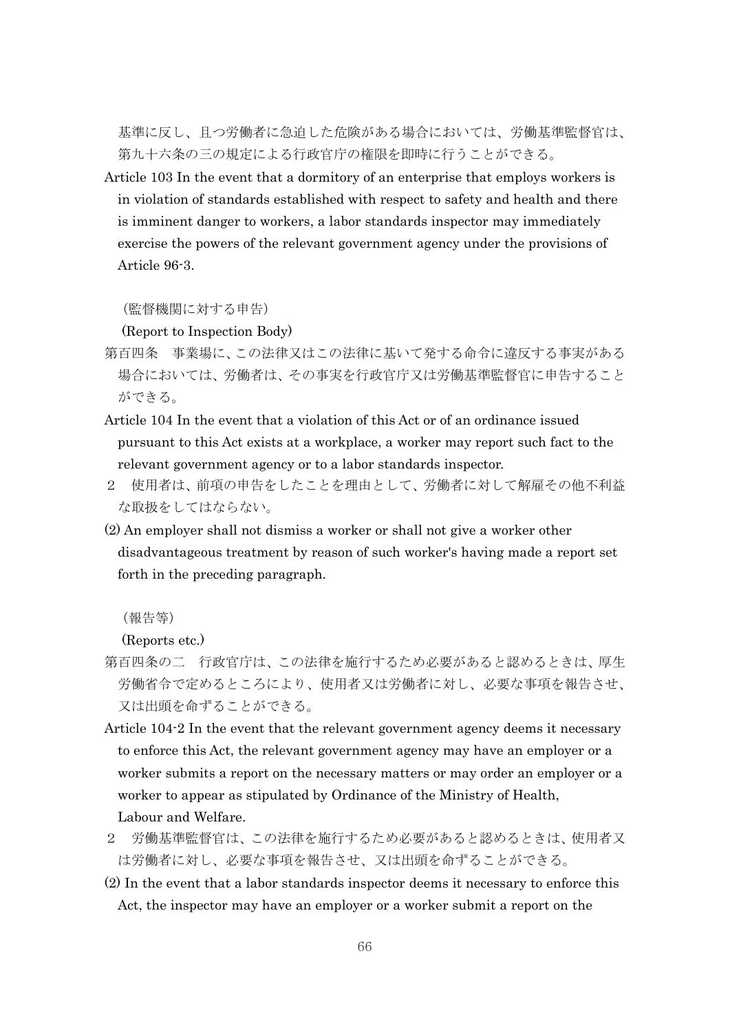基準に反し、且つ労働者に急迫した危険がある場合においては、労働基準監督官は、第九十六条の三の規定による行政官庁の権限を即時に行うことができる。

Article 103 In the event that a dormitory of an enterprise that employs workers is in violation of standards established with respect to safety and health and there is imminent danger to workers, a labor standards inspector may immediately exercise the powers of the relevant government agency under the provisions of Article 96-3.

（監督機関に対する申告）

(Report to Inspection Body)

第百四条　事業場に、この法律又はこの法律に基いて発する命令に違反する事実がある場合においては、労働者は、その事実を行政官庁又は労働基準監督官に申告することができる。

Article 104 In the event that a violation of this Act or of an ordinance issued pursuant to this Act exists at a workplace, a worker may report such fact to the relevant government agency or to a labor standards inspector.

２　使用者は、前項の申告をしたことを理由として、労働者に対して解雇その他不利益な取扱をしてはならない。

(2) An employer shall not dismiss a worker or shall not give a worker other disadvantageous treatment by reason of such worker's having made a report set forth in the preceding paragraph.

（報告等）

(Reports etc.)

第百四条の二　行政官庁は、この法律を施行するため必要があると認めるときは、厚生労働省令で定めるところにより、使用者又は労働者に対し、必要な事項を報告させ、又は出頭を命ずることができる。

Article 104-2 In the event that the relevant government agency deems it necessary to enforce this Act, the relevant government agency may have an employer or a worker submits a report on the necessary matters or may order an employer or a worker to appear as stipulated by Ordinance of the Ministry of Health, Labour and Welfare.

２　労働基準監督官は、この法律を施行するため必要があると認めるときは、使用者又は労働者に対し、必要な事項を報告させ、又は出頭を命ずることができる。

(2) In the event that a labor standards inspector deems it necessary to enforce this Act, the inspector may have an employer or a worker submit a report on the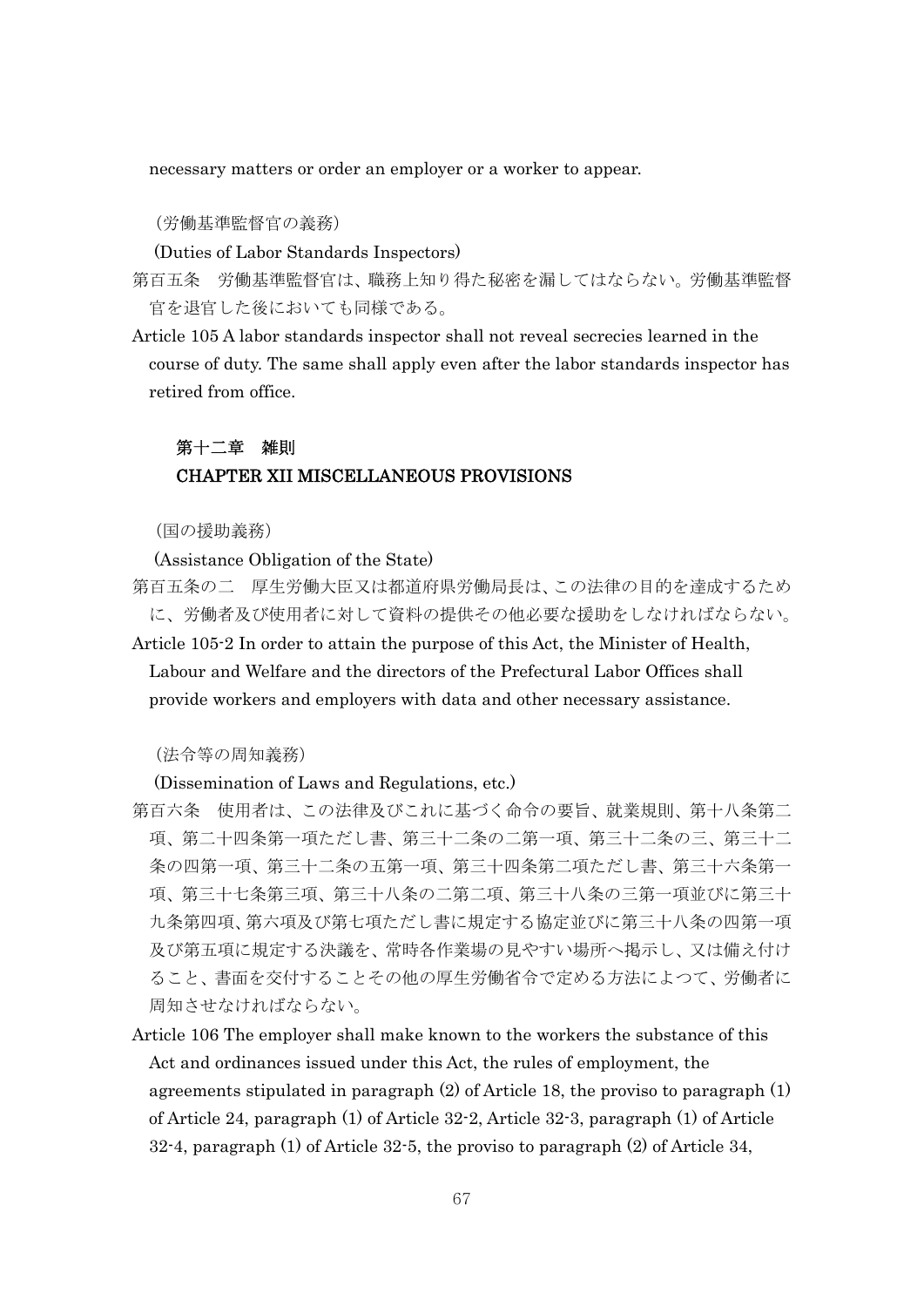necessary matters or order an employer or a worker to appear.

（労働基準監督官の義務）

(Duties of Labor Standards Inspectors)

第百五条　労働基準監督官は、職務上知り得た秘密を漏してはならない。労働基準監督官を退官した後においても同様である。

Article 105 A labor standards inspector shall not reveal secrecies learned in the course of duty. The same shall apply even after the labor standards inspector has retired from office.

## 第十二章　雑則

## CHAPTER XII MISCELLANEOUS PROVISIONS

（国の援助義務）

(Assistance Obligation of the State)

第百五条の二　厚生労働大臣又は都道府県労働局長は、この法律の目的を達成するために、労働者及び使用者に対して資料の提供その他必要な援助をしなければならない。

Article 105-2 In order to attain the purpose of this Act, the Minister of Health, Labour and Welfare and the directors of the Prefectural Labor Offices shall provide workers and employers with data and other necessary assistance.

（法令等の周知義務）

(Dissemination of Laws and Regulations, etc.)

第百六条　使用者は、この法律及びこれに基づく命令の要旨、就業規則、第十八条第二項、第二十四条第一項ただし書、第三十二条の二第一項、第三十二条の三、第三十二条の四第一項、第三十二条の五第一項、第三十四条第二項ただし書、第三十六条第一項、第三十七条第三項、第三十八条の二第二項、第三十八条の三第一項並びに第三十九条第四項、第六項及び第七項ただし書に規定する協定並びに第三十八条の四第一項及び第五項に規定する決議を、常時各作業場の見やすい場所へ掲示し、又は備え付けること、書面を交付することその他の厚生労働省令で定める方法によつて、労働者に周知させなければならない。

Article 106 The employer shall make known to the workers the substance of this Act and ordinances issued under this Act, the rules of employment, the agreements stipulated in paragraph (2) of Article 18, the proviso to paragraph (1) of Article 24, paragraph (1) of Article 32-2, Article 32-3, paragraph (1) of Article 32-4, paragraph (1) of Article 32-5, the proviso to paragraph (2) of Article 34,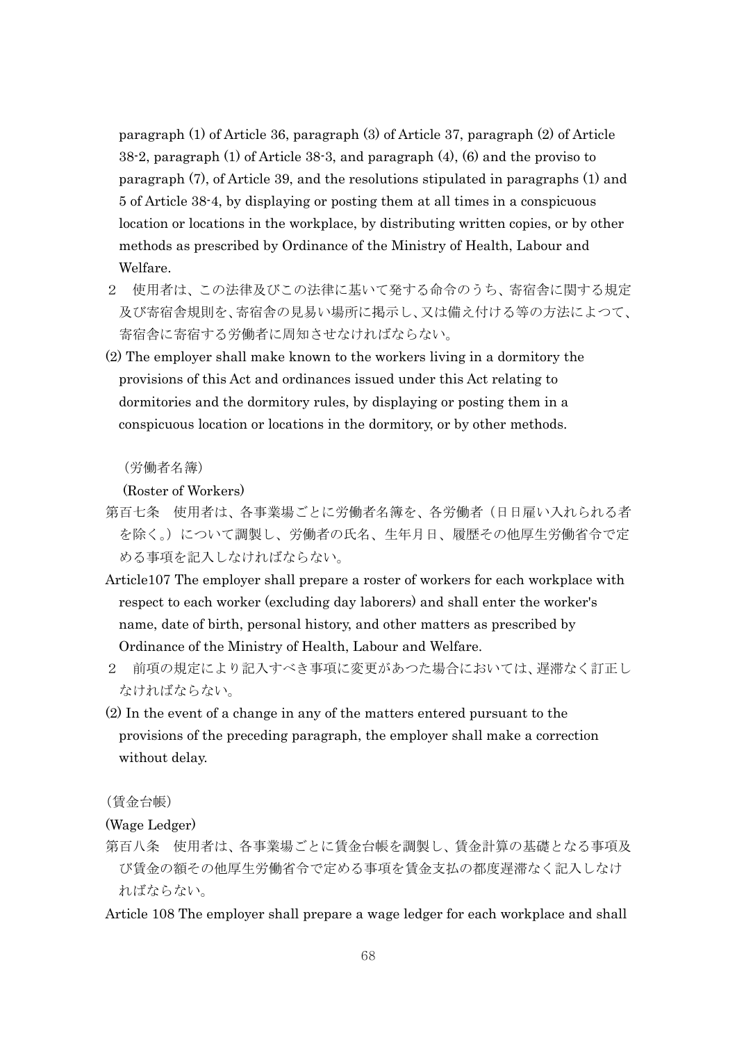paragraph (1) of Article 36, paragraph (3) of Article 37, paragraph (2) of Article 38-2, paragraph (1) of Article 38-3, and paragraph (4), (6) and the proviso to paragraph (7), of Article 39, and the resolutions stipulated in paragraphs (1) and 5 of Article 38-4, by displaying or posting them at all times in a conspicuous location or locations in the workplace, by distributing written copies, or by other methods as prescribed by Ordinance of the Ministry of Health, Labour and Welfare.

２　使用者は、この法律及びこの法律に基いて発する命令のうち、寄宿舎に関する規定及び寄宿舎規則を、寄宿舎の見易い場所に掲示し、又は備え付ける等の方法によつて、寄宿舎に寄宿する労働者に周知させなければならない。

(2) The employer shall make known to the workers living in a dormitory the provisions of this Act and ordinances issued under this Act relating to dormitories and the dormitory rules, by displaying or posting them in a conspicuous location or locations in the dormitory, or by other methods.

（労働者名簿）

(Roster of Workers)

第百七条　使用者は、各事業場ごとに労働者名簿を、各労働者（日日雇い入れられる者を除く。）について調製し、労働者の氏名、生年月日、履歴その他厚生労働省令で定める事項を記入しなければならない。

Article107 The employer shall prepare a roster of workers for each workplace with respect to each worker (excluding day laborers) and shall enter the worker's name, date of birth, personal history, and other matters as prescribed by Ordinance of the Ministry of Health, Labour and Welfare.

２　前項の規定により記入すべき事項に変更があつた場合においては、遅滞なく訂正しなければならない。

(2) In the event of a change in any of the matters entered pursuant to the provisions of the preceding paragraph, the employer shall make a correction without delay.

（賃金台帳）

(Wage Ledger)

第百八条　使用者は、各事業場ごとに賃金台帳を調製し、賃金計算の基礎となる事項及び賃金の額その他厚生労働省令で定める事項を賃金支払の都度遅滞なく記入しなければならない。

Article 108 The employer shall prepare a wage ledger for each workplace and shall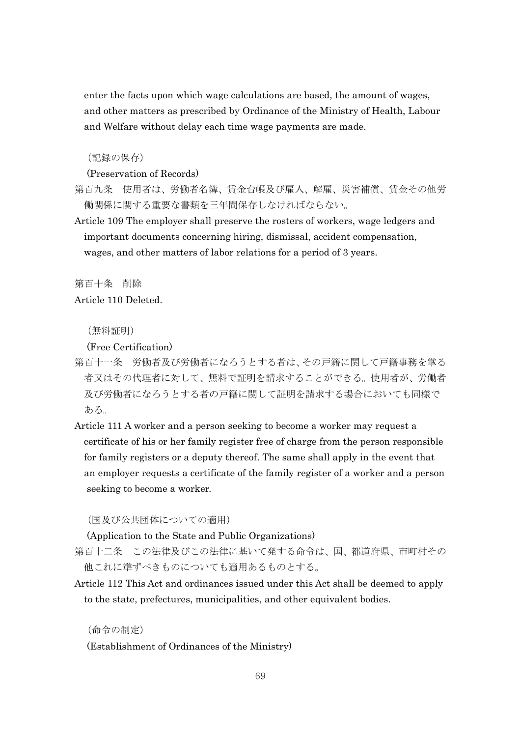enter the facts upon which wage calculations are based, the amount of wages, and other matters as prescribed by Ordinance of the Ministry of Health, Labour and Welfare without delay each time wage payments are made.

（記録の保存）

(Preservation of Records)

第百九条　使用者は、労働者名簿、賃金台帳及び雇入、解雇、災害補償、賃金その他労働関係に関する重要な書類を三年間保存しなければならない。

Article 109 The employer shall preserve the rosters of workers, wage ledgers and important documents concerning hiring, dismissal, accident compensation, wages, and other matters of labor relations for a period of 3 years.

第百十条　削除

Article 110 Deleted.

（無料証明）

(Free Certification)

第百十一条　労働者及び労働者になろうとする者は、その戸籍に関して戸籍事務を掌る者又はその代理者に対して、無料で証明を請求することができる。使用者が、労働者及び労働者になろうとする者の戸籍に関して証明を請求する場合においても同様である。

Article 111 A worker and a person seeking to become a worker may request a certificate of his or her family register free of charge from the person responsible for family registers or a deputy thereof. The same shall apply in the event that an employer requests a certificate of the family register of a worker and a person seeking to become a worker.

（国及び公共団体についての適用）

(Application to the State and Public Organizations)

第百十二条　この法律及びこの法律に基いて発する命令は、国、都道府県、市町村その他これに準ずべきものについても適用あるものとする。

Article 112 This Act and ordinances issued under this Act shall be deemed to apply to the state, prefectures, municipalities, and other equivalent bodies.

（命令の制定）

(Establishment of Ordinances of the Ministry)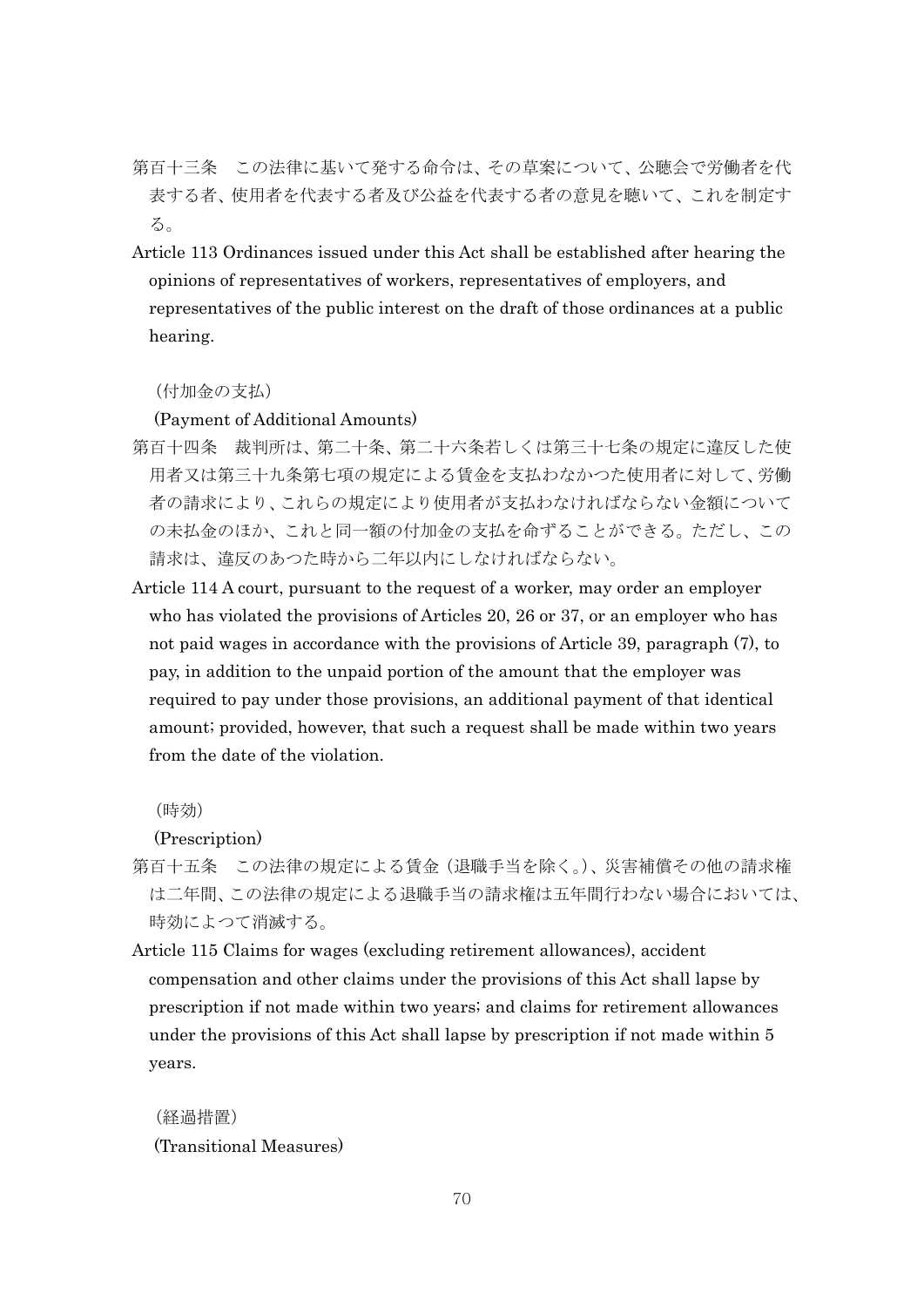第百十三条　この法律に基いて発する命令は、その草案について、公聴会で労働者を代表する者、使用者を代表する者及び公益を代表する者の意見を聴いて、これを制定する。

Article 113 Ordinances issued under this Act shall be established after hearing the opinions of representatives of workers, representatives of employers, and representatives of the public interest on the draft of those ordinances at a public hearing.

（付加金の支払）

(Payment of Additional Amounts)

第百十四条　裁判所は、第二十条、第二十六条若しくは第三十七条の規定に違反した使用者又は第三十九条第七項の規定による賃金を支払わなかつた使用者に対して、労働者の請求により、これらの規定により使用者が支払わなければならない金額についての未払金のほか、これと同一額の付加金の支払を命ずることができる。ただし、この請求は、違反のあつた時から二年以内にしなければならない。

Article 114 A court, pursuant to the request of a worker, may order an employer who has violated the provisions of Articles 20, 26 or 37, or an employer who has not paid wages in accordance with the provisions of Article 39, paragraph (7), to pay, in addition to the unpaid portion of the amount that the employer was required to pay under those provisions, an additional payment of that identical amount; provided, however, that such a request shall be made within two years from the date of the violation.

（時効）

(Prescription)

第百十五条　この法律の規定による賃金（退職手当を除く。）、災害補償その他の請求権は二年間、この法律の規定による退職手当の請求権は五年間行わない場合においては、時効によつて消滅する。

Article 115 Claims for wages (excluding retirement allowances), accident compensation and other claims under the provisions of this Act shall lapse by prescription if not made within two years; and claims for retirement allowances under the provisions of this Act shall lapse by prescription if not made within 5 years.

（経過措置）

(Transitional Measures)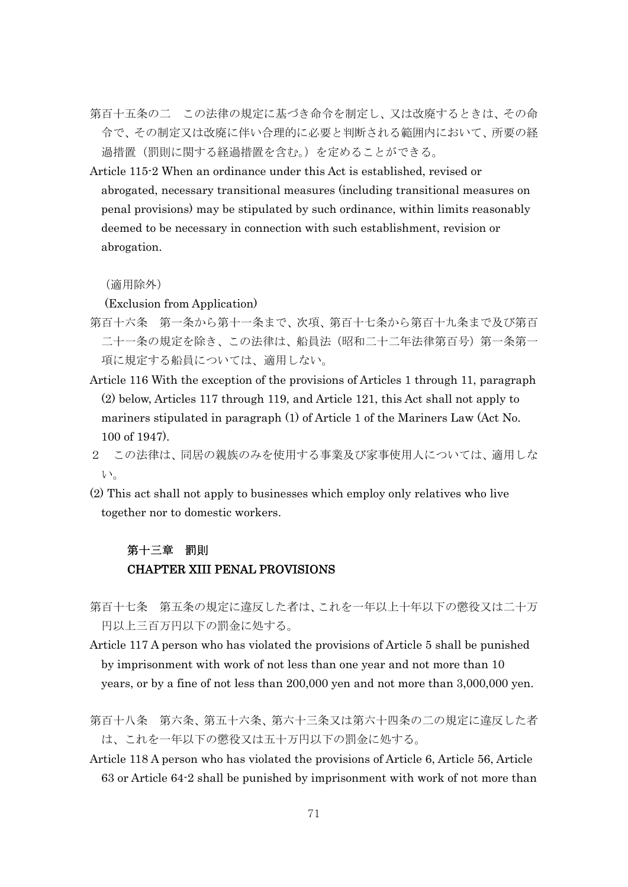第百十五条の二　この法律の規定に基づき命令を制定し、又は改廃するときは、その命令で、その制定又は改廃に伴い合理的に必要と判断される範囲内において、所要の経過措置（罰則に関する経過措置を含む。）を定めることができる。

Article 115-2 When an ordinance under this Act is established, revised or abrogated, necessary transitional measures (including transitional measures on penal provisions) may be stipulated by such ordinance, within limits reasonably deemed to be necessary in connection with such establishment, revision or abrogation.

（適用除外）

(Exclusion from Application)

第百十六条　第一条から第十一条まで、次項、第百十七条から第百十九条まで及び第百二十一条の規定を除き、この法律は、船員法（昭和二十二年法律第百号）第一条第一項に規定する船員については、適用しない。

Article 116 With the exception of the provisions of Articles 1 through 11, paragraph (2) below, Articles 117 through 119, and Article 121, this Act shall not apply to mariners stipulated in paragraph (1) of Article 1 of the Mariners Law (Act No. 100 of 1947).

２　この法律は、同居の親族のみを使用する事業及び家事使用人については、適用しない。

(2) This act shall not apply to businesses which employ only relatives who live together nor to domestic workers.

## 第十三章　罰則
## CHAPTER XIII PENAL PROVISIONS

第百十七条　第五条の規定に違反した者は、これを一年以上十年以下の懲役又は二十万円以上三百万円以下の罰金に処する。

Article 117 A person who has violated the provisions of Article 5 shall be punished by imprisonment with work of not less than one year and not more than 10 years, or by a fine of not less than 200,000 yen and not more than 3,000,000 yen.

第百十八条　第六条、第五十六条、第六十三条又は第六十四条の二の規定に違反した者は、これを一年以下の懲役又は五十万円以下の罰金に処する。

Article 118 A person who has violated the provisions of Article 6, Article 56, Article 63 or Article 64-2 shall be punished by imprisonment with work of not more than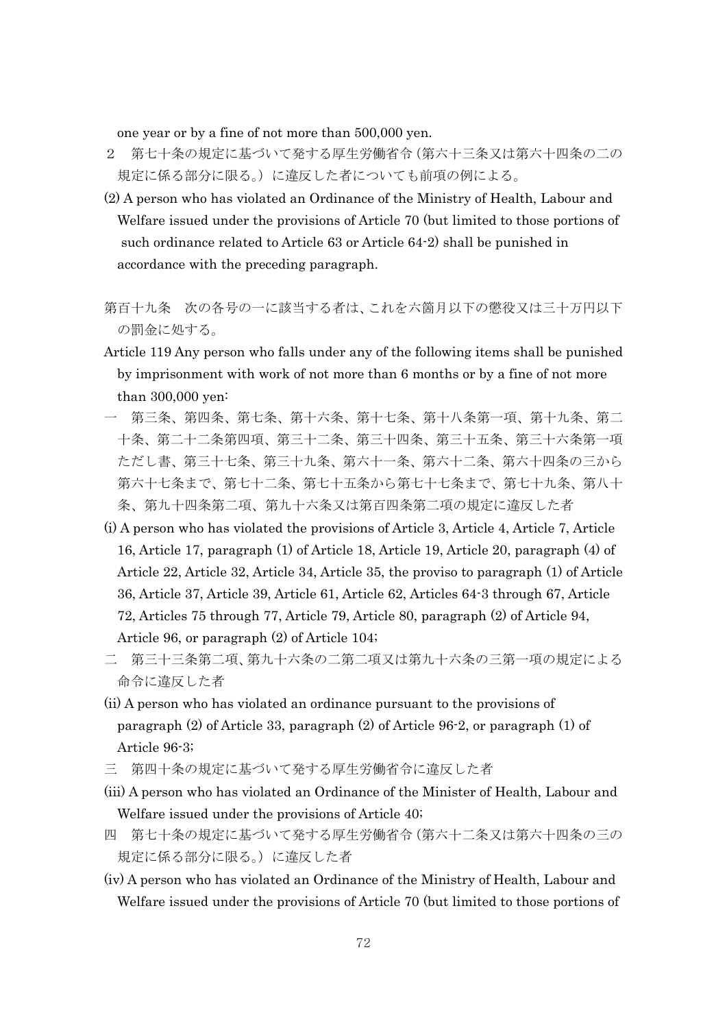one year or by a fine of not more than 500,000 yen.

２　第七十条の規定に基づいて発する厚生労働省令（第六十三条又は第六十四条の二の規定に係る部分に限る。）に違反した者についても前項の例による。

(2) A person who has violated an Ordinance of the Ministry of Health, Labour and Welfare issued under the provisions of Article 70 (but limited to those portions of such ordinance related to Article 63 or Article 64-2) shall be punished in accordance with the preceding paragraph.

第百十九条　次の各号の一に該当する者は、これを六箇月以下の懲役又は三十万円以下の罰金に処する。

Article 119 Any person who falls under any of the following items shall be punished by imprisonment with work of not more than 6 months or by a fine of not more than 300,000 yen:

一　第三条、第四条、第七条、第十六条、第十七条、第十八条第一項、第十九条、第二十条、第二十二条第四項、第三十二条、第三十四条、第三十五条、第三十六条第一項ただし書、第三十七条、第三十九条、第六十一条、第六十二条、第六十四条の三から第六十七条まで、第七十二条、第七十五条から第七十七条まで、第七十九条、第八十条、第九十四条第二項、第九十六条又は第百四条第二項の規定に違反した者

(i) A person who has violated the provisions of Article 3, Article 4, Article 7, Article 16, Article 17, paragraph (1) of Article 18, Article 19, Article 20, paragraph (4) of Article 22, Article 32, Article 34, Article 35, the proviso to paragraph (1) of Article 36, Article 37, Article 39, Article 61, Article 62, Articles 64-3 through 67, Article 72, Articles 75 through 77, Article 79, Article 80, paragraph (2) of Article 94, Article 96, or paragraph (2) of Article 104;

二　第三十三条第二項、第九十六条の二第二項又は第九十六条の三第一項の規定による命令に違反した者

(ii) A person who has violated an ordinance pursuant to the provisions of paragraph (2) of Article 33, paragraph (2) of Article 96-2, or paragraph (1) of Article 96-3;

三　第四十条の規定に基づいて発する厚生労働省令に違反した者

(iii) A person who has violated an Ordinance of the Minister of Health, Labour and Welfare issued under the provisions of Article 40;

四　第七十条の規定に基づいて発する厚生労働省令（第六十二条又は第六十四条の三の規定に係る部分に限る。）に違反した者

(iv) A person who has violated an Ordinance of the Ministry of Health, Labour and Welfare issued under the provisions of Article 70 (but limited to those portions of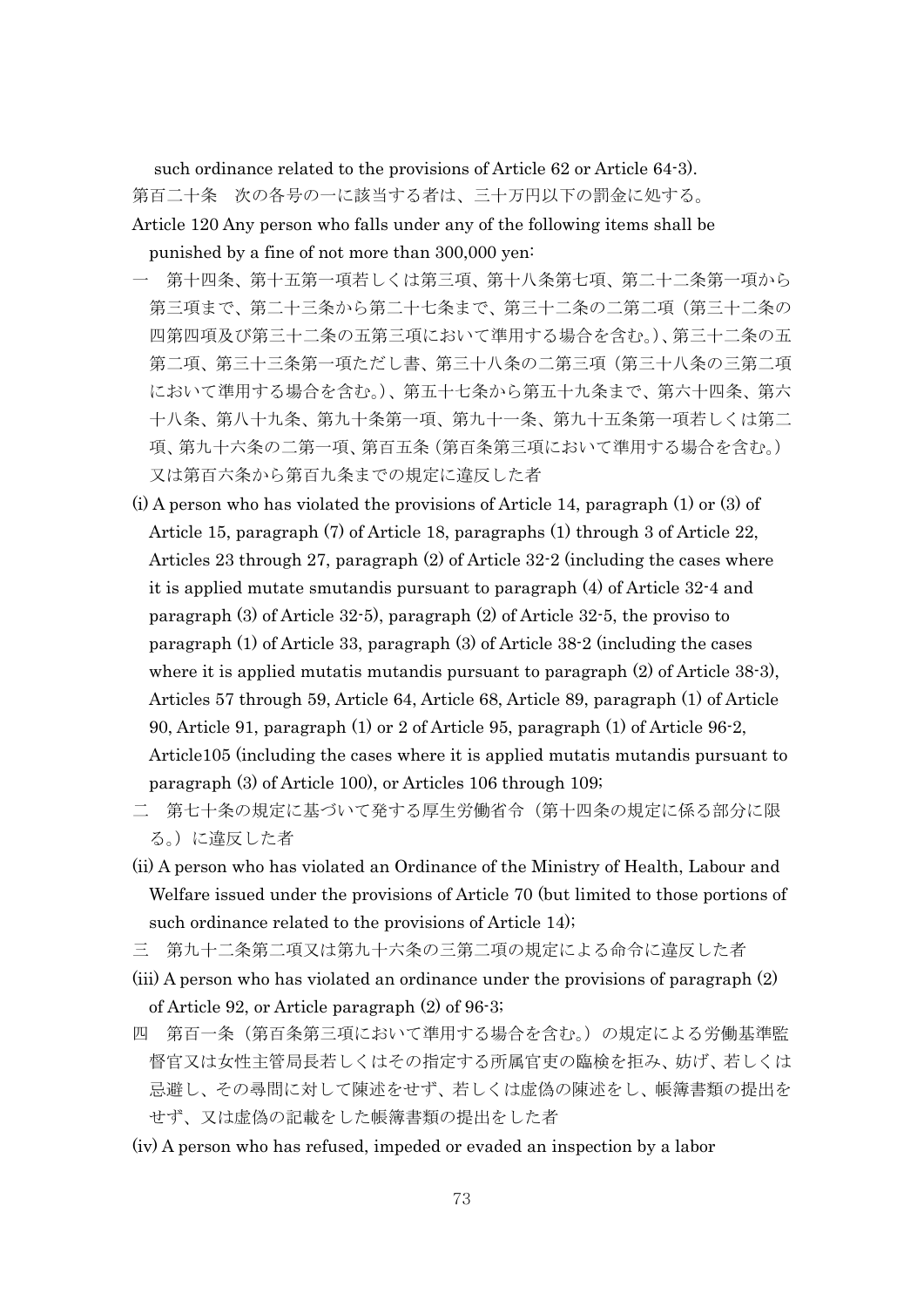such ordinance related to the provisions of Article 62 or Article 64-3).

第百二十条　次の各号の一に該当する者は、三十万円以下の罰金に処する。

Article 120 Any person who falls under any of the following items shall be punished by a fine of not more than 300,000 yen:

一　第十四条、第十五第一項若しくは第三項、第十八条第七項、第二十二条第一項から第三項まで、第二十三条から第二十七条まで、第三十二条の二第二項（第三十二条の四第四項及び第三十二条の五第三項において準用する場合を含む。）、第三十二条の五第二項、第三十三条第一項ただし書、第三十八条の二第三項（第三十八条の三第二項において準用する場合を含む。）、第五十七条から第五十九条まで、第六十四条、第六十八条、第八十九条、第九十条第一項、第九十一条、第九十五条第一項若しくは第二項、第九十六条の二第一項、第百五条（第百条第三項において準用する場合を含む。）又は第百六条から第百九条までの規定に違反した者

(i) A person who has violated the provisions of Article 14, paragraph (1) or (3) of Article 15, paragraph (7) of Article 18, paragraphs (1) through 3 of Article 22, Articles 23 through 27, paragraph (2) of Article 32-2 (including the cases where it is applied mutate smutandis pursuant to paragraph (4) of Article 32-4 and paragraph (3) of Article 32-5), paragraph (2) of Article 32-5, the proviso to paragraph (1) of Article 33, paragraph (3) of Article 38-2 (including the cases where it is applied mutatis mutandis pursuant to paragraph (2) of Article 38-3), Articles 57 through 59, Article 64, Article 68, Article 89, paragraph (1) of Article 90, Article 91, paragraph (1) or 2 of Article 95, paragraph (1) of Article 96-2, Article105 (including the cases where it is applied mutatis mutandis pursuant to paragraph (3) of Article 100), or Articles 106 through 109;

二　第七十条の規定に基づいて発する厚生労働省令（第十四条の規定に係る部分に限る。）に違反した者

(ii) A person who has violated an Ordinance of the Ministry of Health, Labour and Welfare issued under the provisions of Article 70 (but limited to those portions of such ordinance related to the provisions of Article 14);

三　第九十二条第二項又は第九十六条の三第二項の規定による命令に違反した者

(iii) A person who has violated an ordinance under the provisions of paragraph (2) of Article 92, or Article paragraph (2) of 96-3;

四　第百一条（第百条第三項において準用する場合を含む。）の規定による労働基準監督官又は女性主管局長若しくはその指定する所属官吏の臨検を拒み、妨げ、若しくは忌避し、その尋問に対して陳述をせず、若しくは虚偽の陳述をし、帳簿書類の提出をせず、又は虚偽の記載をした帳簿書類の提出をした者

(iv) A person who has refused, impeded or evaded an inspection by a labor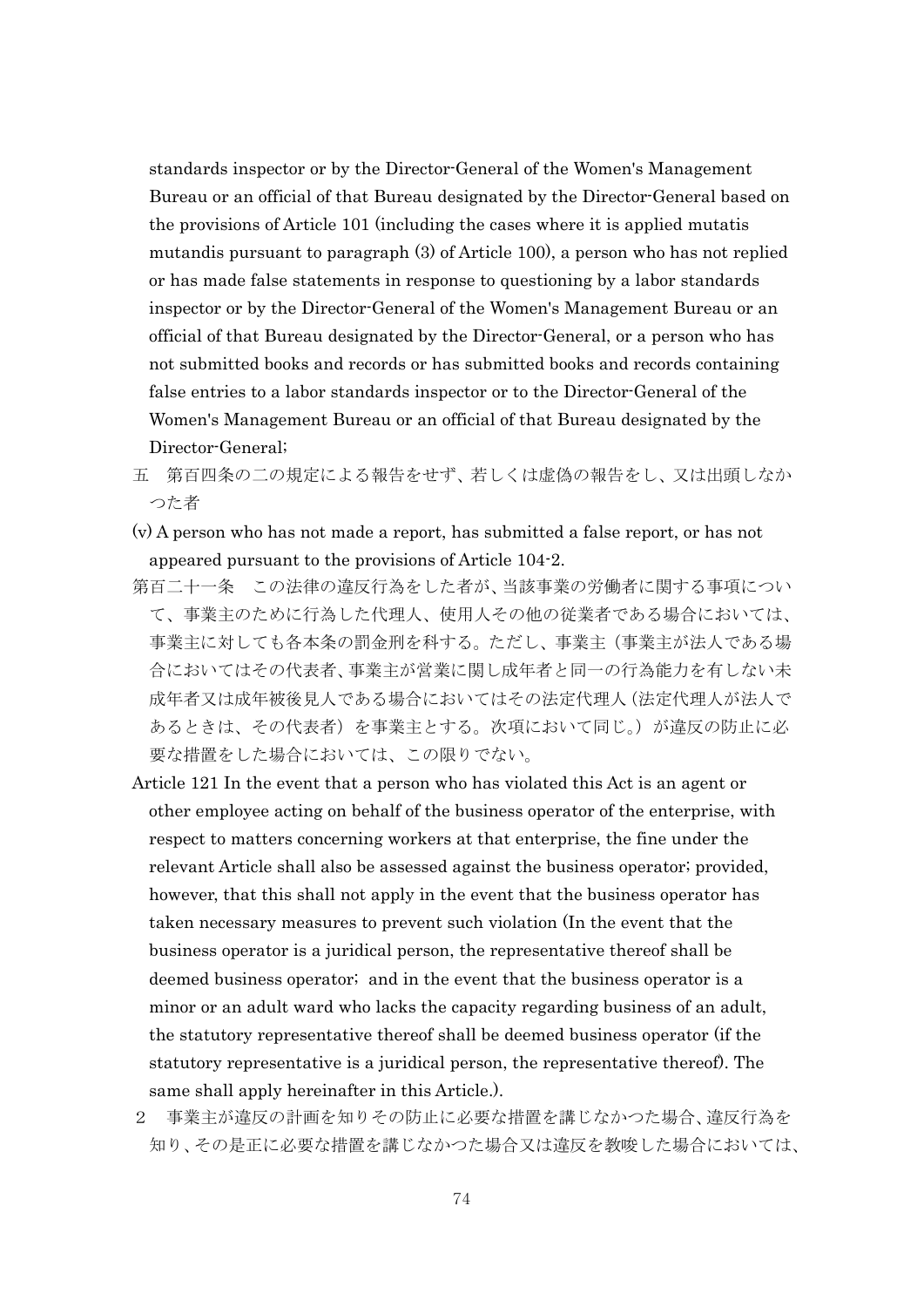standards inspector or by the Director-General of the Women's Management Bureau or an official of that Bureau designated by the Director-General based on the provisions of Article 101 (including the cases where it is applied mutatis mutandis pursuant to paragraph (3) of Article 100), a person who has not replied or has made false statements in response to questioning by a labor standards inspector or by the Director-General of the Women's Management Bureau or an official of that Bureau designated by the Director-General, or a person who has not submitted books and records or has submitted books and records containing false entries to a labor standards inspector or to the Director-General of the Women's Management Bureau or an official of that Bureau designated by the Director-General;

五　第百四条の二の規定による報告をせず、若しくは虚偽の報告をし、又は出頭しなかつた者

(v) A person who has not made a report, has submitted a false report, or has not appeared pursuant to the provisions of Article 104-2.

第百二十一条　この法律の違反行為をした者が、当該事業の労働者に関する事項について、事業主のために行為した代理人、使用人その他の従業者である場合においては、事業主に対しても各本条の罰金刑を科する。ただし、事業主（事業主が法人である場合においてはその代表者、事業主が営業に関し成年者と同一の行為能力を有しない未成年者又は成年被後見人である場合においてはその法定代理人（法定代理人が法人であるときは、その代表者）を事業主とする。次項において同じ。）が違反の防止に必要な措置をした場合においては、この限りでない。

Article 121 In the event that a person who has violated this Act is an agent or other employee acting on behalf of the business operator of the enterprise, with respect to matters concerning workers at that enterprise, the fine under the relevant Article shall also be assessed against the business operator; provided, however, that this shall not apply in the event that the business operator has taken necessary measures to prevent such violation (In the event that the business operator is a juridical person, the representative thereof shall be deemed business operator; and in the event that the business operator is a minor or an adult ward who lacks the capacity regarding business of an adult, the statutory representative thereof shall be deemed business operator (if the statutory representative is a juridical person, the representative thereof). The same shall apply hereinafter in this Article.).

２　事業主が違反の計画を知りその防止に必要な措置を講じなかつた場合、違反行為を知り、その是正に必要な措置を講じなかつた場合又は違反を教唆した場合においては、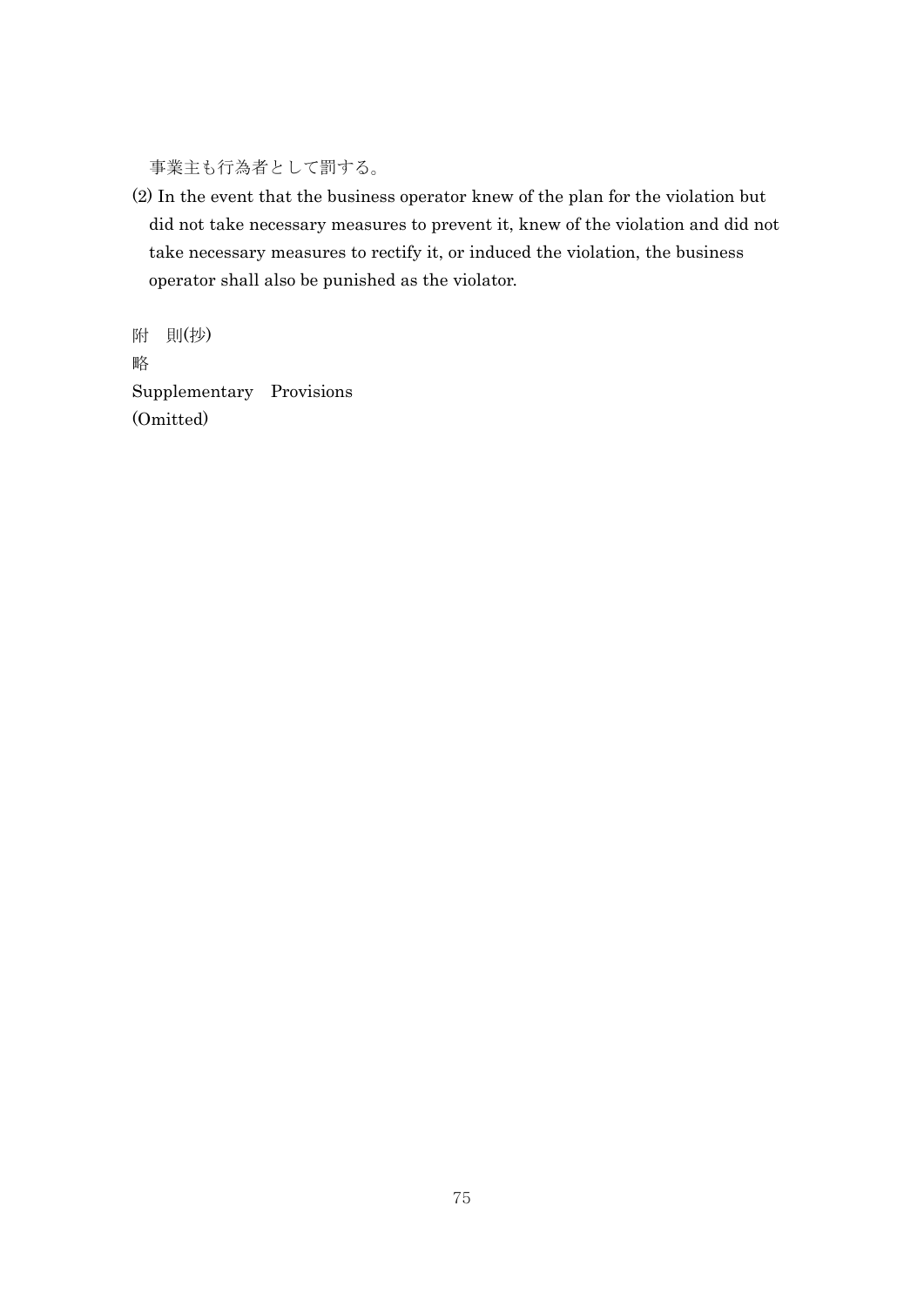事業主も行為者として罰する。

(2) In the event that the business operator knew of the plan for the violation but did not take necessary measures to prevent it, knew of the violation and did not take necessary measures to rectify it, or induced the violation, the business operator shall also be punished as the violator.

附　則(抄)

略

Supplementary　Provisions

(Omitted)